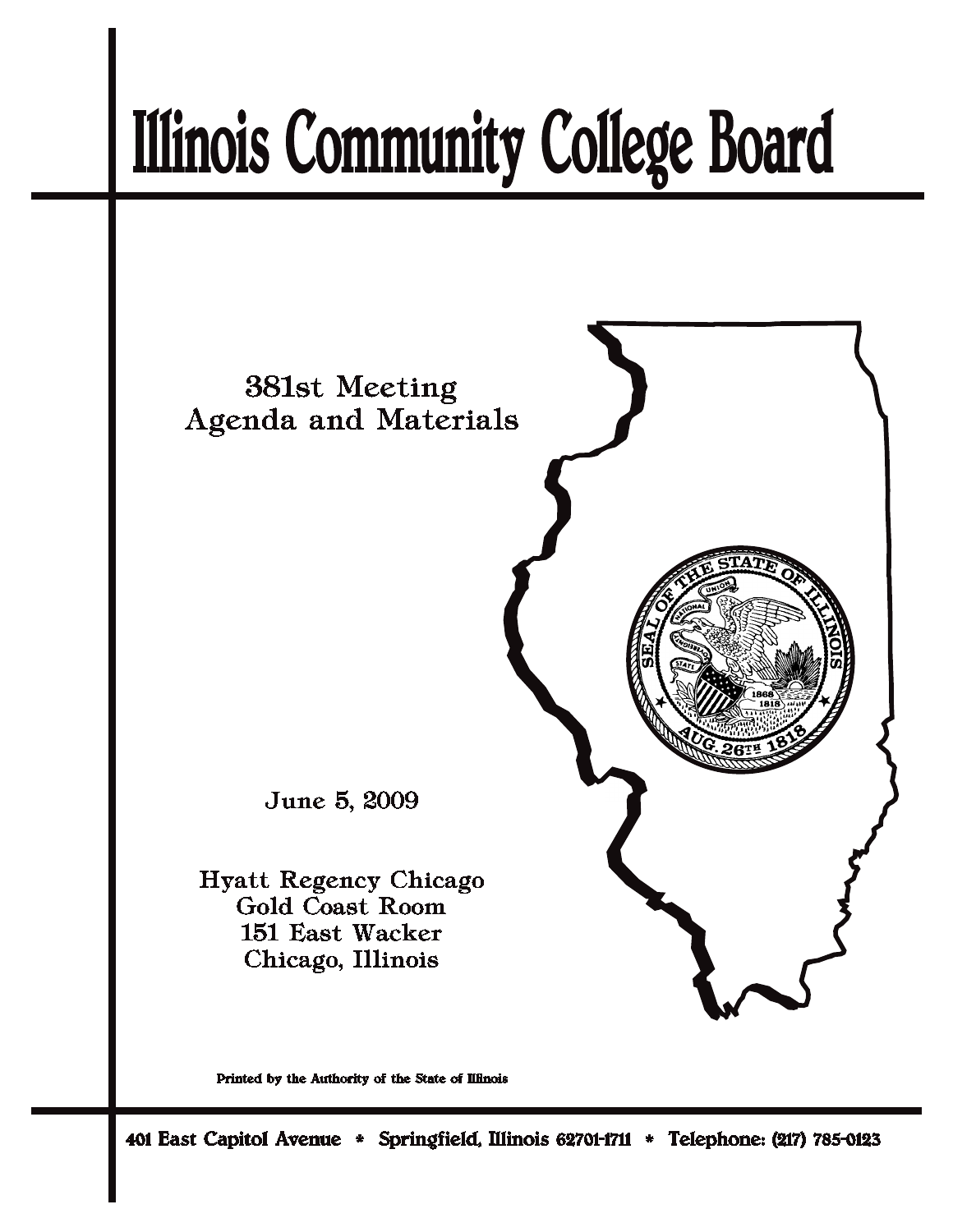# Illinois Community College Board

381st Meeting
Agenda and Materials

June 5, 2009

Hyatt Regency Chicago
Gold Coast Room
151 East Wacker
Chicago, Illinois

Printed by the Authority of the State of Illinois

401 East Capitol Avenue * Springfield, Illinois 62701-1711 * Telephone: (217) 785-0123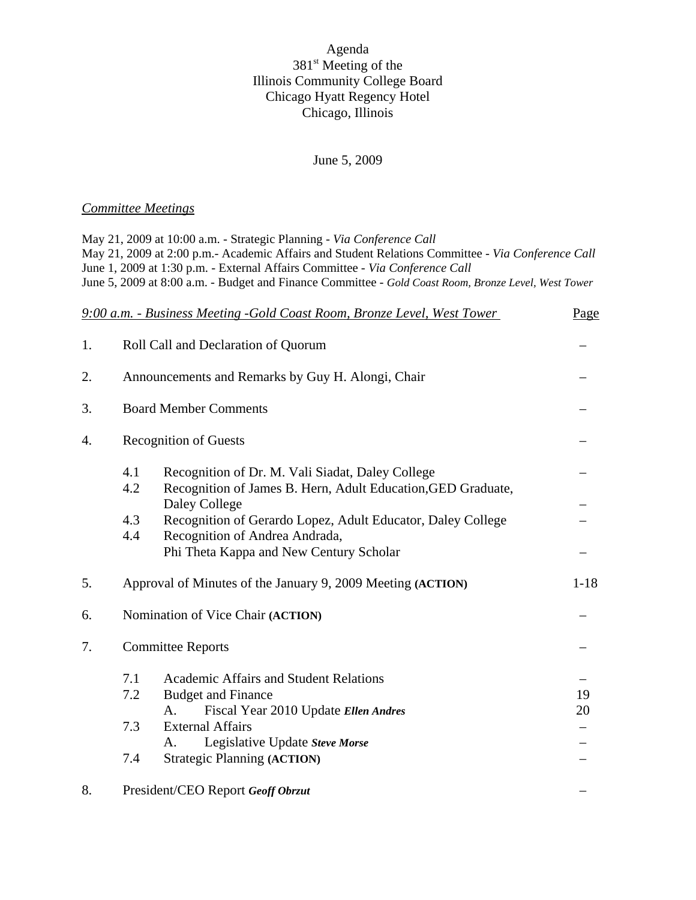# Agenda

## 381st Meeting of the Illinois Community College Board

Chicago Hyatt Regency Hotel
Chicago, Illinois

June 5, 2009

*Committee Meetings*

May 21, 2009 at 10:00 a.m. - Strategic Planning - *Via Conference Call*
May 21, 2009 at 2:00 p.m.- Academic Affairs and Student Relations Committee - *Via Conference Call*
June 1, 2009 at 1:30 p.m. - External Affairs Committee - *Via Conference Call*
June 5, 2009 at 8:00 a.m. - Budget and Finance Committee - *Gold Coast Room, Bronze Level, West Tower*

| *9:00 a.m. - Business Meeting -Gold Coast Room, Bronze Level, West Tower* | | | Page |
|---|---|---|---|
| 1. | Roll Call and Declaration of Quorum | | – |
| 2. | Announcements and Remarks by Guy H. Alongi, Chair | | – |
| 3. | Board Member Comments | | – |
| 4. | Recognition of Guests | | – |
| | 4.1 | Recognition of Dr. M. Vali Siadat, Daley College | – |
| | 4.2 | Recognition of James B. Hern, Adult Education,GED Graduate, Daley College | – |
| | 4.3 | Recognition of Gerardo Lopez, Adult Educator, Daley College | – |
| | 4.4 | Recognition of Andrea Andrada, Phi Theta Kappa and New Century Scholar | – |
| 5. | Approval of Minutes of the January 9, 2009 Meeting **(ACTION)** | | 1-18 |
| 6. | Nomination of Vice Chair **(ACTION)** | | – |
| 7. | Committee Reports | | – |
| | 7.1 | Academic Affairs and Student Relations | – |
| | 7.2 | Budget and Finance | 19 |
| | | A. Fiscal Year 2010 Update ***Ellen Andres*** | 20 |
| | 7.3 | External Affairs | – |
| | | A. Legislative Update ***Steve Morse*** | – |
| | 7.4 | Strategic Planning **(ACTION)** | – |
| 8. | President/CEO Report ***Geoff Obrzut*** | | – |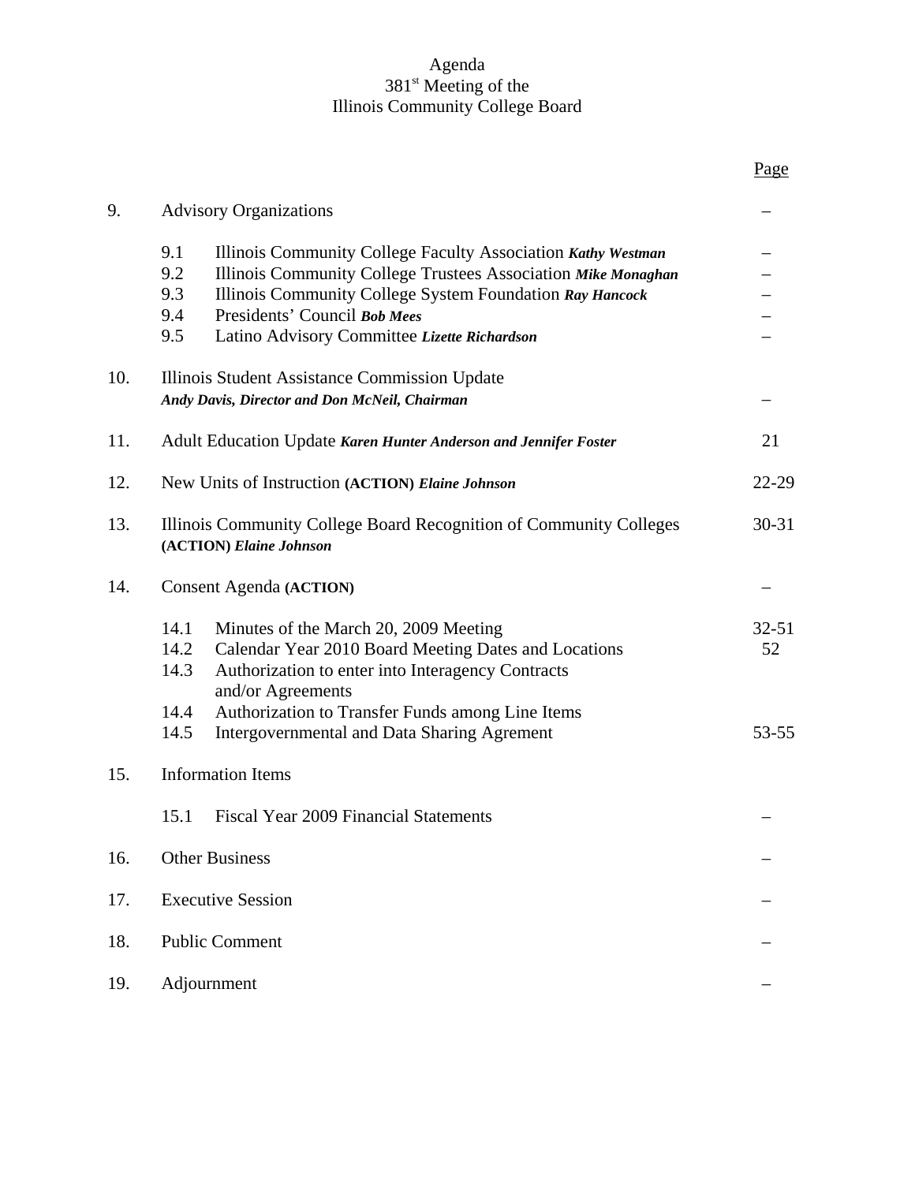# Agenda
## 381st Meeting of the
## Illinois Community College Board

| | | Page |
|---|---|---|
| 9. | Advisory Organizations | – |
| | 9.1 Illinois Community College Faculty Association ***Kathy Westman*** | – |
| | 9.2 Illinois Community College Trustees Association ***Mike Monaghan*** | – |
| | 9.3 Illinois Community College System Foundation ***Ray Hancock*** | – |
| | 9.4 Presidents' Council ***Bob Mees*** | – |
| | 9.5 Latino Advisory Committee ***Lizette Richardson*** | – |
| 10. | Illinois Student Assistance Commission Update ***Andy Davis, Director and Don McNeil, Chairman*** | – |
| 11. | Adult Education Update ***Karen Hunter Anderson and Jennifer Foster*** | 21 |
| 12. | New Units of Instruction **(ACTION)** ***Elaine Johnson*** | 22-29 |
| 13. | Illinois Community College Board Recognition of Community Colleges **(ACTION)** ***Elaine Johnson*** | 30-31 |
| 14. | Consent Agenda **(ACTION)** | – |
| | 14.1 Minutes of the March 20, 2009 Meeting | 32-51 |
| | 14.2 Calendar Year 2010 Board Meeting Dates and Locations | 52 |
| | 14.3 Authorization to enter into Interagency Contracts and/or Agreements | |
| | 14.4 Authorization to Transfer Funds among Line Items | |
| | 14.5 Intergovernmental and Data Sharing Agrement | 53-55 |
| 15. | Information Items | |
| | 15.1 Fiscal Year 2009 Financial Statements | – |
| 16. | Other Business | – |
| 17. | Executive Session | – |
| 18. | Public Comment | – |
| 19. | Adjournment | – |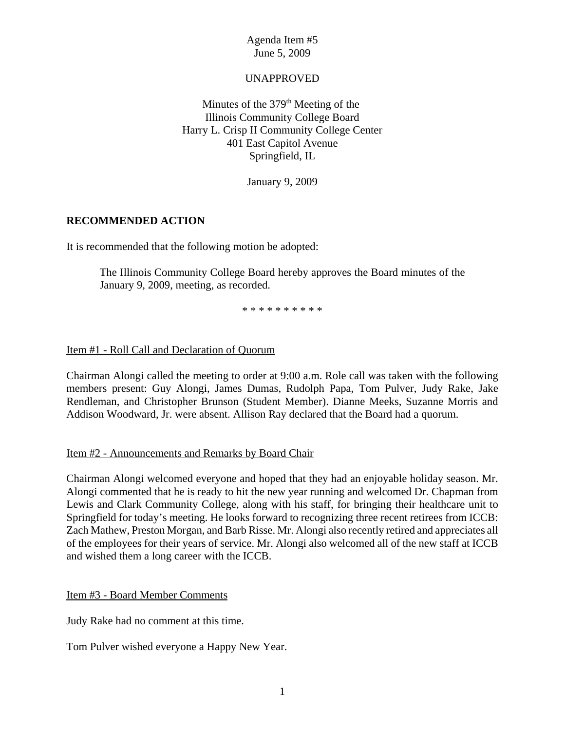Agenda Item #5
June 5, 2009

UNAPPROVED

Minutes of the 379th Meeting of the
Illinois Community College Board
Harry L. Crisp II Community College Center
401 East Capitol Avenue
Springfield, IL

January 9, 2009

**RECOMMENDED ACTION**

It is recommended that the following motion be adopted:

> The Illinois Community College Board hereby approves the Board minutes of the January 9, 2009, meeting, as recorded.

* * * * * * * * * *

Item #1 - Roll Call and Declaration of Quorum

Chairman Alongi called the meeting to order at 9:00 a.m. Role call was taken with the following members present: Guy Alongi, James Dumas, Rudolph Papa, Tom Pulver, Judy Rake, Jake Rendleman, and Christopher Brunson (Student Member). Dianne Meeks, Suzanne Morris and Addison Woodward, Jr. were absent. Allison Ray declared that the Board had a quorum.

Item #2 - Announcements and Remarks by Board Chair

Chairman Alongi welcomed everyone and hoped that they had an enjoyable holiday season. Mr. Alongi commented that he is ready to hit the new year running and welcomed Dr. Chapman from Lewis and Clark Community College, along with his staff, for bringing their healthcare unit to Springfield for today's meeting. He looks forward to recognizing three recent retirees from ICCB: Zach Mathew, Preston Morgan, and Barb Risse. Mr. Alongi also recently retired and appreciates all of the employees for their years of service. Mr. Alongi also welcomed all of the new staff at ICCB and wished them a long career with the ICCB.

Item #3 - Board Member Comments

Judy Rake had no comment at this time.

Tom Pulver wished everyone a Happy New Year.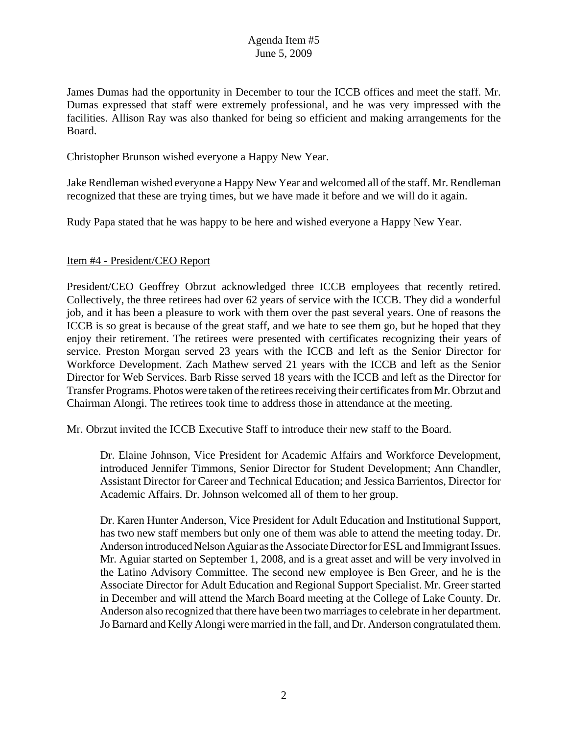James Dumas had the opportunity in December to tour the ICCB offices and meet the staff. Mr. Dumas expressed that staff were extremely professional, and he was very impressed with the facilities. Allison Ray was also thanked for being so efficient and making arrangements for the Board.

Christopher Brunson wished everyone a Happy New Year.

Jake Rendleman wished everyone a Happy New Year and welcomed all of the staff. Mr. Rendleman recognized that these are trying times, but we have made it before and we will do it again.

Rudy Papa stated that he was happy to be here and wished everyone a Happy New Year.

Item #4 - President/CEO Report

President/CEO Geoffrey Obrzut acknowledged three ICCB employees that recently retired. Collectively, the three retirees had over 62 years of service with the ICCB. They did a wonderful job, and it has been a pleasure to work with them over the past several years. One of reasons the ICCB is so great is because of the great staff, and we hate to see them go, but he hoped that they enjoy their retirement. The retirees were presented with certificates recognizing their years of service. Preston Morgan served 23 years with the ICCB and left as the Senior Director for Workforce Development. Zach Mathew served 21 years with the ICCB and left as the Senior Director for Web Services. Barb Risse served 18 years with the ICCB and left as the Director for Transfer Programs. Photos were taken of the retirees receiving their certificates from Mr. Obrzut and Chairman Alongi. The retirees took time to address those in attendance at the meeting.

Mr. Obrzut invited the ICCB Executive Staff to introduce their new staff to the Board.

> Dr. Elaine Johnson, Vice President for Academic Affairs and Workforce Development, introduced Jennifer Timmons, Senior Director for Student Development; Ann Chandler, Assistant Director for Career and Technical Education; and Jessica Barrientos, Director for Academic Affairs. Dr. Johnson welcomed all of them to her group.
>
> Dr. Karen Hunter Anderson, Vice President for Adult Education and Institutional Support, has two new staff members but only one of them was able to attend the meeting today. Dr. Anderson introduced Nelson Aguiar as the Associate Director for ESL and Immigrant Issues. Mr. Aguiar started on September 1, 2008, and is a great asset and will be very involved in the Latino Advisory Committee. The second new employee is Ben Greer, and he is the Associate Director for Adult Education and Regional Support Specialist. Mr. Greer started in December and will attend the March Board meeting at the College of Lake County. Dr. Anderson also recognized that there have been two marriages to celebrate in her department. Jo Barnard and Kelly Alongi were married in the fall, and Dr. Anderson congratulated them.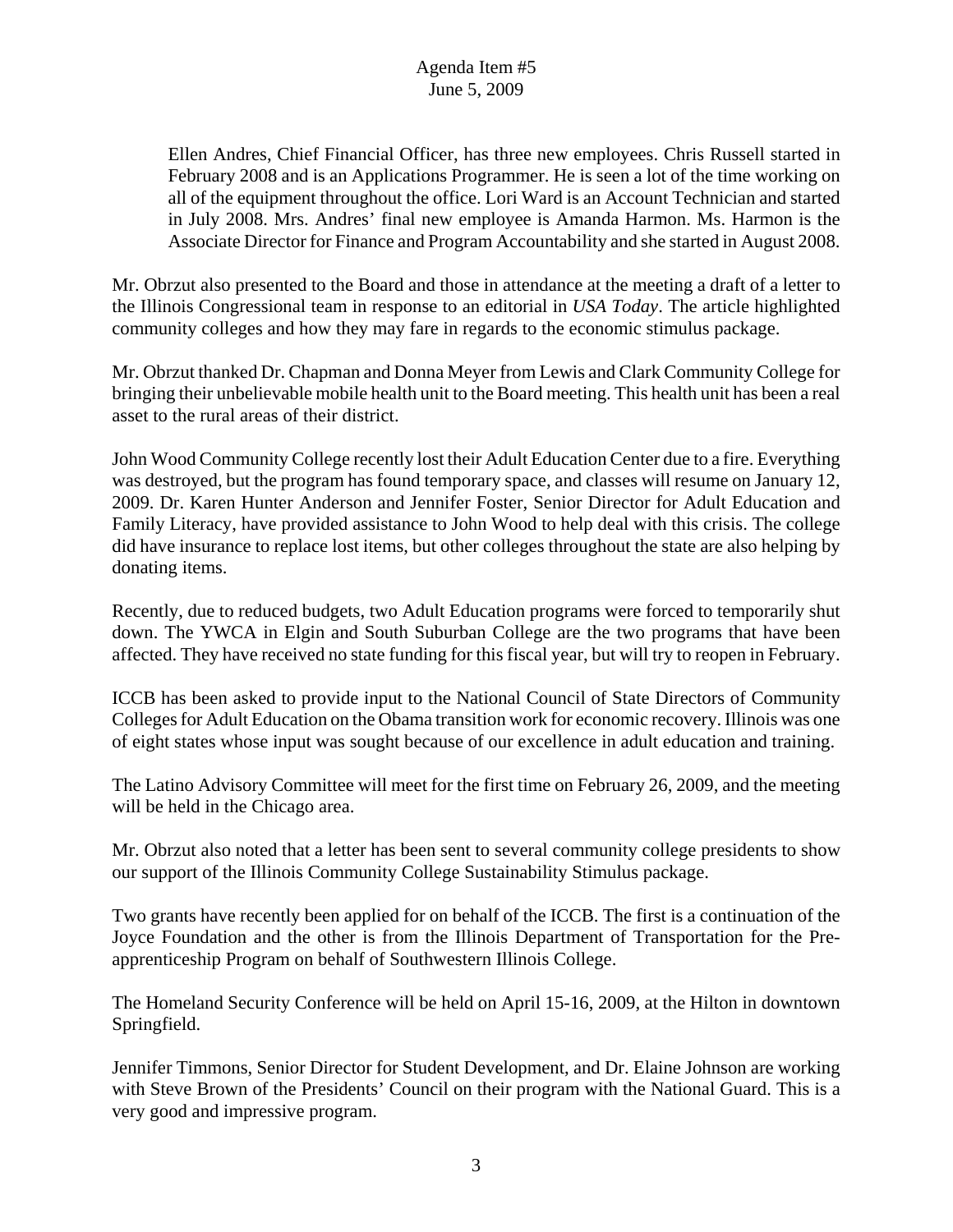Ellen Andres, Chief Financial Officer, has three new employees. Chris Russell started in February 2008 and is an Applications Programmer. He is seen a lot of the time working on all of the equipment throughout the office. Lori Ward is an Account Technician and started in July 2008. Mrs. Andres' final new employee is Amanda Harmon. Ms. Harmon is the Associate Director for Finance and Program Accountability and she started in August 2008.

Mr. Obrzut also presented to the Board and those in attendance at the meeting a draft of a letter to the Illinois Congressional team in response to an editorial in *USA Today*. The article highlighted community colleges and how they may fare in regards to the economic stimulus package.

Mr. Obrzut thanked Dr. Chapman and Donna Meyer from Lewis and Clark Community College for bringing their unbelievable mobile health unit to the Board meeting. This health unit has been a real asset to the rural areas of their district.

John Wood Community College recently lost their Adult Education Center due to a fire. Everything was destroyed, but the program has found temporary space, and classes will resume on January 12, 2009. Dr. Karen Hunter Anderson and Jennifer Foster, Senior Director for Adult Education and Family Literacy, have provided assistance to John Wood to help deal with this crisis. The college did have insurance to replace lost items, but other colleges throughout the state are also helping by donating items.

Recently, due to reduced budgets, two Adult Education programs were forced to temporarily shut down. The YWCA in Elgin and South Suburban College are the two programs that have been affected. They have received no state funding for this fiscal year, but will try to reopen in February.

ICCB has been asked to provide input to the National Council of State Directors of Community Colleges for Adult Education on the Obama transition work for economic recovery. Illinois was one of eight states whose input was sought because of our excellence in adult education and training.

The Latino Advisory Committee will meet for the first time on February 26, 2009, and the meeting will be held in the Chicago area.

Mr. Obrzut also noted that a letter has been sent to several community college presidents to show our support of the Illinois Community College Sustainability Stimulus package.

Two grants have recently been applied for on behalf of the ICCB. The first is a continuation of the Joyce Foundation and the other is from the Illinois Department of Transportation for the Pre-apprenticeship Program on behalf of Southwestern Illinois College.

The Homeland Security Conference will be held on April 15-16, 2009, at the Hilton in downtown Springfield.

Jennifer Timmons, Senior Director for Student Development, and Dr. Elaine Johnson are working with Steve Brown of the Presidents' Council on their program with the National Guard. This is a very good and impressive program.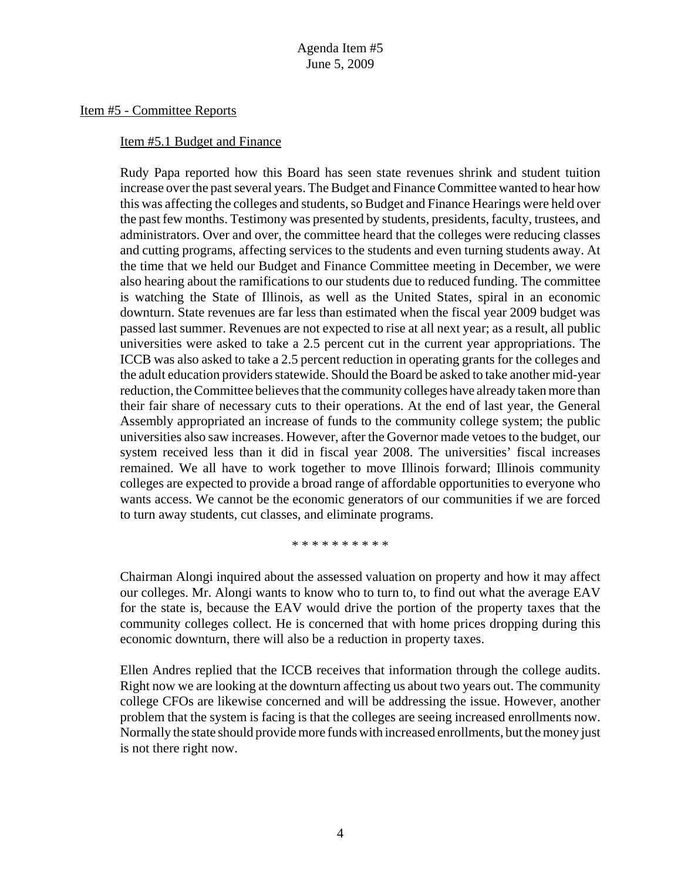Agenda Item #5
June 5, 2009

## Item #5 - Committee Reports

### Item #5.1 Budget and Finance

Rudy Papa reported how this Board has seen state revenues shrink and student tuition increase over the past several years. The Budget and Finance Committee wanted to hear how this was affecting the colleges and students, so Budget and Finance Hearings were held over the past few months. Testimony was presented by students, presidents, faculty, trustees, and administrators. Over and over, the committee heard that the colleges were reducing classes and cutting programs, affecting services to the students and even turning students away. At the time that we held our Budget and Finance Committee meeting in December, we were also hearing about the ramifications to our students due to reduced funding. The committee is watching the State of Illinois, as well as the United States, spiral in an economic downturn. State revenues are far less than estimated when the fiscal year 2009 budget was passed last summer. Revenues are not expected to rise at all next year; as a result, all public universities were asked to take a 2.5 percent cut in the current year appropriations. The ICCB was also asked to take a 2.5 percent reduction in operating grants for the colleges and the adult education providers statewide. Should the Board be asked to take another mid-year reduction, the Committee believes that the community colleges have already taken more than their fair share of necessary cuts to their operations. At the end of last year, the General Assembly appropriated an increase of funds to the community college system; the public universities also saw increases. However, after the Governor made vetoes to the budget, our system received less than it did in fiscal year 2008. The universities' fiscal increases remained. We all have to work together to move Illinois forward; Illinois community colleges are expected to provide a broad range of affordable opportunities to everyone who wants access. We cannot be the economic generators of our communities if we are forced to turn away students, cut classes, and eliminate programs.

* * * * * * * * * *

Chairman Alongi inquired about the assessed valuation on property and how it may affect our colleges. Mr. Alongi wants to know who to turn to, to find out what the average EAV for the state is, because the EAV would drive the portion of the property taxes that the community colleges collect. He is concerned that with home prices dropping during this economic downturn, there will also be a reduction in property taxes.

Ellen Andres replied that the ICCB receives that information through the college audits. Right now we are looking at the downturn affecting us about two years out. The community college CFOs are likewise concerned and will be addressing the issue. However, another problem that the system is facing is that the colleges are seeing increased enrollments now. Normally the state should provide more funds with increased enrollments, but the money just is not there right now.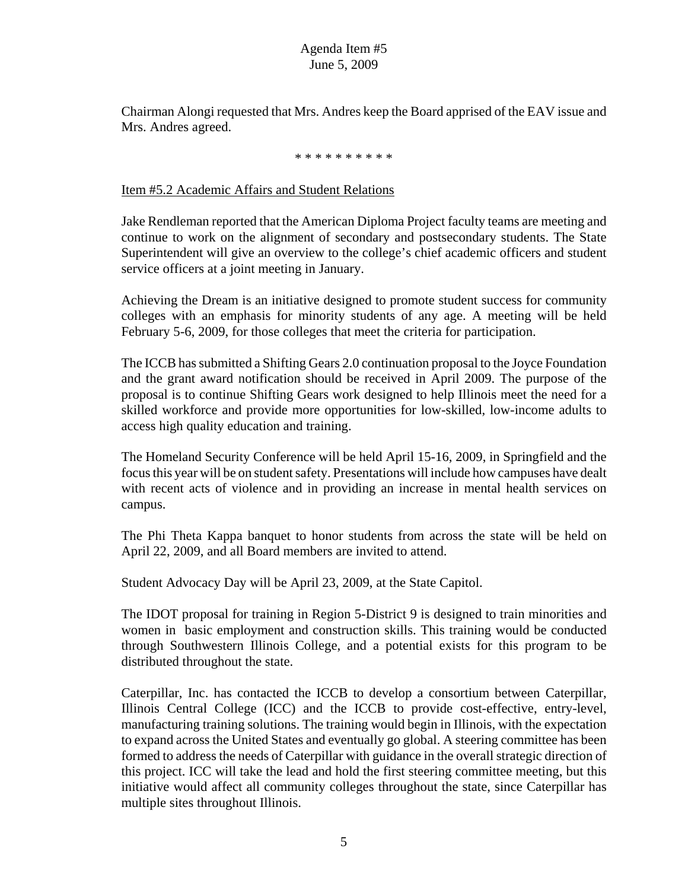Chairman Alongi requested that Mrs. Andres keep the Board apprised of the EAV issue and Mrs. Andres agreed.

* * * * * * * * * *

Item #5.2 Academic Affairs and Student Relations

Jake Rendleman reported that the American Diploma Project faculty teams are meeting and continue to work on the alignment of secondary and postsecondary students. The State Superintendent will give an overview to the college's chief academic officers and student service officers at a joint meeting in January.

Achieving the Dream is an initiative designed to promote student success for community colleges with an emphasis for minority students of any age. A meeting will be held February 5-6, 2009, for those colleges that meet the criteria for participation.

The ICCB has submitted a Shifting Gears 2.0 continuation proposal to the Joyce Foundation and the grant award notification should be received in April 2009. The purpose of the proposal is to continue Shifting Gears work designed to help Illinois meet the need for a skilled workforce and provide more opportunities for low-skilled, low-income adults to access high quality education and training.

The Homeland Security Conference will be held April 15-16, 2009, in Springfield and the focus this year will be on student safety. Presentations will include how campuses have dealt with recent acts of violence and in providing an increase in mental health services on campus.

The Phi Theta Kappa banquet to honor students from across the state will be held on April 22, 2009, and all Board members are invited to attend.

Student Advocacy Day will be April 23, 2009, at the State Capitol.

The IDOT proposal for training in Region 5-District 9 is designed to train minorities and women in basic employment and construction skills. This training would be conducted through Southwestern Illinois College, and a potential exists for this program to be distributed throughout the state.

Caterpillar, Inc. has contacted the ICCB to develop a consortium between Caterpillar, Illinois Central College (ICC) and the ICCB to provide cost-effective, entry-level, manufacturing training solutions. The training would begin in Illinois, with the expectation to expand across the United States and eventually go global. A steering committee has been formed to address the needs of Caterpillar with guidance in the overall strategic direction of this project. ICC will take the lead and hold the first steering committee meeting, but this initiative would affect all community colleges throughout the state, since Caterpillar has multiple sites throughout Illinois.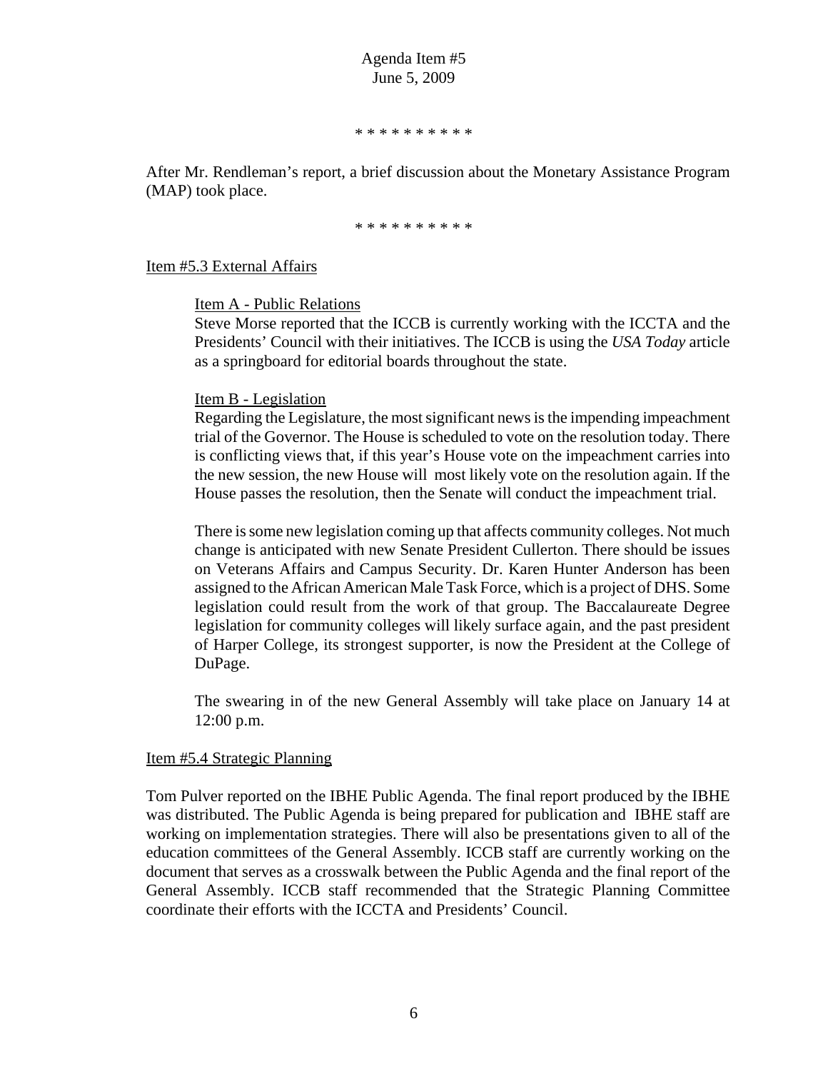Agenda Item #5
June 5, 2009

\* \* \* \* \* \* \* \* \* \*

After Mr. Rendleman's report, a brief discussion about the Monetary Assistance Program (MAP) took place.

\* \* \* \* \* \* \* \* \* \*

Item #5.3 External Affairs

Item A - Public Relations
Steve Morse reported that the ICCB is currently working with the ICCTA and the Presidents' Council with their initiatives. The ICCB is using the *USA Today* article as a springboard for editorial boards throughout the state.

Item B - Legislation
Regarding the Legislature, the most significant news is the impending impeachment trial of the Governor. The House is scheduled to vote on the resolution today. There is conflicting views that, if this year's House vote on the impeachment carries into the new session, the new House will most likely vote on the resolution again. If the House passes the resolution, then the Senate will conduct the impeachment trial.

There is some new legislation coming up that affects community colleges. Not much change is anticipated with new Senate President Cullerton. There should be issues on Veterans Affairs and Campus Security. Dr. Karen Hunter Anderson has been assigned to the African American Male Task Force, which is a project of DHS. Some legislation could result from the work of that group. The Baccalaureate Degree legislation for community colleges will likely surface again, and the past president of Harper College, its strongest supporter, is now the President at the College of DuPage.

The swearing in of the new General Assembly will take place on January 14 at 12:00 p.m.

Item #5.4 Strategic Planning

Tom Pulver reported on the IBHE Public Agenda. The final report produced by the IBHE was distributed. The Public Agenda is being prepared for publication and IBHE staff are working on implementation strategies. There will also be presentations given to all of the education committees of the General Assembly. ICCB staff are currently working on the document that serves as a crosswalk between the Public Agenda and the final report of the General Assembly. ICCB staff recommended that the Strategic Planning Committee coordinate their efforts with the ICCTA and Presidents' Council.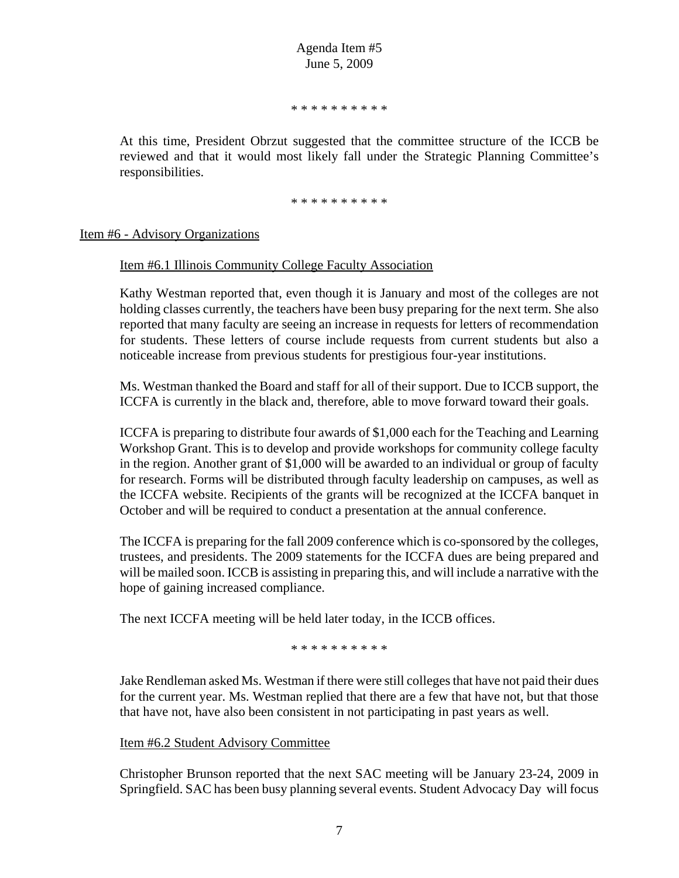\* \* \* \* \* \* \* \* \* \*

At this time, President Obrzut suggested that the committee structure of the ICCB be reviewed and that it would most likely fall under the Strategic Planning Committee's responsibilities.

\* \* \* \* \* \* \* \* \* \*

## Item #6 - Advisory Organizations

### Item #6.1 Illinois Community College Faculty Association

Kathy Westman reported that, even though it is January and most of the colleges are not holding classes currently, the teachers have been busy preparing for the next term. She also reported that many faculty are seeing an increase in requests for letters of recommendation for students. These letters of course include requests from current students but also a noticeable increase from previous students for prestigious four-year institutions.

Ms. Westman thanked the Board and staff for all of their support. Due to ICCB support, the ICCFA is currently in the black and, therefore, able to move forward toward their goals.

ICCFA is preparing to distribute four awards of $1,000 each for the Teaching and Learning Workshop Grant. This is to develop and provide workshops for community college faculty in the region. Another grant of $1,000 will be awarded to an individual or group of faculty for research. Forms will be distributed through faculty leadership on campuses, as well as the ICCFA website. Recipients of the grants will be recognized at the ICCFA banquet in October and will be required to conduct a presentation at the annual conference.

The ICCFA is preparing for the fall 2009 conference which is co-sponsored by the colleges, trustees, and presidents. The 2009 statements for the ICCFA dues are being prepared and will be mailed soon. ICCB is assisting in preparing this, and will include a narrative with the hope of gaining increased compliance.

The next ICCFA meeting will be held later today, in the ICCB offices.

\* \* \* \* \* \* \* \* \* \*

Jake Rendleman asked Ms. Westman if there were still colleges that have not paid their dues for the current year. Ms. Westman replied that there are a few that have not, but that those that have not, have also been consistent in not participating in past years as well.

### Item #6.2 Student Advisory Committee

Christopher Brunson reported that the next SAC meeting will be January 23-24, 2009 in Springfield. SAC has been busy planning several events. Student Advocacy Day will focus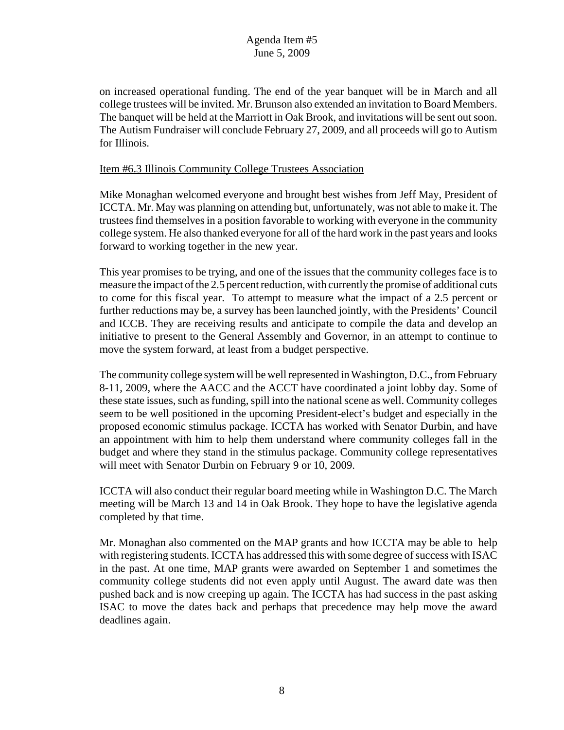on increased operational funding. The end of the year banquet will be in March and all college trustees will be invited. Mr. Brunson also extended an invitation to Board Members. The banquet will be held at the Marriott in Oak Brook, and invitations will be sent out soon. The Autism Fundraiser will conclude February 27, 2009, and all proceeds will go to Autism for Illinois.

Item #6.3 Illinois Community College Trustees Association

Mike Monaghan welcomed everyone and brought best wishes from Jeff May, President of ICCTA. Mr. May was planning on attending but, unfortunately, was not able to make it. The trustees find themselves in a position favorable to working with everyone in the community college system. He also thanked everyone for all of the hard work in the past years and looks forward to working together in the new year.

This year promises to be trying, and one of the issues that the community colleges face is to measure the impact of the 2.5 percent reduction, with currently the promise of additional cuts to come for this fiscal year. To attempt to measure what the impact of a 2.5 percent or further reductions may be, a survey has been launched jointly, with the Presidents' Council and ICCB. They are receiving results and anticipate to compile the data and develop an initiative to present to the General Assembly and Governor, in an attempt to continue to move the system forward, at least from a budget perspective.

The community college system will be well represented in Washington, D.C., from February 8-11, 2009, where the AACC and the ACCT have coordinated a joint lobby day. Some of these state issues, such as funding, spill into the national scene as well. Community colleges seem to be well positioned in the upcoming President-elect's budget and especially in the proposed economic stimulus package. ICCTA has worked with Senator Durbin, and have an appointment with him to help them understand where community colleges fall in the budget and where they stand in the stimulus package. Community college representatives will meet with Senator Durbin on February 9 or 10, 2009.

ICCTA will also conduct their regular board meeting while in Washington D.C. The March meeting will be March 13 and 14 in Oak Brook. They hope to have the legislative agenda completed by that time.

Mr. Monaghan also commented on the MAP grants and how ICCTA may be able to help with registering students. ICCTA has addressed this with some degree of success with ISAC in the past. At one time, MAP grants were awarded on September 1 and sometimes the community college students did not even apply until August. The award date was then pushed back and is now creeping up again. The ICCTA has had success in the past asking ISAC to move the dates back and perhaps that precedence may help move the award deadlines again.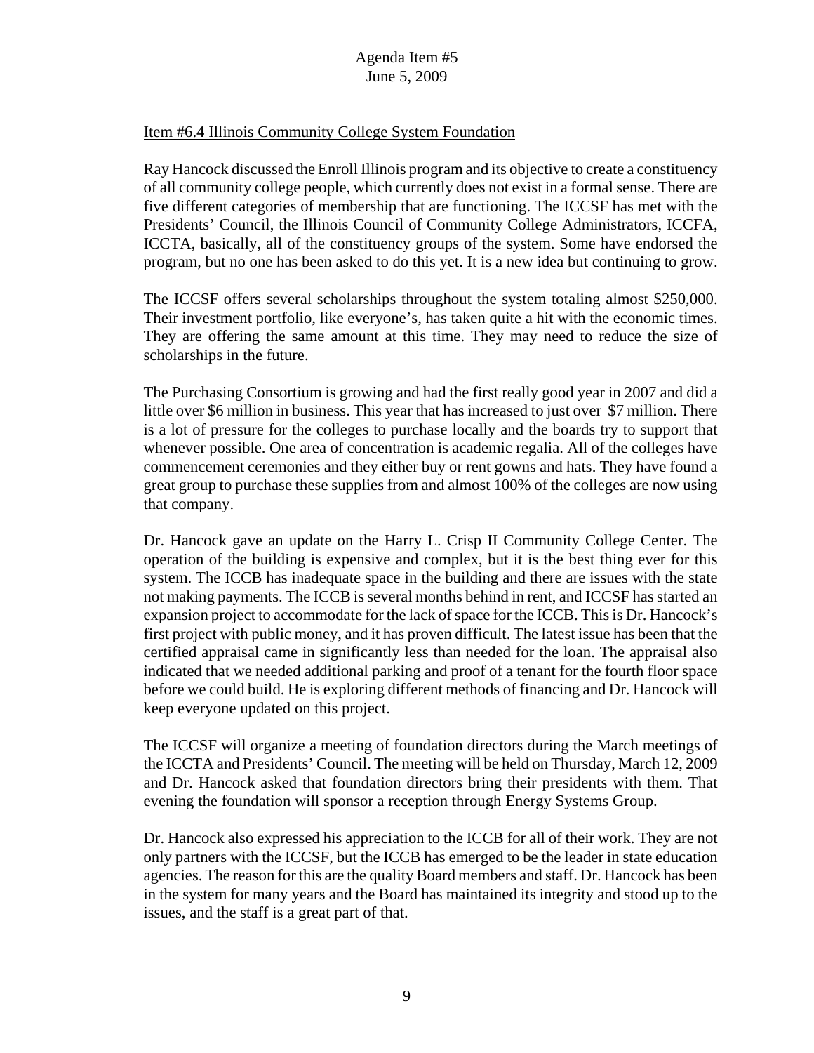Item #6.4 Illinois Community College System Foundation

Ray Hancock discussed the Enroll Illinois program and its objective to create a constituency of all community college people, which currently does not exist in a formal sense. There are five different categories of membership that are functioning. The ICCSF has met with the Presidents' Council, the Illinois Council of Community College Administrators, ICCFA, ICCTA, basically, all of the constituency groups of the system. Some have endorsed the program, but no one has been asked to do this yet. It is a new idea but continuing to grow.

The ICCSF offers several scholarships throughout the system totaling almost $250,000. Their investment portfolio, like everyone's, has taken quite a hit with the economic times. They are offering the same amount at this time. They may need to reduce the size of scholarships in the future.

The Purchasing Consortium is growing and had the first really good year in 2007 and did a little over $6 million in business. This year that has increased to just over $7 million. There is a lot of pressure for the colleges to purchase locally and the boards try to support that whenever possible. One area of concentration is academic regalia. All of the colleges have commencement ceremonies and they either buy or rent gowns and hats. They have found a great group to purchase these supplies from and almost 100% of the colleges are now using that company.

Dr. Hancock gave an update on the Harry L. Crisp II Community College Center. The operation of the building is expensive and complex, but it is the best thing ever for this system. The ICCB has inadequate space in the building and there are issues with the state not making payments. The ICCB is several months behind in rent, and ICCSF has started an expansion project to accommodate for the lack of space for the ICCB. This is Dr. Hancock's first project with public money, and it has proven difficult. The latest issue has been that the certified appraisal came in significantly less than needed for the loan. The appraisal also indicated that we needed additional parking and proof of a tenant for the fourth floor space before we could build. He is exploring different methods of financing and Dr. Hancock will keep everyone updated on this project.

The ICCSF will organize a meeting of foundation directors during the March meetings of the ICCTA and Presidents' Council. The meeting will be held on Thursday, March 12, 2009 and Dr. Hancock asked that foundation directors bring their presidents with them. That evening the foundation will sponsor a reception through Energy Systems Group.

Dr. Hancock also expressed his appreciation to the ICCB for all of their work. They are not only partners with the ICCSF, but the ICCB has emerged to be the leader in state education agencies. The reason for this are the quality Board members and staff. Dr. Hancock has been in the system for many years and the Board has maintained its integrity and stood up to the issues, and the staff is a great part of that.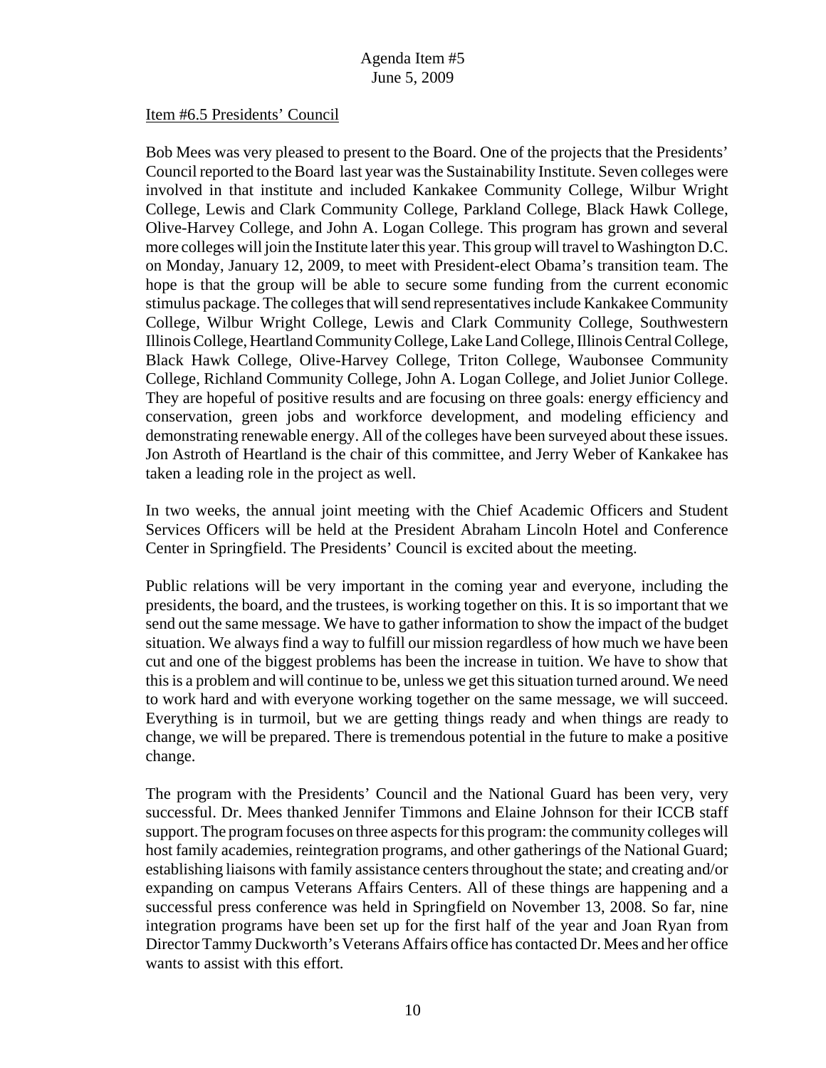Item #6.5 Presidents' Council

Bob Mees was very pleased to present to the Board. One of the projects that the Presidents' Council reported to the Board last year was the Sustainability Institute. Seven colleges were involved in that institute and included Kankakee Community College, Wilbur Wright College, Lewis and Clark Community College, Parkland College, Black Hawk College, Olive-Harvey College, and John A. Logan College. This program has grown and several more colleges will join the Institute later this year. This group will travel to Washington D.C. on Monday, January 12, 2009, to meet with President-elect Obama's transition team. The hope is that the group will be able to secure some funding from the current economic stimulus package. The colleges that will send representatives include Kankakee Community College, Wilbur Wright College, Lewis and Clark Community College, Southwestern Illinois College, Heartland Community College, Lake Land College, Illinois Central College, Black Hawk College, Olive-Harvey College, Triton College, Waubonsee Community College, Richland Community College, John A. Logan College, and Joliet Junior College. They are hopeful of positive results and are focusing on three goals: energy efficiency and conservation, green jobs and workforce development, and modeling efficiency and demonstrating renewable energy. All of the colleges have been surveyed about these issues. Jon Astroth of Heartland is the chair of this committee, and Jerry Weber of Kankakee has taken a leading role in the project as well.

In two weeks, the annual joint meeting with the Chief Academic Officers and Student Services Officers will be held at the President Abraham Lincoln Hotel and Conference Center in Springfield. The Presidents' Council is excited about the meeting.

Public relations will be very important in the coming year and everyone, including the presidents, the board, and the trustees, is working together on this. It is so important that we send out the same message. We have to gather information to show the impact of the budget situation. We always find a way to fulfill our mission regardless of how much we have been cut and one of the biggest problems has been the increase in tuition. We have to show that this is a problem and will continue to be, unless we get this situation turned around. We need to work hard and with everyone working together on the same message, we will succeed. Everything is in turmoil, but we are getting things ready and when things are ready to change, we will be prepared. There is tremendous potential in the future to make a positive change.

The program with the Presidents' Council and the National Guard has been very, very successful. Dr. Mees thanked Jennifer Timmons and Elaine Johnson for their ICCB staff support. The program focuses on three aspects for this program: the community colleges will host family academies, reintegration programs, and other gatherings of the National Guard; establishing liaisons with family assistance centers throughout the state; and creating and/or expanding on campus Veterans Affairs Centers. All of these things are happening and a successful press conference was held in Springfield on November 13, 2008. So far, nine integration programs have been set up for the first half of the year and Joan Ryan from Director Tammy Duckworth's Veterans Affairs office has contacted Dr. Mees and her office wants to assist with this effort.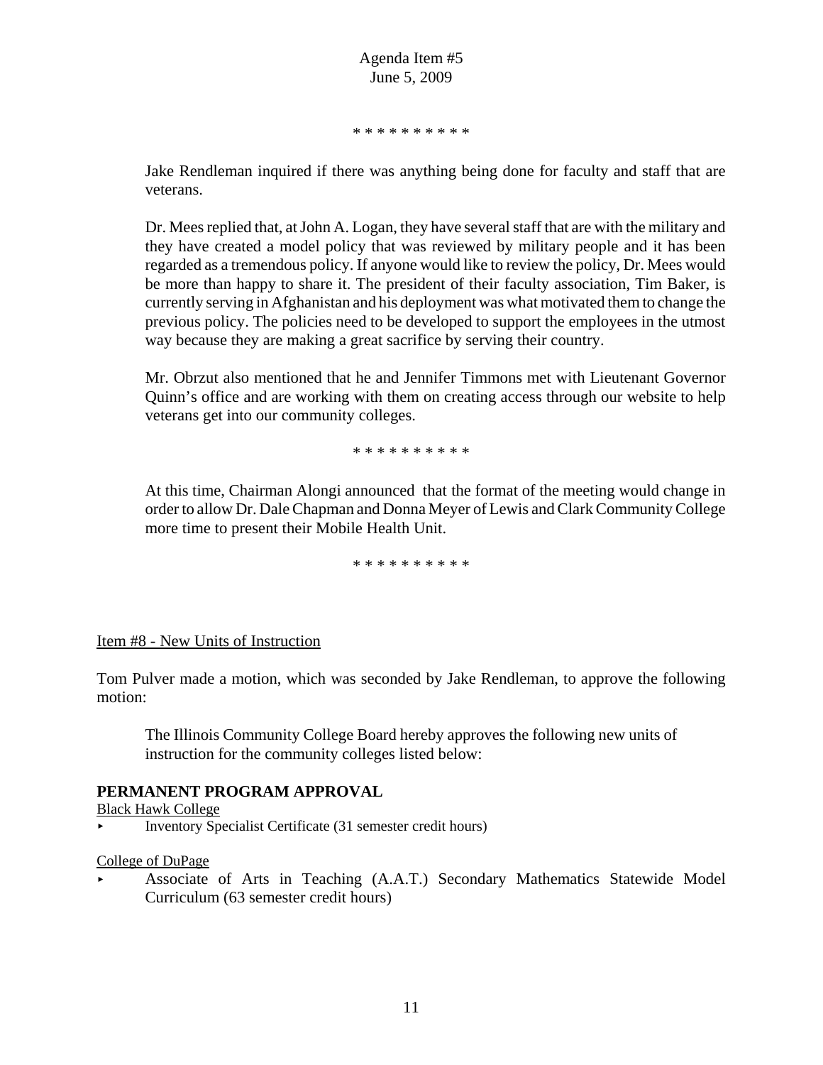* * * * * * * * * *

Jake Rendleman inquired if there was anything being done for faculty and staff that are veterans.

Dr. Mees replied that, at John A. Logan, they have several staff that are with the military and they have created a model policy that was reviewed by military people and it has been regarded as a tremendous policy. If anyone would like to review the policy, Dr. Mees would be more than happy to share it. The president of their faculty association, Tim Baker, is currently serving in Afghanistan and his deployment was what motivated them to change the previous policy. The policies need to be developed to support the employees in the utmost way because they are making a great sacrifice by serving their country.

Mr. Obrzut also mentioned that he and Jennifer Timmons met with Lieutenant Governor Quinn's office and are working with them on creating access through our website to help veterans get into our community colleges.

* * * * * * * * * *

At this time, Chairman Alongi announced that the format of the meeting would change in order to allow Dr. Dale Chapman and Donna Meyer of Lewis and Clark Community College more time to present their Mobile Health Unit.

* * * * * * * * * *

Item #8 - New Units of Instruction

Tom Pulver made a motion, which was seconded by Jake Rendleman, to approve the following motion:

> The Illinois Community College Board hereby approves the following new units of instruction for the community colleges listed below:

**PERMANENT PROGRAM APPROVAL**

Black Hawk College

- Inventory Specialist Certificate (31 semester credit hours)

College of DuPage

- Associate of Arts in Teaching (A.A.T.) Secondary Mathematics Statewide Model Curriculum (63 semester credit hours)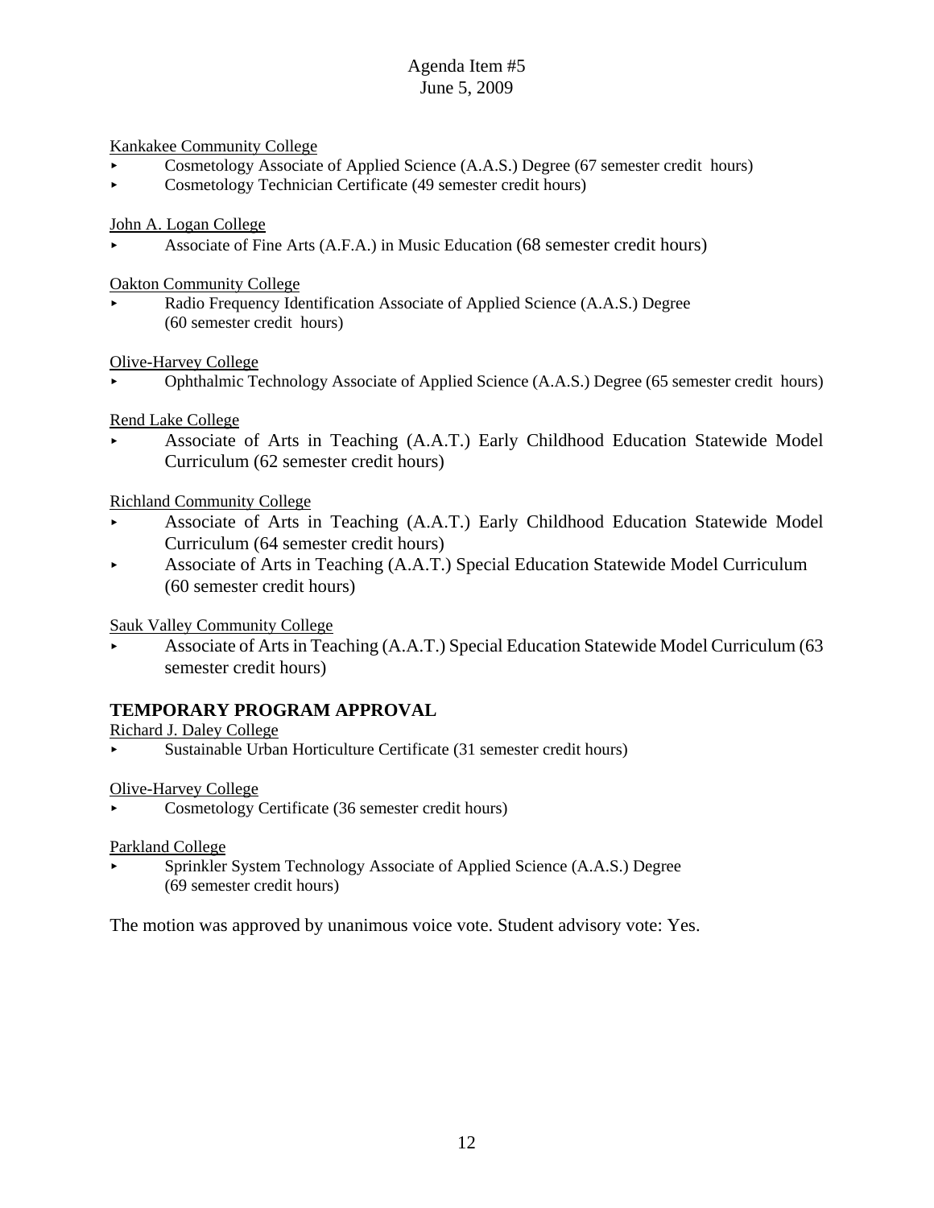Agenda Item #5
June 5, 2009

Kankakee Community College

- Cosmetology Associate of Applied Science (A.A.S.) Degree (67 semester credit hours)
- Cosmetology Technician Certificate (49 semester credit hours)

John A. Logan College

- Associate of Fine Arts (A.F.A.) in Music Education (68 semester credit hours)

Oakton Community College

- Radio Frequency Identification Associate of Applied Science (A.A.S.) Degree (60 semester credit hours)

Olive-Harvey College

- Ophthalmic Technology Associate of Applied Science (A.A.S.) Degree (65 semester credit hours)

Rend Lake College

- Associate of Arts in Teaching (A.A.T.) Early Childhood Education Statewide Model Curriculum (62 semester credit hours)

Richland Community College

- Associate of Arts in Teaching (A.A.T.) Early Childhood Education Statewide Model Curriculum (64 semester credit hours)
- Associate of Arts in Teaching (A.A.T.) Special Education Statewide Model Curriculum (60 semester credit hours)

Sauk Valley Community College

- Associate of Arts in Teaching (A.A.T.) Special Education Statewide Model Curriculum (63 semester credit hours)

## TEMPORARY PROGRAM APPROVAL

Richard J. Daley College

- Sustainable Urban Horticulture Certificate (31 semester credit hours)

Olive-Harvey College

- Cosmetology Certificate (36 semester credit hours)

Parkland College

- Sprinkler System Technology Associate of Applied Science (A.A.S.) Degree (69 semester credit hours)

The motion was approved by unanimous voice vote. Student advisory vote: Yes.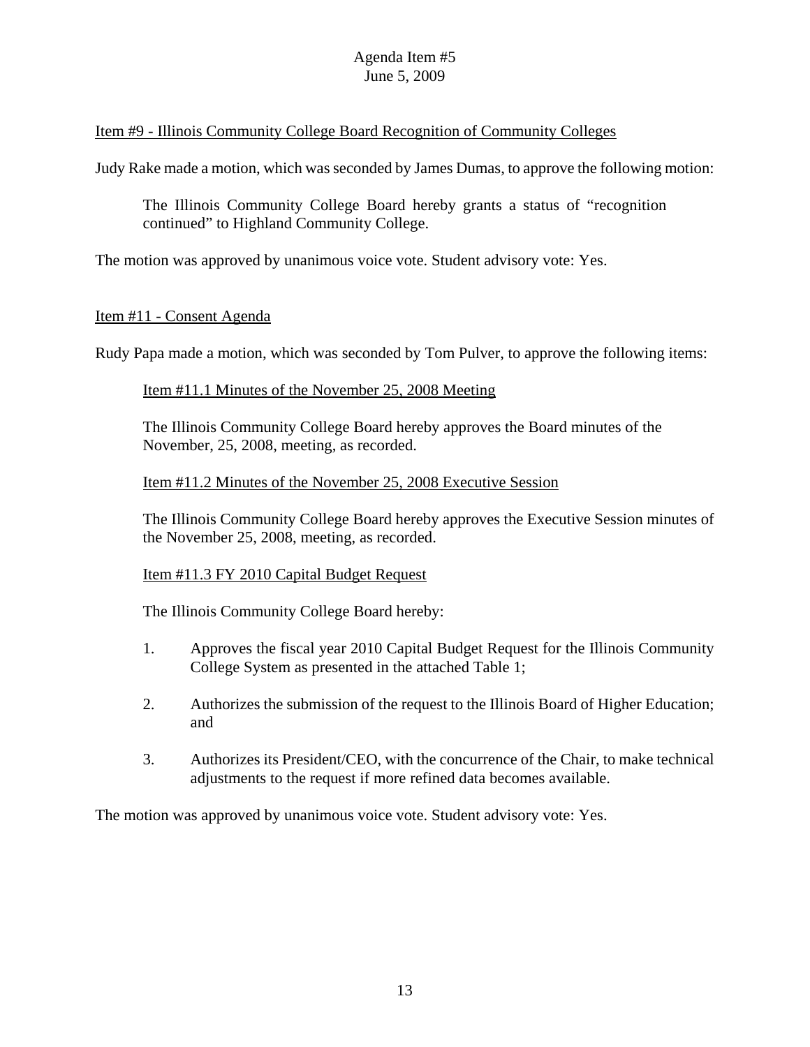Item #9 - Illinois Community College Board Recognition of Community Colleges

Judy Rake made a motion, which was seconded by James Dumas, to approve the following motion:

> The Illinois Community College Board hereby grants a status of "recognition continued" to Highland Community College.

The motion was approved by unanimous voice vote. Student advisory vote: Yes.

Item #11 - Consent Agenda

Rudy Papa made a motion, which was seconded by Tom Pulver, to approve the following items:

> Item #11.1 Minutes of the November 25, 2008 Meeting
>
> The Illinois Community College Board hereby approves the Board minutes of the November, 25, 2008, meeting, as recorded.
>
> Item #11.2 Minutes of the November 25, 2008 Executive Session
>
> The Illinois Community College Board hereby approves the Executive Session minutes of the November 25, 2008, meeting, as recorded.
>
> Item #11.3 FY 2010 Capital Budget Request
>
> The Illinois Community College Board hereby:
>
> 1. Approves the fiscal year 2010 Capital Budget Request for the Illinois Community College System as presented in the attached Table 1;
> 2. Authorizes the submission of the request to the Illinois Board of Higher Education; and
> 3. Authorizes its President/CEO, with the concurrence of the Chair, to make technical adjustments to the request if more refined data becomes available.

The motion was approved by unanimous voice vote. Student advisory vote: Yes.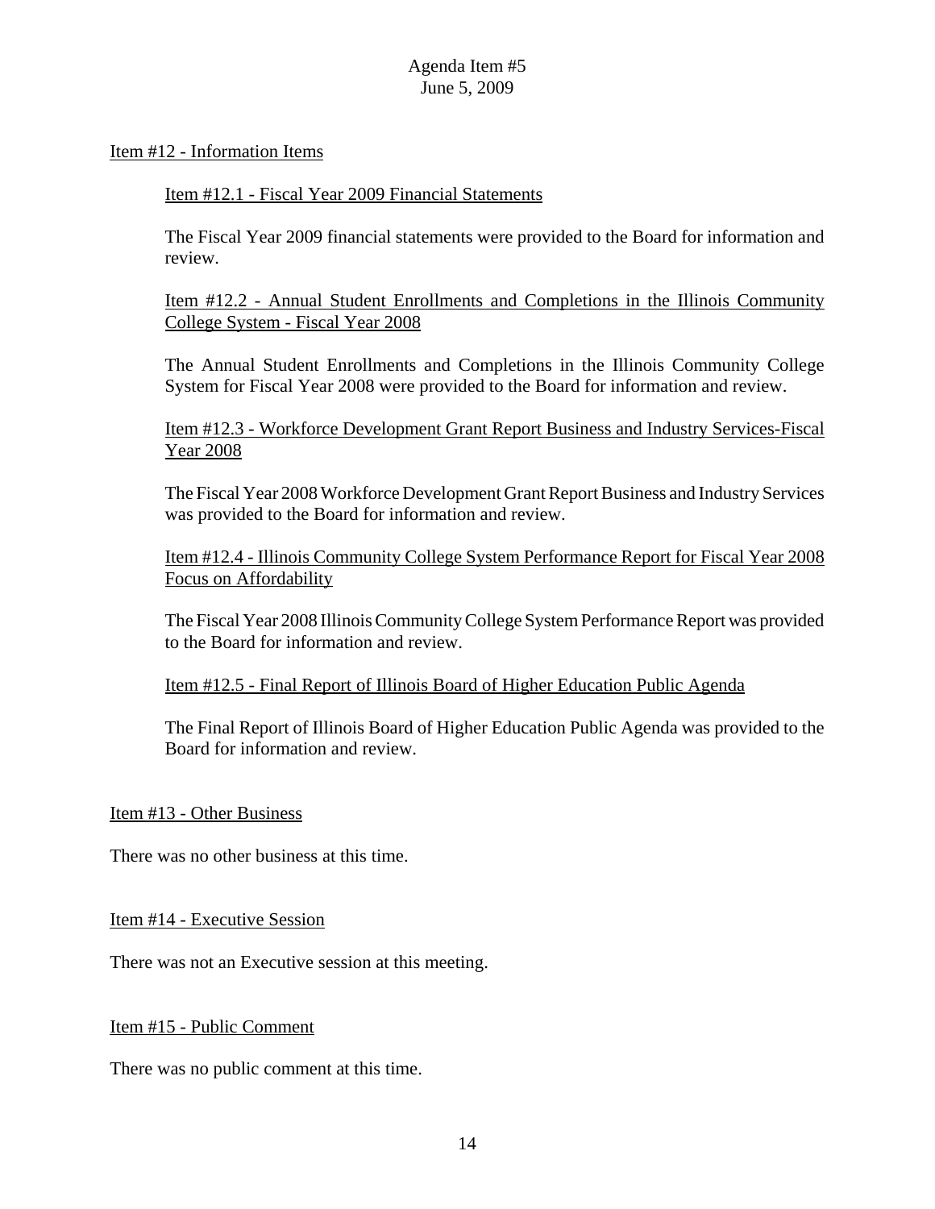Item #12 - Information Items

Item #12.1 - Fiscal Year 2009 Financial Statements

The Fiscal Year 2009 financial statements were provided to the Board for information and review.

Item #12.2 - Annual Student Enrollments and Completions in the Illinois Community College System - Fiscal Year 2008

The Annual Student Enrollments and Completions in the Illinois Community College System for Fiscal Year 2008 were provided to the Board for information and review.

Item #12.3 - Workforce Development Grant Report Business and Industry Services-Fiscal Year 2008

The Fiscal Year 2008 Workforce Development Grant Report Business and Industry Services was provided to the Board for information and review.

Item #12.4 - Illinois Community College System Performance Report for Fiscal Year 2008 Focus on Affordability

The Fiscal Year 2008 Illinois Community College System Performance Report was provided to the Board for information and review.

Item #12.5 - Final Report of Illinois Board of Higher Education Public Agenda

The Final Report of Illinois Board of Higher Education Public Agenda was provided to the Board for information and review.

Item #13 - Other Business

There was no other business at this time.

Item #14 - Executive Session

There was not an Executive session at this meeting.

Item #15 - Public Comment

There was no public comment at this time.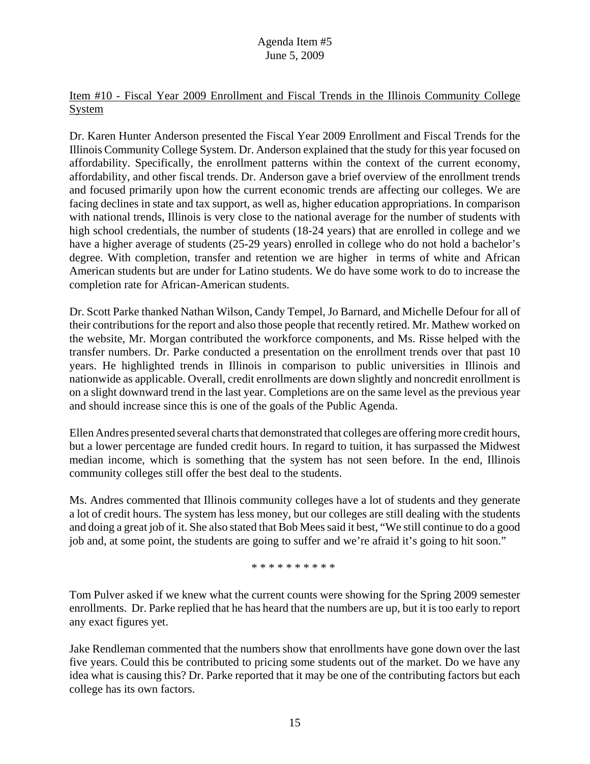Item #10 - Fiscal Year 2009 Enrollment and Fiscal Trends in the Illinois Community College System

Dr. Karen Hunter Anderson presented the Fiscal Year 2009 Enrollment and Fiscal Trends for the Illinois Community College System. Dr. Anderson explained that the study for this year focused on affordability. Specifically, the enrollment patterns within the context of the current economy, affordability, and other fiscal trends. Dr. Anderson gave a brief overview of the enrollment trends and focused primarily upon how the current economic trends are affecting our colleges. We are facing declines in state and tax support, as well as, higher education appropriations. In comparison with national trends, Illinois is very close to the national average for the number of students with high school credentials, the number of students (18-24 years) that are enrolled in college and we have a higher average of students (25-29 years) enrolled in college who do not hold a bachelor's degree. With completion, transfer and retention we are higher in terms of white and African American students but are under for Latino students. We do have some work to do to increase the completion rate for African-American students.

Dr. Scott Parke thanked Nathan Wilson, Candy Tempel, Jo Barnard, and Michelle Defour for all of their contributions for the report and also those people that recently retired. Mr. Mathew worked on the website, Mr. Morgan contributed the workforce components, and Ms. Risse helped with the transfer numbers. Dr. Parke conducted a presentation on the enrollment trends over that past 10 years. He highlighted trends in Illinois in comparison to public universities in Illinois and nationwide as applicable. Overall, credit enrollments are down slightly and noncredit enrollment is on a slight downward trend in the last year. Completions are on the same level as the previous year and should increase since this is one of the goals of the Public Agenda.

Ellen Andres presented several charts that demonstrated that colleges are offering more credit hours, but a lower percentage are funded credit hours. In regard to tuition, it has surpassed the Midwest median income, which is something that the system has not seen before. In the end, Illinois community colleges still offer the best deal to the students.

Ms. Andres commented that Illinois community colleges have a lot of students and they generate a lot of credit hours. The system has less money, but our colleges are still dealing with the students and doing a great job of it. She also stated that Bob Mees said it best, "We still continue to do a good job and, at some point, the students are going to suffer and we're afraid it's going to hit soon."

\* \* \* \* \* \* \* \* \* \*

Tom Pulver asked if we knew what the current counts were showing for the Spring 2009 semester enrollments. Dr. Parke replied that he has heard that the numbers are up, but it is too early to report any exact figures yet.

Jake Rendleman commented that the numbers show that enrollments have gone down over the last five years. Could this be contributed to pricing some students out of the market. Do we have any idea what is causing this? Dr. Parke reported that it may be one of the contributing factors but each college has its own factors.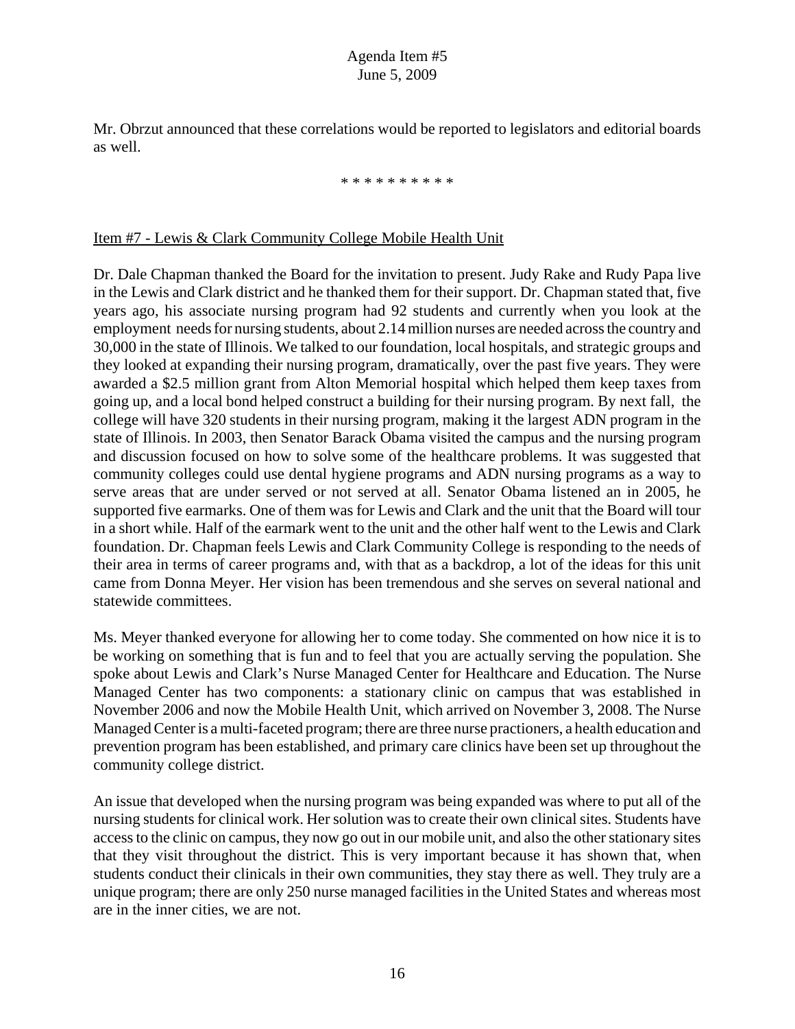Mr. Obrzut announced that these correlations would be reported to legislators and editorial boards as well.

\* \* \* \* \* \* \* \* \* \*

Item #7 - Lewis & Clark Community College Mobile Health Unit

Dr. Dale Chapman thanked the Board for the invitation to present. Judy Rake and Rudy Papa live in the Lewis and Clark district and he thanked them for their support. Dr. Chapman stated that, five years ago, his associate nursing program had 92 students and currently when you look at the employment needs for nursing students, about 2.14 million nurses are needed across the country and 30,000 in the state of Illinois. We talked to our foundation, local hospitals, and strategic groups and they looked at expanding their nursing program, dramatically, over the past five years. They were awarded a $2.5 million grant from Alton Memorial hospital which helped them keep taxes from going up, and a local bond helped construct a building for their nursing program. By next fall, the college will have 320 students in their nursing program, making it the largest ADN program in the state of Illinois. In 2003, then Senator Barack Obama visited the campus and the nursing program and discussion focused on how to solve some of the healthcare problems. It was suggested that community colleges could use dental hygiene programs and ADN nursing programs as a way to serve areas that are under served or not served at all. Senator Obama listened an in 2005, he supported five earmarks. One of them was for Lewis and Clark and the unit that the Board will tour in a short while. Half of the earmark went to the unit and the other half went to the Lewis and Clark foundation. Dr. Chapman feels Lewis and Clark Community College is responding to the needs of their area in terms of career programs and, with that as a backdrop, a lot of the ideas for this unit came from Donna Meyer. Her vision has been tremendous and she serves on several national and statewide committees.

Ms. Meyer thanked everyone for allowing her to come today. She commented on how nice it is to be working on something that is fun and to feel that you are actually serving the population. She spoke about Lewis and Clark's Nurse Managed Center for Healthcare and Education. The Nurse Managed Center has two components: a stationary clinic on campus that was established in November 2006 and now the Mobile Health Unit, which arrived on November 3, 2008. The Nurse Managed Center is a multi-faceted program; there are three nurse practioners, a health education and prevention program has been established, and primary care clinics have been set up throughout the community college district.

An issue that developed when the nursing program was being expanded was where to put all of the nursing students for clinical work. Her solution was to create their own clinical sites. Students have access to the clinic on campus, they now go out in our mobile unit, and also the other stationary sites that they visit throughout the district. This is very important because it has shown that, when students conduct their clinicals in their own communities, they stay there as well. They truly are a unique program; there are only 250 nurse managed facilities in the United States and whereas most are in the inner cities, we are not.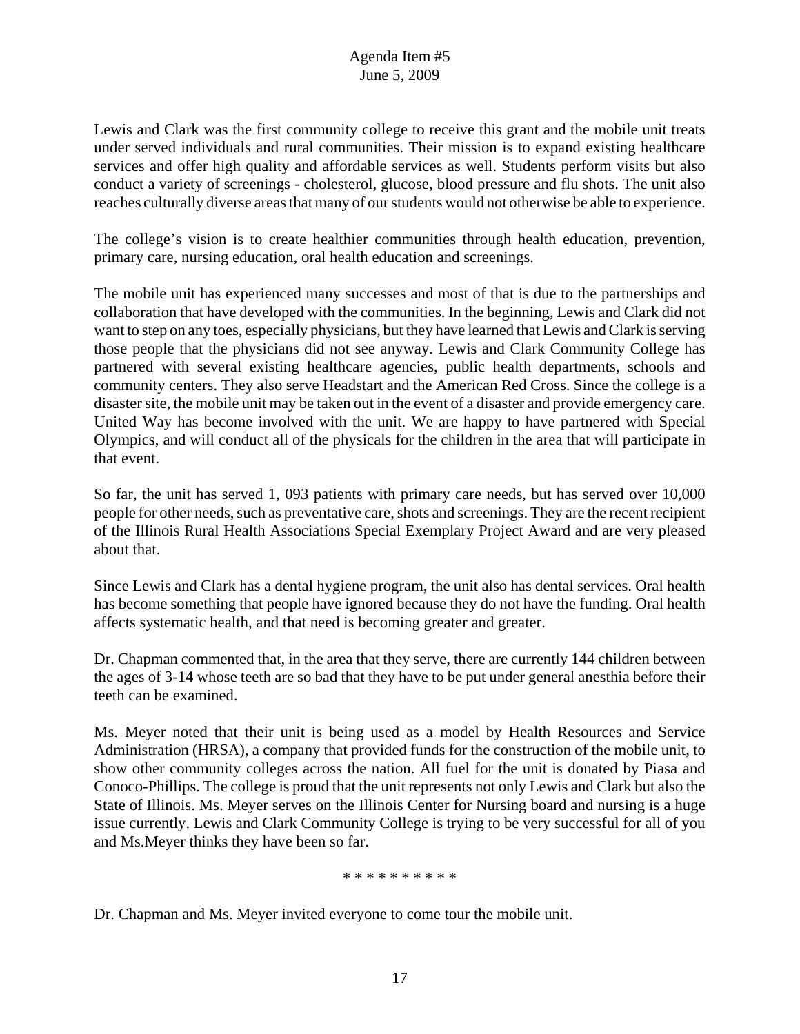Lewis and Clark was the first community college to receive this grant and the mobile unit treats under served individuals and rural communities. Their mission is to expand existing healthcare services and offer high quality and affordable services as well. Students perform visits but also conduct a variety of screenings - cholesterol, glucose, blood pressure and flu shots. The unit also reaches culturally diverse areas that many of our students would not otherwise be able to experience.

The college's vision is to create healthier communities through health education, prevention, primary care, nursing education, oral health education and screenings.

The mobile unit has experienced many successes and most of that is due to the partnerships and collaboration that have developed with the communities. In the beginning, Lewis and Clark did not want to step on any toes, especially physicians, but they have learned that Lewis and Clark is serving those people that the physicians did not see anyway. Lewis and Clark Community College has partnered with several existing healthcare agencies, public health departments, schools and community centers. They also serve Headstart and the American Red Cross. Since the college is a disaster site, the mobile unit may be taken out in the event of a disaster and provide emergency care. United Way has become involved with the unit. We are happy to have partnered with Special Olympics, and will conduct all of the physicals for the children in the area that will participate in that event.

So far, the unit has served 1, 093 patients with primary care needs, but has served over 10,000 people for other needs, such as preventative care, shots and screenings. They are the recent recipient of the Illinois Rural Health Associations Special Exemplary Project Award and are very pleased about that.

Since Lewis and Clark has a dental hygiene program, the unit also has dental services. Oral health has become something that people have ignored because they do not have the funding. Oral health affects systematic health, and that need is becoming greater and greater.

Dr. Chapman commented that, in the area that they serve, there are currently 144 children between the ages of 3-14 whose teeth are so bad that they have to be put under general anesthia before their teeth can be examined.

Ms. Meyer noted that their unit is being used as a model by Health Resources and Service Administration (HRSA), a company that provided funds for the construction of the mobile unit, to show other community colleges across the nation. All fuel for the unit is donated by Piasa and Conoco-Phillips. The college is proud that the unit represents not only Lewis and Clark but also the State of Illinois. Ms. Meyer serves on the Illinois Center for Nursing board and nursing is a huge issue currently. Lewis and Clark Community College is trying to be very successful for all of you and Ms.Meyer thinks they have been so far.

* * * * * * * * * *

Dr. Chapman and Ms. Meyer invited everyone to come tour the mobile unit.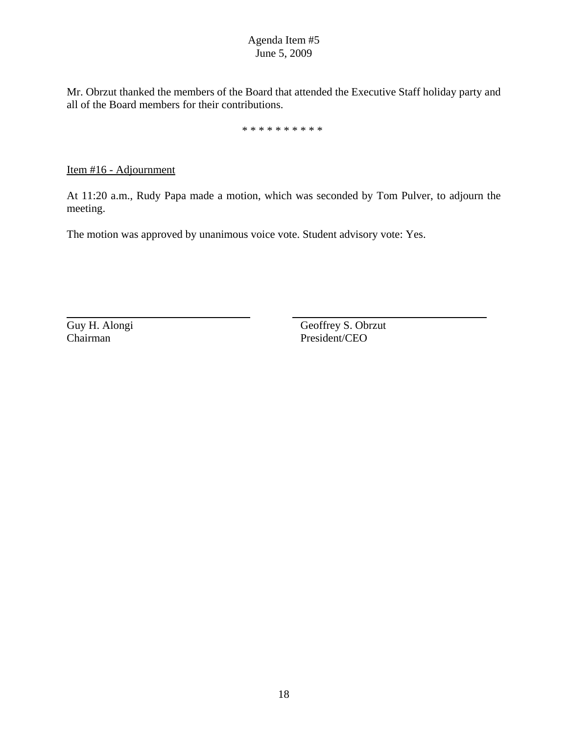Mr. Obrzut thanked the members of the Board that attended the Executive Staff holiday party and all of the Board members for their contributions.

* * * * * * * * * *

Item #16 - Adjournment

At 11:20 a.m., Rudy Papa made a motion, which was seconded by Tom Pulver, to adjourn the meeting.

The motion was approved by unanimous voice vote. Student advisory vote: Yes.

| | |
|---|---|
| Guy H. Alongi<br>Chairman | Geoffrey S. Obrzut<br>President/CEO |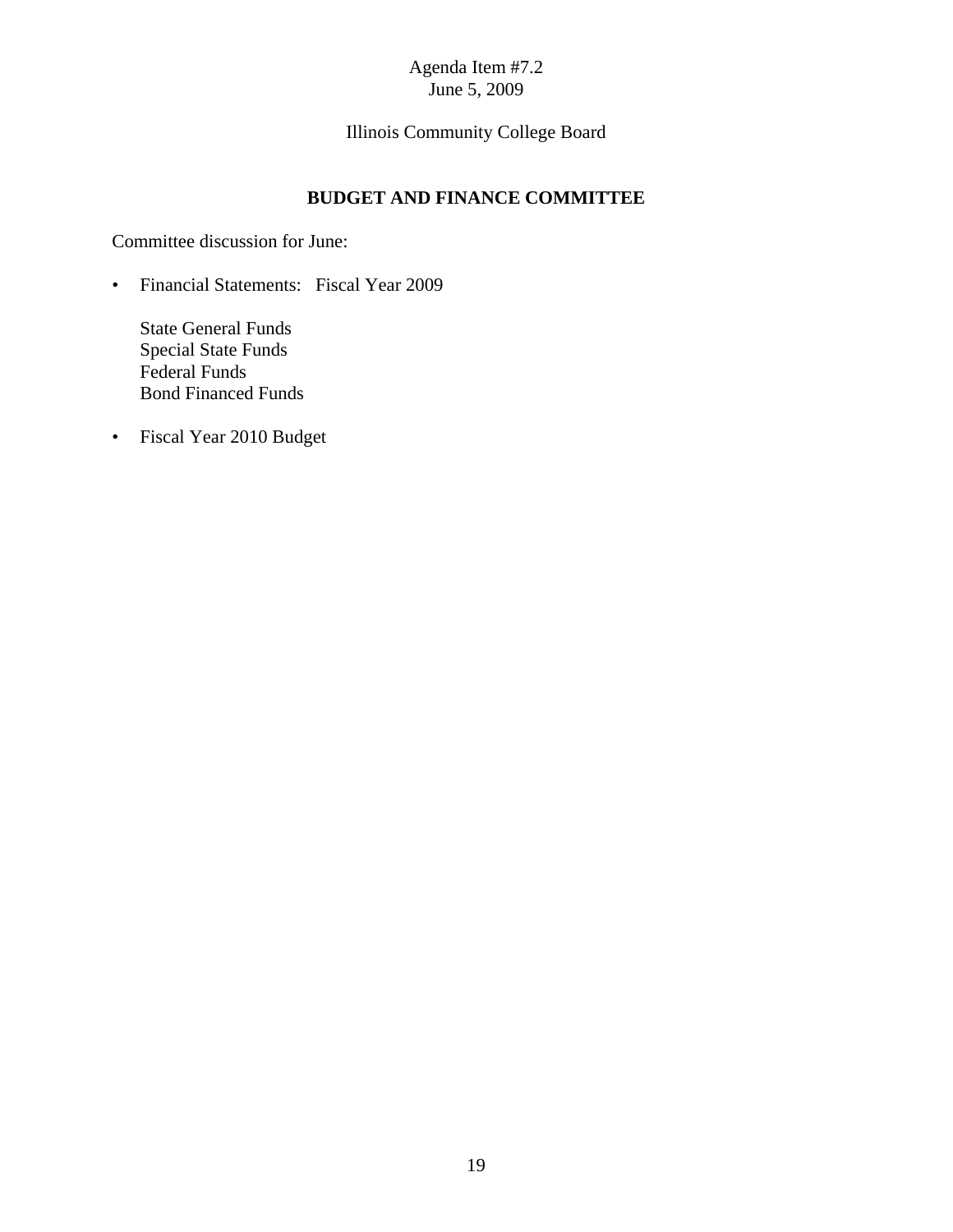Agenda Item #7.2
June 5, 2009

Illinois Community College Board

## BUDGET AND FINANCE COMMITTEE

Committee discussion for June:

- Financial Statements: Fiscal Year 2009

  State General Funds
  Special State Funds
  Federal Funds
  Bond Financed Funds

- Fiscal Year 2010 Budget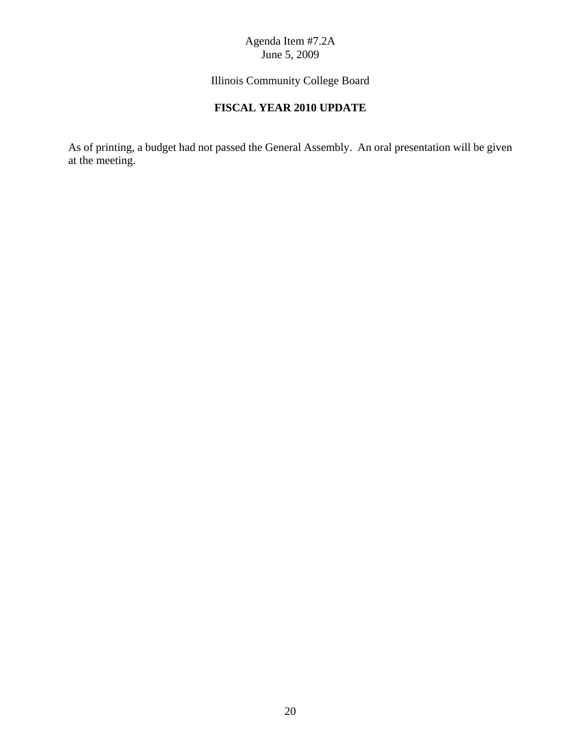Agenda Item #7.2A
June 5, 2009

Illinois Community College Board

## FISCAL YEAR 2010 UPDATE

As of printing, a budget had not passed the General Assembly. An oral presentation will be given at the meeting.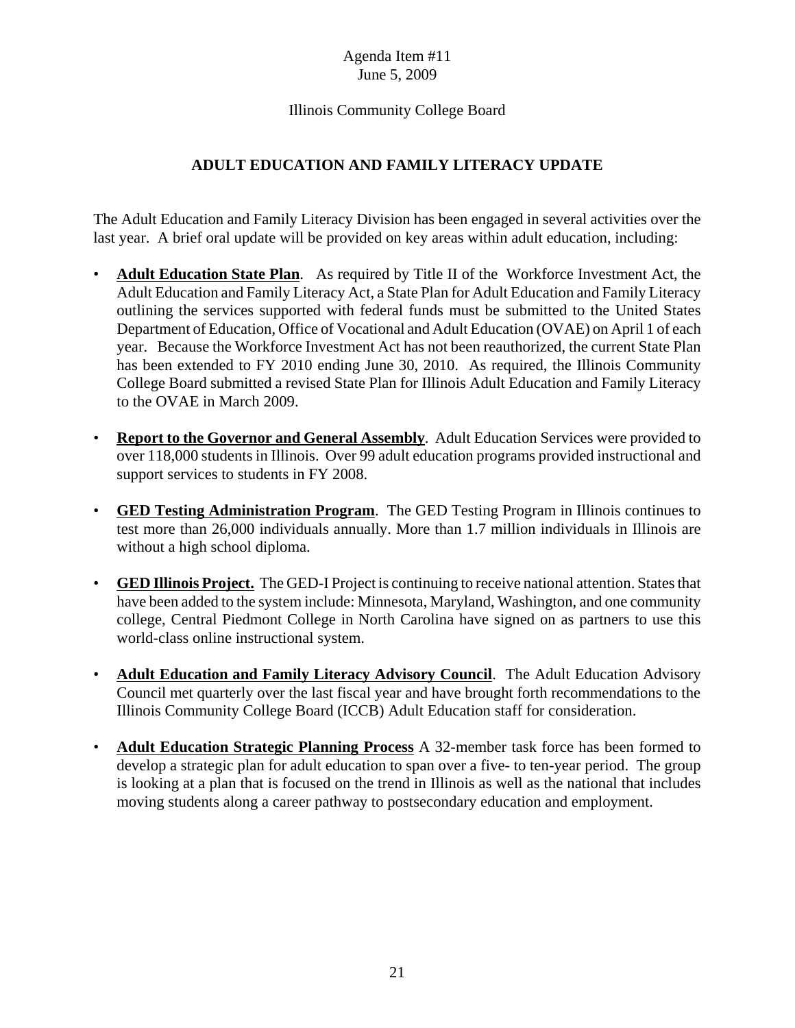Agenda Item #11
June 5, 2009

Illinois Community College Board

## ADULT EDUCATION AND FAMILY LITERACY UPDATE

The Adult Education and Family Literacy Division has been engaged in several activities over the last year. A brief oral update will be provided on key areas within adult education, including:

- **Adult Education State Plan**. As required by Title II of the Workforce Investment Act, the Adult Education and Family Literacy Act, a State Plan for Adult Education and Family Literacy outlining the services supported with federal funds must be submitted to the United States Department of Education, Office of Vocational and Adult Education (OVAE) on April 1 of each year. Because the Workforce Investment Act has not been reauthorized, the current State Plan has been extended to FY 2010 ending June 30, 2010. As required, the Illinois Community College Board submitted a revised State Plan for Illinois Adult Education and Family Literacy to the OVAE in March 2009.

- **Report to the Governor and General Assembly**. Adult Education Services were provided to over 118,000 students in Illinois. Over 99 adult education programs provided instructional and support services to students in FY 2008.

- **GED Testing Administration Program**. The GED Testing Program in Illinois continues to test more than 26,000 individuals annually. More than 1.7 million individuals in Illinois are without a high school diploma.

- **GED Illinois Project.** The GED-I Project is continuing to receive national attention. States that have been added to the system include: Minnesota, Maryland, Washington, and one community college, Central Piedmont College in North Carolina have signed on as partners to use this world-class online instructional system.

- **Adult Education and Family Literacy Advisory Council**. The Adult Education Advisory Council met quarterly over the last fiscal year and have brought forth recommendations to the Illinois Community College Board (ICCB) Adult Education staff for consideration.

- **Adult Education Strategic Planning Process** A 32-member task force has been formed to develop a strategic plan for adult education to span over a five- to ten-year period. The group is looking at a plan that is focused on the trend in Illinois as well as the national that includes moving students along a career pathway to postsecondary education and employment.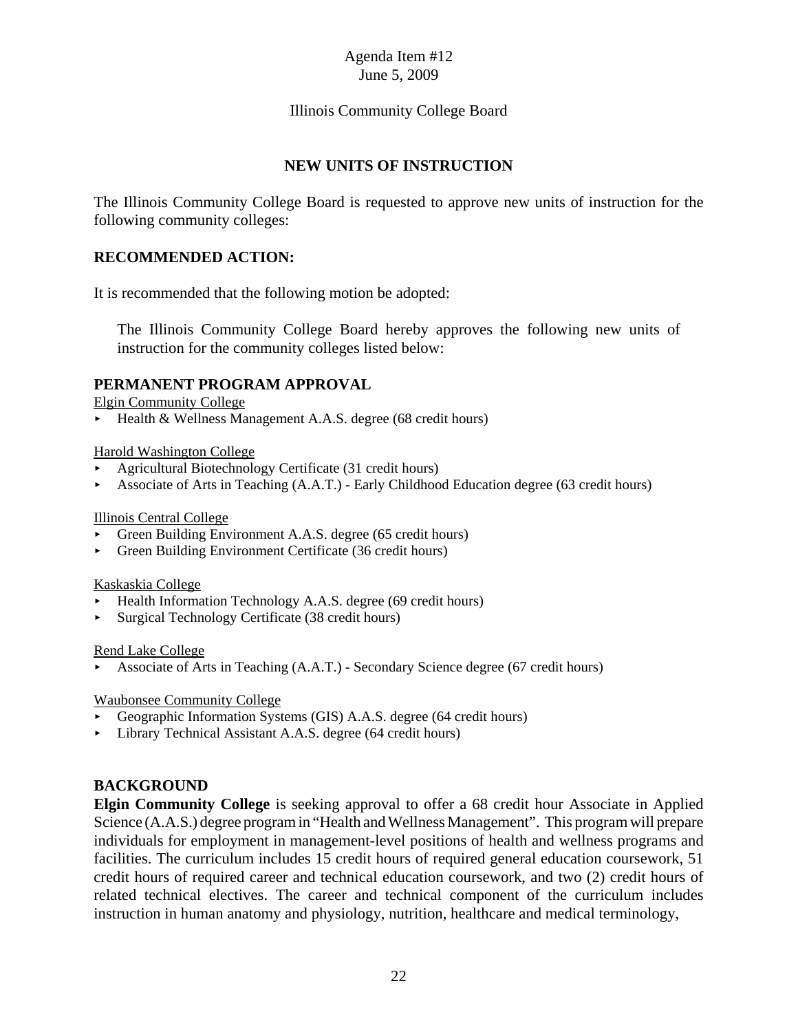Agenda Item #12
June 5, 2009

Illinois Community College Board

## NEW UNITS OF INSTRUCTION

The Illinois Community College Board is requested to approve new units of instruction for the following community colleges:

## RECOMMENDED ACTION:

It is recommended that the following motion be adopted:

> The Illinois Community College Board hereby approves the following new units of instruction for the community colleges listed below:

## PERMANENT PROGRAM APPROVAL

Elgin Community College

- Health & Wellness Management A.A.S. degree (68 credit hours)

Harold Washington College

- Agricultural Biotechnology Certificate (31 credit hours)
- Associate of Arts in Teaching (A.A.T.) - Early Childhood Education degree (63 credit hours)

Illinois Central College

- Green Building Environment A.A.S. degree (65 credit hours)
- Green Building Environment Certificate (36 credit hours)

Kaskaskia College

- Health Information Technology A.A.S. degree (69 credit hours)
- Surgical Technology Certificate (38 credit hours)

Rend Lake College

- Associate of Arts in Teaching (A.A.T.) - Secondary Science degree (67 credit hours)

Waubonsee Community College

- Geographic Information Systems (GIS) A.A.S. degree (64 credit hours)
- Library Technical Assistant A.A.S. degree (64 credit hours)

## BACKGROUND

**Elgin Community College** is seeking approval to offer a 68 credit hour Associate in Applied Science (A.A.S.) degree program in "Health and Wellness Management". This program will prepare individuals for employment in management-level positions of health and wellness programs and facilities. The curriculum includes 15 credit hours of required general education coursework, 51 credit hours of required career and technical education coursework, and two (2) credit hours of related technical electives. The career and technical component of the curriculum includes instruction in human anatomy and physiology, nutrition, healthcare and medical terminology,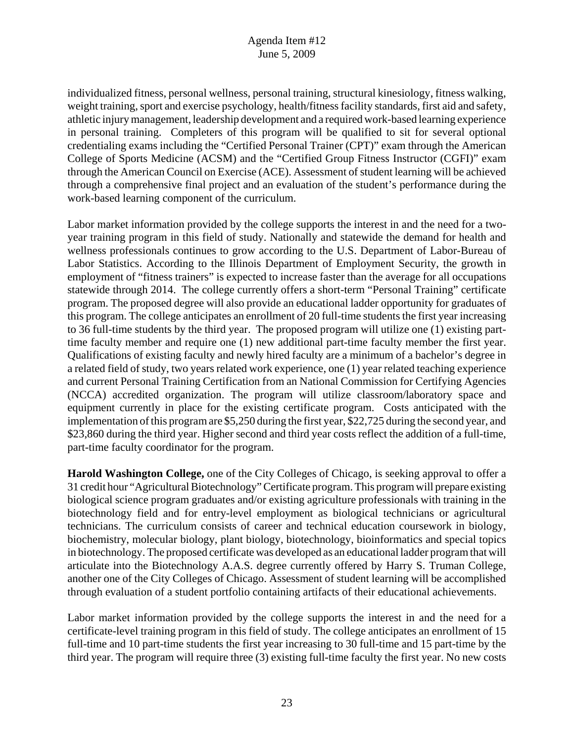individualized fitness, personal wellness, personal training, structural kinesiology, fitness walking, weight training, sport and exercise psychology, health/fitness facility standards, first aid and safety, athletic injury management, leadership development and a required work-based learning experience in personal training. Completers of this program will be qualified to sit for several optional credentialing exams including the "Certified Personal Trainer (CPT)" exam through the American College of Sports Medicine (ACSM) and the "Certified Group Fitness Instructor (CGFI)" exam through the American Council on Exercise (ACE). Assessment of student learning will be achieved through a comprehensive final project and an evaluation of the student's performance during the work-based learning component of the curriculum.

Labor market information provided by the college supports the interest in and the need for a two-year training program in this field of study. Nationally and statewide the demand for health and wellness professionals continues to grow according to the U.S. Department of Labor-Bureau of Labor Statistics. According to the Illinois Department of Employment Security, the growth in employment of "fitness trainers" is expected to increase faster than the average for all occupations statewide through 2014. The college currently offers a short-term "Personal Training" certificate program. The proposed degree will also provide an educational ladder opportunity for graduates of this program. The college anticipates an enrollment of 20 full-time students the first year increasing to 36 full-time students by the third year. The proposed program will utilize one (1) existing part-time faculty member and require one (1) new additional part-time faculty member the first year. Qualifications of existing faculty and newly hired faculty are a minimum of a bachelor's degree in a related field of study, two years related work experience, one (1) year related teaching experience and current Personal Training Certification from an National Commission for Certifying Agencies (NCCA) accredited organization. The program will utilize classroom/laboratory space and equipment currently in place for the existing certificate program. Costs anticipated with the implementation of this program are $5,250 during the first year, $22,725 during the second year, and $23,860 during the third year. Higher second and third year costs reflect the addition of a full-time, part-time faculty coordinator for the program.

**Harold Washington College,** one of the City Colleges of Chicago, is seeking approval to offer a 31 credit hour "Agricultural Biotechnology" Certificate program. This program will prepare existing biological science program graduates and/or existing agriculture professionals with training in the biotechnology field and for entry-level employment as biological technicians or agricultural technicians. The curriculum consists of career and technical education coursework in biology, biochemistry, molecular biology, plant biology, biotechnology, bioinformatics and special topics in biotechnology. The proposed certificate was developed as an educational ladder program that will articulate into the Biotechnology A.A.S. degree currently offered by Harry S. Truman College, another one of the City Colleges of Chicago. Assessment of student learning will be accomplished through evaluation of a student portfolio containing artifacts of their educational achievements.

Labor market information provided by the college supports the interest in and the need for a certificate-level training program in this field of study. The college anticipates an enrollment of 15 full-time and 10 part-time students the first year increasing to 30 full-time and 15 part-time by the third year. The program will require three (3) existing full-time faculty the first year. No new costs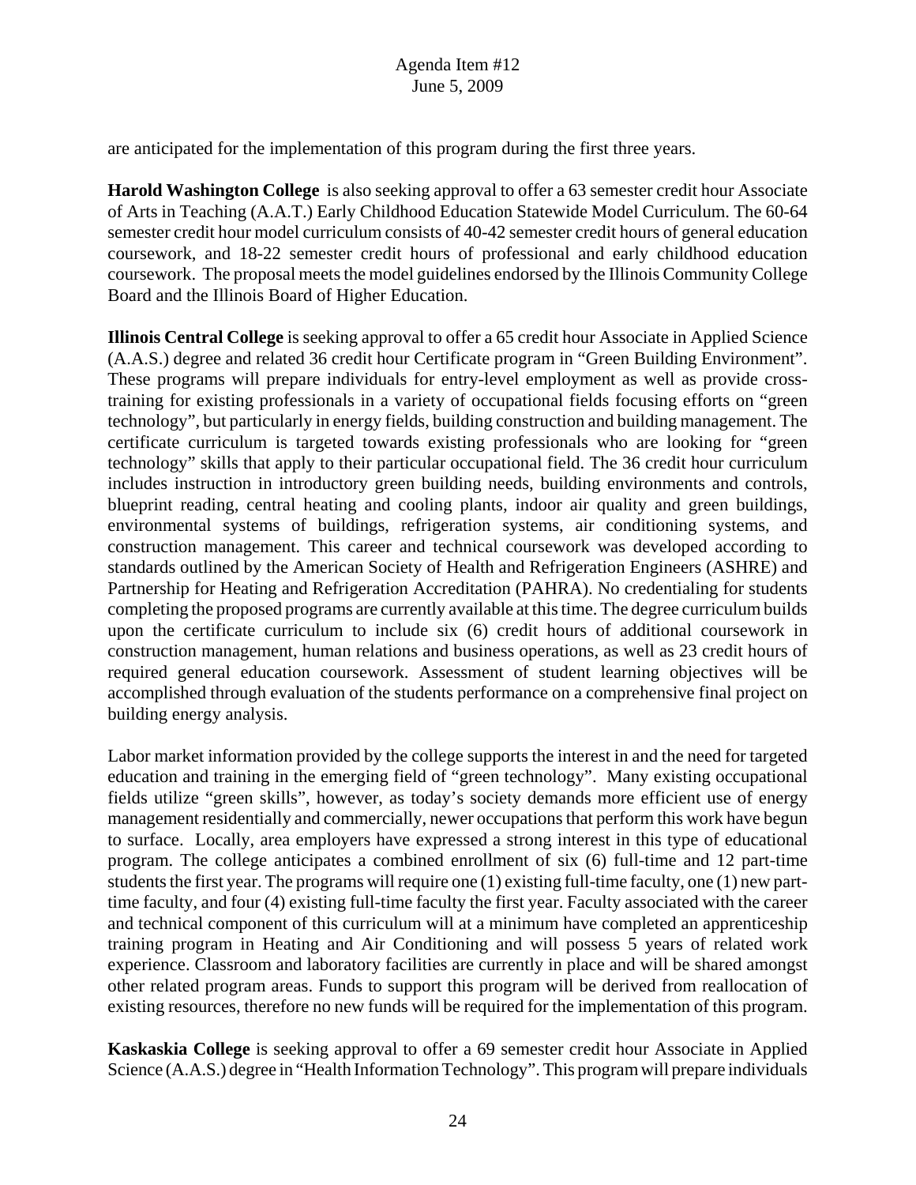are anticipated for the implementation of this program during the first three years.

**Harold Washington College** is also seeking approval to offer a 63 semester credit hour Associate of Arts in Teaching (A.A.T.) Early Childhood Education Statewide Model Curriculum. The 60-64 semester credit hour model curriculum consists of 40-42 semester credit hours of general education coursework, and 18-22 semester credit hours of professional and early childhood education coursework. The proposal meets the model guidelines endorsed by the Illinois Community College Board and the Illinois Board of Higher Education.

**Illinois Central College** is seeking approval to offer a 65 credit hour Associate in Applied Science (A.A.S.) degree and related 36 credit hour Certificate program in "Green Building Environment". These programs will prepare individuals for entry-level employment as well as provide cross-training for existing professionals in a variety of occupational fields focusing efforts on "green technology", but particularly in energy fields, building construction and building management. The certificate curriculum is targeted towards existing professionals who are looking for "green technology" skills that apply to their particular occupational field. The 36 credit hour curriculum includes instruction in introductory green building needs, building environments and controls, blueprint reading, central heating and cooling plants, indoor air quality and green buildings, environmental systems of buildings, refrigeration systems, air conditioning systems, and construction management. This career and technical coursework was developed according to standards outlined by the American Society of Health and Refrigeration Engineers (ASHRE) and Partnership for Heating and Refrigeration Accreditation (PAHRA). No credentialing for students completing the proposed programs are currently available at this time. The degree curriculum builds upon the certificate curriculum to include six (6) credit hours of additional coursework in construction management, human relations and business operations, as well as 23 credit hours of required general education coursework. Assessment of student learning objectives will be accomplished through evaluation of the students performance on a comprehensive final project on building energy analysis.

Labor market information provided by the college supports the interest in and the need for targeted education and training in the emerging field of "green technology". Many existing occupational fields utilize "green skills", however, as today's society demands more efficient use of energy management residentially and commercially, newer occupations that perform this work have begun to surface. Locally, area employers have expressed a strong interest in this type of educational program. The college anticipates a combined enrollment of six (6) full-time and 12 part-time students the first year. The programs will require one (1) existing full-time faculty, one (1) new part-time faculty, and four (4) existing full-time faculty the first year. Faculty associated with the career and technical component of this curriculum will at a minimum have completed an apprenticeship training program in Heating and Air Conditioning and will possess 5 years of related work experience. Classroom and laboratory facilities are currently in place and will be shared amongst other related program areas. Funds to support this program will be derived from reallocation of existing resources, therefore no new funds will be required for the implementation of this program.

**Kaskaskia College** is seeking approval to offer a 69 semester credit hour Associate in Applied Science (A.A.S.) degree in "Health Information Technology". This program will prepare individuals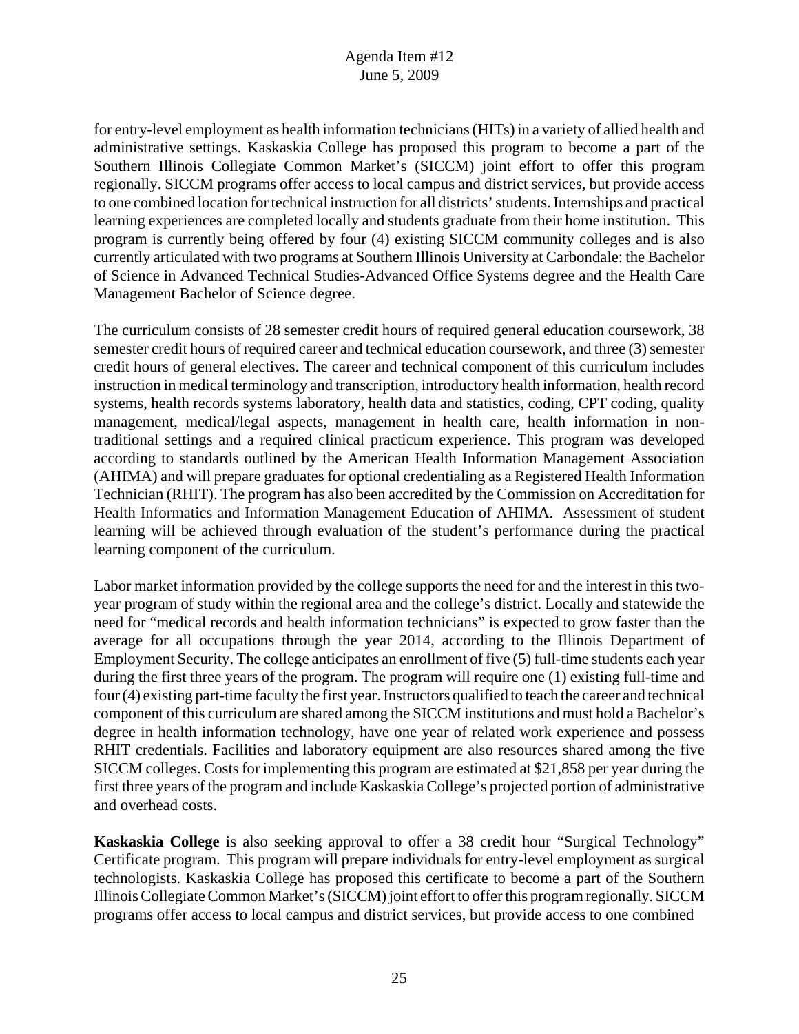for entry-level employment as health information technicians (HITs) in a variety of allied health and administrative settings. Kaskaskia College has proposed this program to become a part of the Southern Illinois Collegiate Common Market's (SICCM) joint effort to offer this program regionally. SICCM programs offer access to local campus and district services, but provide access to one combined location for technical instruction for all districts' students. Internships and practical learning experiences are completed locally and students graduate from their home institution. This program is currently being offered by four (4) existing SICCM community colleges and is also currently articulated with two programs at Southern Illinois University at Carbondale: the Bachelor of Science in Advanced Technical Studies-Advanced Office Systems degree and the Health Care Management Bachelor of Science degree.

The curriculum consists of 28 semester credit hours of required general education coursework, 38 semester credit hours of required career and technical education coursework, and three (3) semester credit hours of general electives. The career and technical component of this curriculum includes instruction in medical terminology and transcription, introductory health information, health record systems, health records systems laboratory, health data and statistics, coding, CPT coding, quality management, medical/legal aspects, management in health care, health information in non-traditional settings and a required clinical practicum experience. This program was developed according to standards outlined by the American Health Information Management Association (AHIMA) and will prepare graduates for optional credentialing as a Registered Health Information Technician (RHIT). The program has also been accredited by the Commission on Accreditation for Health Informatics and Information Management Education of AHIMA. Assessment of student learning will be achieved through evaluation of the student's performance during the practical learning component of the curriculum.

Labor market information provided by the college supports the need for and the interest in this two-year program of study within the regional area and the college's district. Locally and statewide the need for "medical records and health information technicians" is expected to grow faster than the average for all occupations through the year 2014, according to the Illinois Department of Employment Security. The college anticipates an enrollment of five (5) full-time students each year during the first three years of the program. The program will require one (1) existing full-time and four (4) existing part-time faculty the first year. Instructors qualified to teach the career and technical component of this curriculum are shared among the SICCM institutions and must hold a Bachelor's degree in health information technology, have one year of related work experience and possess RHIT credentials. Facilities and laboratory equipment are also resources shared among the five SICCM colleges. Costs for implementing this program are estimated at $21,858 per year during the first three years of the program and include Kaskaskia College's projected portion of administrative and overhead costs.

**Kaskaskia College** is also seeking approval to offer a 38 credit hour "Surgical Technology" Certificate program. This program will prepare individuals for entry-level employment as surgical technologists. Kaskaskia College has proposed this certificate to become a part of the Southern Illinois Collegiate Common Market's (SICCM) joint effort to offer this program regionally. SICCM programs offer access to local campus and district services, but provide access to one combined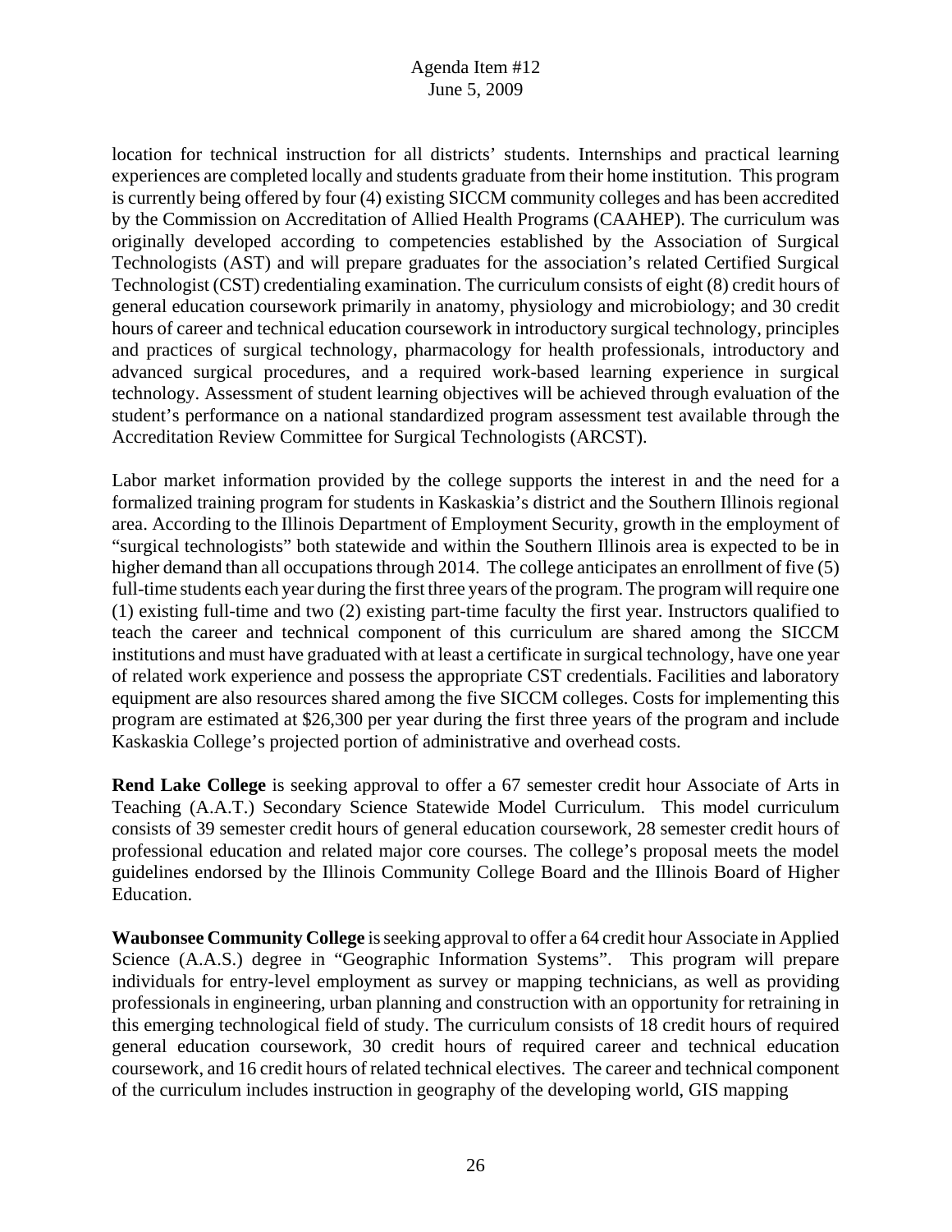location for technical instruction for all districts' students. Internships and practical learning experiences are completed locally and students graduate from their home institution. This program is currently being offered by four (4) existing SICCM community colleges and has been accredited by the Commission on Accreditation of Allied Health Programs (CAAHEP). The curriculum was originally developed according to competencies established by the Association of Surgical Technologists (AST) and will prepare graduates for the association's related Certified Surgical Technologist (CST) credentialing examination. The curriculum consists of eight (8) credit hours of general education coursework primarily in anatomy, physiology and microbiology; and 30 credit hours of career and technical education coursework in introductory surgical technology, principles and practices of surgical technology, pharmacology for health professionals, introductory and advanced surgical procedures, and a required work-based learning experience in surgical technology. Assessment of student learning objectives will be achieved through evaluation of the student's performance on a national standardized program assessment test available through the Accreditation Review Committee for Surgical Technologists (ARCST).

Labor market information provided by the college supports the interest in and the need for a formalized training program for students in Kaskaskia's district and the Southern Illinois regional area. According to the Illinois Department of Employment Security, growth in the employment of "surgical technologists" both statewide and within the Southern Illinois area is expected to be in higher demand than all occupations through 2014. The college anticipates an enrollment of five (5) full-time students each year during the first three years of the program. The program will require one (1) existing full-time and two (2) existing part-time faculty the first year. Instructors qualified to teach the career and technical component of this curriculum are shared among the SICCM institutions and must have graduated with at least a certificate in surgical technology, have one year of related work experience and possess the appropriate CST credentials. Facilities and laboratory equipment are also resources shared among the five SICCM colleges. Costs for implementing this program are estimated at $26,300 per year during the first three years of the program and include Kaskaskia College's projected portion of administrative and overhead costs.

**Rend Lake College** is seeking approval to offer a 67 semester credit hour Associate of Arts in Teaching (A.A.T.) Secondary Science Statewide Model Curriculum. This model curriculum consists of 39 semester credit hours of general education coursework, 28 semester credit hours of professional education and related major core courses. The college's proposal meets the model guidelines endorsed by the Illinois Community College Board and the Illinois Board of Higher Education.

**Waubonsee Community College** is seeking approval to offer a 64 credit hour Associate in Applied Science (A.A.S.) degree in "Geographic Information Systems". This program will prepare individuals for entry-level employment as survey or mapping technicians, as well as providing professionals in engineering, urban planning and construction with an opportunity for retraining in this emerging technological field of study. The curriculum consists of 18 credit hours of required general education coursework, 30 credit hours of required career and technical education coursework, and 16 credit hours of related technical electives. The career and technical component of the curriculum includes instruction in geography of the developing world, GIS mapping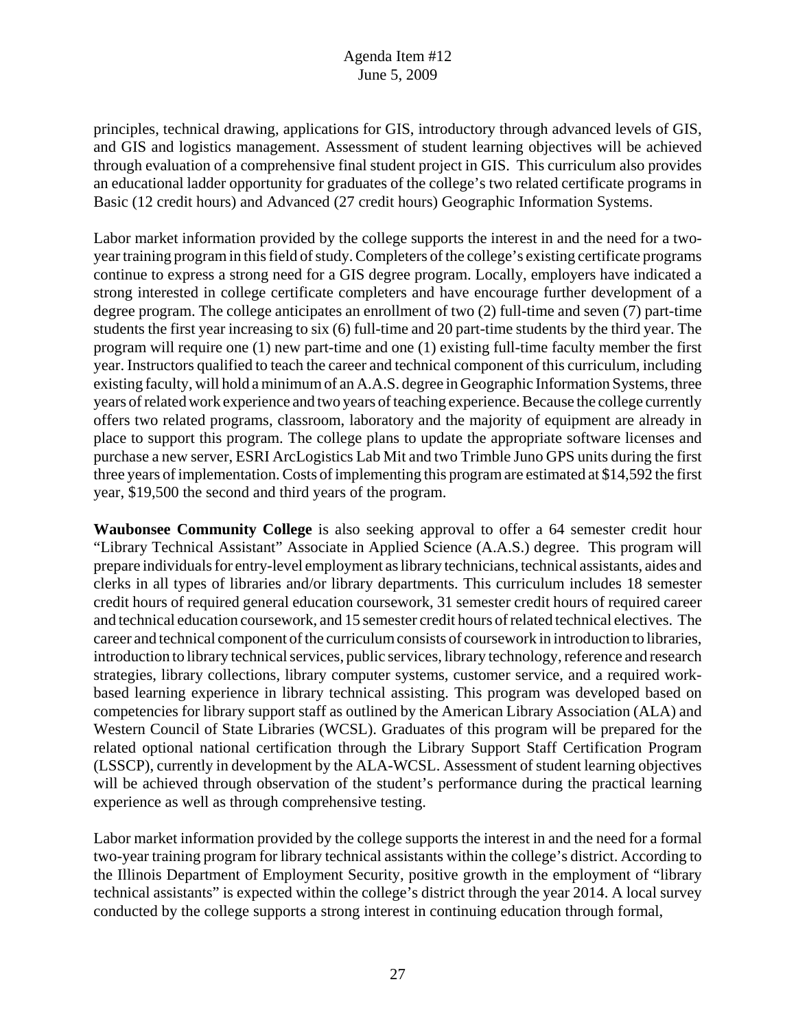principles, technical drawing, applications for GIS, introductory through advanced levels of GIS, and GIS and logistics management. Assessment of student learning objectives will be achieved through evaluation of a comprehensive final student project in GIS. This curriculum also provides an educational ladder opportunity for graduates of the college's two related certificate programs in Basic (12 credit hours) and Advanced (27 credit hours) Geographic Information Systems.

Labor market information provided by the college supports the interest in and the need for a two-year training program in this field of study. Completers of the college's existing certificate programs continue to express a strong need for a GIS degree program. Locally, employers have indicated a strong interested in college certificate completers and have encourage further development of a degree program. The college anticipates an enrollment of two (2) full-time and seven (7) part-time students the first year increasing to six (6) full-time and 20 part-time students by the third year. The program will require one (1) new part-time and one (1) existing full-time faculty member the first year. Instructors qualified to teach the career and technical component of this curriculum, including existing faculty, will hold a minimum of an A.A.S. degree in Geographic Information Systems, three years of related work experience and two years of teaching experience. Because the college currently offers two related programs, classroom, laboratory and the majority of equipment are already in place to support this program. The college plans to update the appropriate software licenses and purchase a new server, ESRI ArcLogistics Lab Mit and two Trimble Juno GPS units during the first three years of implementation. Costs of implementing this program are estimated at $14,592 the first year, $19,500 the second and third years of the program.

**Waubonsee Community College** is also seeking approval to offer a 64 semester credit hour "Library Technical Assistant" Associate in Applied Science (A.A.S.) degree. This program will prepare individuals for entry-level employment as library technicians, technical assistants, aides and clerks in all types of libraries and/or library departments. This curriculum includes 18 semester credit hours of required general education coursework, 31 semester credit hours of required career and technical education coursework, and 15 semester credit hours of related technical electives. The career and technical component of the curriculum consists of coursework in introduction to libraries, introduction to library technical services, public services, library technology, reference and research strategies, library collections, library computer systems, customer service, and a required work-based learning experience in library technical assisting. This program was developed based on competencies for library support staff as outlined by the American Library Association (ALA) and Western Council of State Libraries (WCSL). Graduates of this program will be prepared for the related optional national certification through the Library Support Staff Certification Program (LSSCP), currently in development by the ALA-WCSL. Assessment of student learning objectives will be achieved through observation of the student's performance during the practical learning experience as well as through comprehensive testing.

Labor market information provided by the college supports the interest in and the need for a formal two-year training program for library technical assistants within the college's district. According to the Illinois Department of Employment Security, positive growth in the employment of "library technical assistants" is expected within the college's district through the year 2014. A local survey conducted by the college supports a strong interest in continuing education through formal,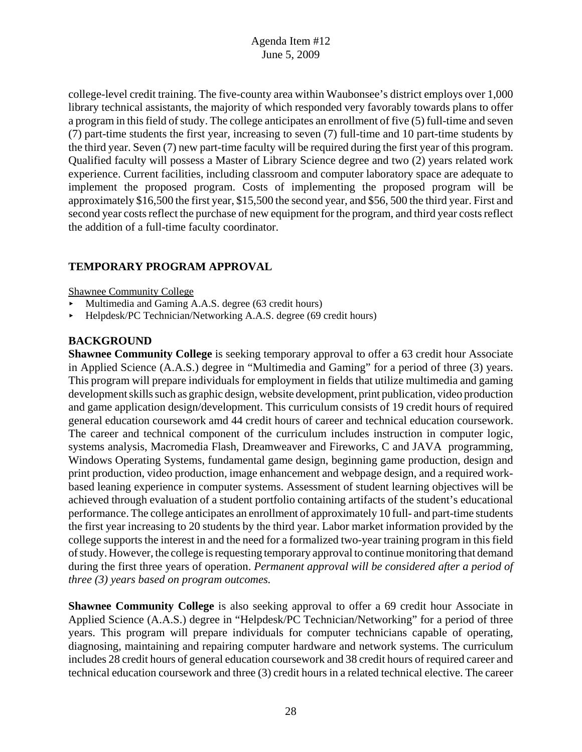college-level credit training. The five-county area within Waubonsee's district employs over 1,000 library technical assistants, the majority of which responded very favorably towards plans to offer a program in this field of study. The college anticipates an enrollment of five (5) full-time and seven (7) part-time students the first year, increasing to seven (7) full-time and 10 part-time students by the third year. Seven (7) new part-time faculty will be required during the first year of this program. Qualified faculty will possess a Master of Library Science degree and two (2) years related work experience. Current facilities, including classroom and computer laboratory space are adequate to implement the proposed program. Costs of implementing the proposed program will be approximately $16,500 the first year, $15,500 the second year, and $56, 500 the third year. First and second year costs reflect the purchase of new equipment for the program, and third year costs reflect the addition of a full-time faculty coordinator.

## TEMPORARY PROGRAM APPROVAL

Shawnee Community College

- Multimedia and Gaming A.A.S. degree (63 credit hours)
- Helpdesk/PC Technician/Networking A.A.S. degree (69 credit hours)

## BACKGROUND

**Shawnee Community College** is seeking temporary approval to offer a 63 credit hour Associate in Applied Science (A.A.S.) degree in "Multimedia and Gaming" for a period of three (3) years. This program will prepare individuals for employment in fields that utilize multimedia and gaming development skills such as graphic design, website development, print publication, video production and game application design/development. This curriculum consists of 19 credit hours of required general education coursework amd 44 credit hours of career and technical education coursework. The career and technical component of the curriculum includes instruction in computer logic, systems analysis, Macromedia Flash, Dreamweaver and Fireworks, C and JAVA programming, Windows Operating Systems, fundamental game design, beginning game production, design and print production, video production, image enhancement and webpage design, and a required work-based leaning experience in computer systems. Assessment of student learning objectives will be achieved through evaluation of a student portfolio containing artifacts of the student's educational performance. The college anticipates an enrollment of approximately 10 full- and part-time students the first year increasing to 20 students by the third year. Labor market information provided by the college supports the interest in and the need for a formalized two-year training program in this field of study. However, the college is requesting temporary approval to continue monitoring that demand during the first three years of operation. *Permanent approval will be considered after a period of three (3) years based on program outcomes.*

**Shawnee Community College** is also seeking approval to offer a 69 credit hour Associate in Applied Science (A.A.S.) degree in "Helpdesk/PC Technician/Networking" for a period of three years. This program will prepare individuals for computer technicians capable of operating, diagnosing, maintaining and repairing computer hardware and network systems. The curriculum includes 28 credit hours of general education coursework and 38 credit hours of required career and technical education coursework and three (3) credit hours in a related technical elective. The career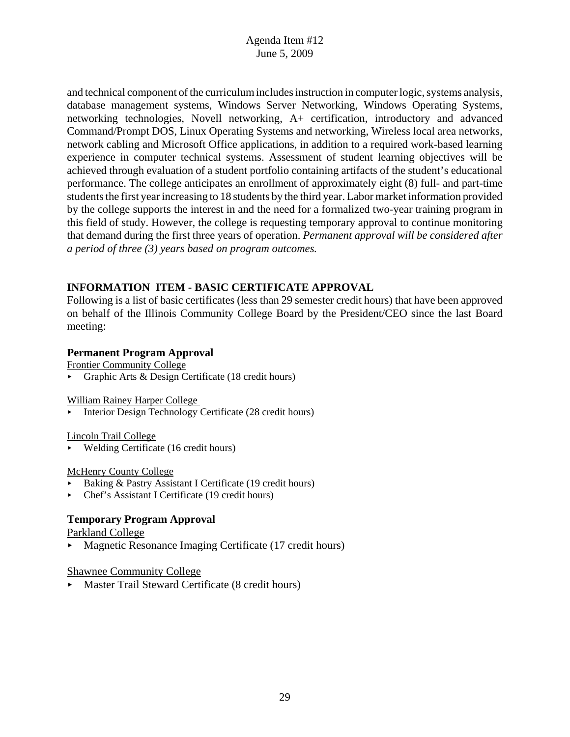and technical component of the curriculum includes instruction in computer logic, systems analysis, database management systems, Windows Server Networking, Windows Operating Systems, networking technologies, Novell networking, A+ certification, introductory and advanced Command/Prompt DOS, Linux Operating Systems and networking, Wireless local area networks, network cabling and Microsoft Office applications, in addition to a required work-based learning experience in computer technical systems. Assessment of student learning objectives will be achieved through evaluation of a student portfolio containing artifacts of the student's educational performance. The college anticipates an enrollment of approximately eight (8) full- and part-time students the first year increasing to 18 students by the third year. Labor market information provided by the college supports the interest in and the need for a formalized two-year training program in this field of study. However, the college is requesting temporary approval to continue monitoring that demand during the first three years of operation. *Permanent approval will be considered after a period of three (3) years based on program outcomes.*

## INFORMATION ITEM - BASIC CERTIFICATE APPROVAL

Following is a list of basic certificates (less than 29 semester credit hours) that have been approved on behalf of the Illinois Community College Board by the President/CEO since the last Board meeting:

### Permanent Program Approval

Frontier Community College

- Graphic Arts & Design Certificate (18 credit hours)

William Rainey Harper College

- Interior Design Technology Certificate (28 credit hours)

Lincoln Trail College

- Welding Certificate (16 credit hours)

McHenry County College

- Baking & Pastry Assistant I Certificate (19 credit hours)
- Chef's Assistant I Certificate (19 credit hours)

### Temporary Program Approval

Parkland College

- Magnetic Resonance Imaging Certificate (17 credit hours)

Shawnee Community College

- Master Trail Steward Certificate (8 credit hours)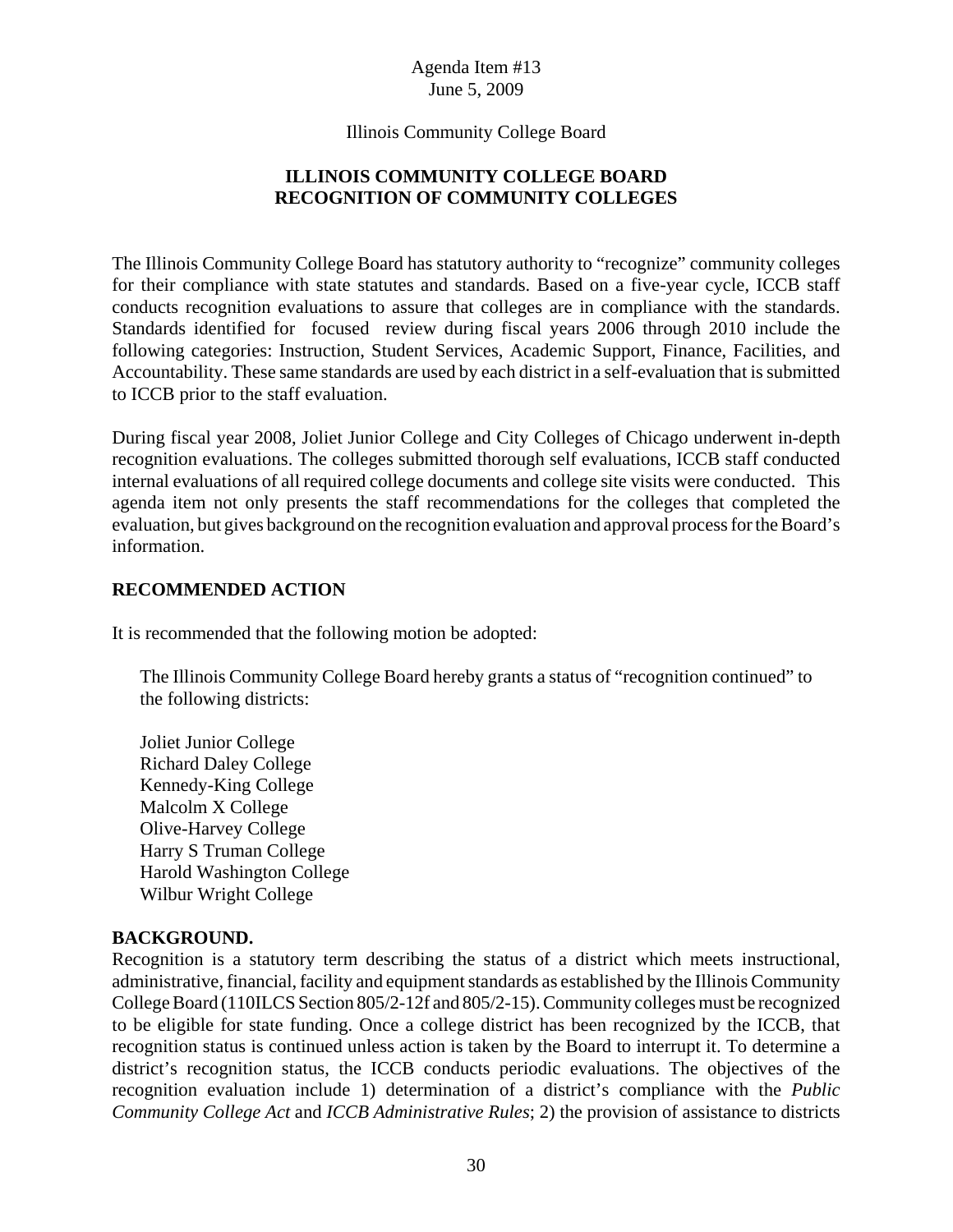Agenda Item #13
June 5, 2009

Illinois Community College Board

## ILLINOIS COMMUNITY COLLEGE BOARD
## RECOGNITION OF COMMUNITY COLLEGES

The Illinois Community College Board has statutory authority to "recognize" community colleges for their compliance with state statutes and standards. Based on a five-year cycle, ICCB staff conducts recognition evaluations to assure that colleges are in compliance with the standards. Standards identified for focused review during fiscal years 2006 through 2010 include the following categories: Instruction, Student Services, Academic Support, Finance, Facilities, and Accountability. These same standards are used by each district in a self-evaluation that is submitted to ICCB prior to the staff evaluation.

During fiscal year 2008, Joliet Junior College and City Colleges of Chicago underwent in-depth recognition evaluations. The colleges submitted thorough self evaluations, ICCB staff conducted internal evaluations of all required college documents and college site visits were conducted. This agenda item not only presents the staff recommendations for the colleges that completed the evaluation, but gives background on the recognition evaluation and approval process for the Board's information.

### RECOMMENDED ACTION

It is recommended that the following motion be adopted:

> The Illinois Community College Board hereby grants a status of "recognition continued" to the following districts:
>
> Joliet Junior College
> Richard Daley College
> Kennedy-King College
> Malcolm X College
> Olive-Harvey College
> Harry S Truman College
> Harold Washington College
> Wilbur Wright College

### BACKGROUND.

Recognition is a statutory term describing the status of a district which meets instructional, administrative, financial, facility and equipment standards as established by the Illinois Community College Board (110ILCS Section 805/2-12f and 805/2-15). Community colleges must be recognized to be eligible for state funding. Once a college district has been recognized by the ICCB, that recognition status is continued unless action is taken by the Board to interrupt it. To determine a district's recognition status, the ICCB conducts periodic evaluations. The objectives of the recognition evaluation include 1) determination of a district's compliance with the *Public Community College Act* and *ICCB Administrative Rules*; 2) the provision of assistance to districts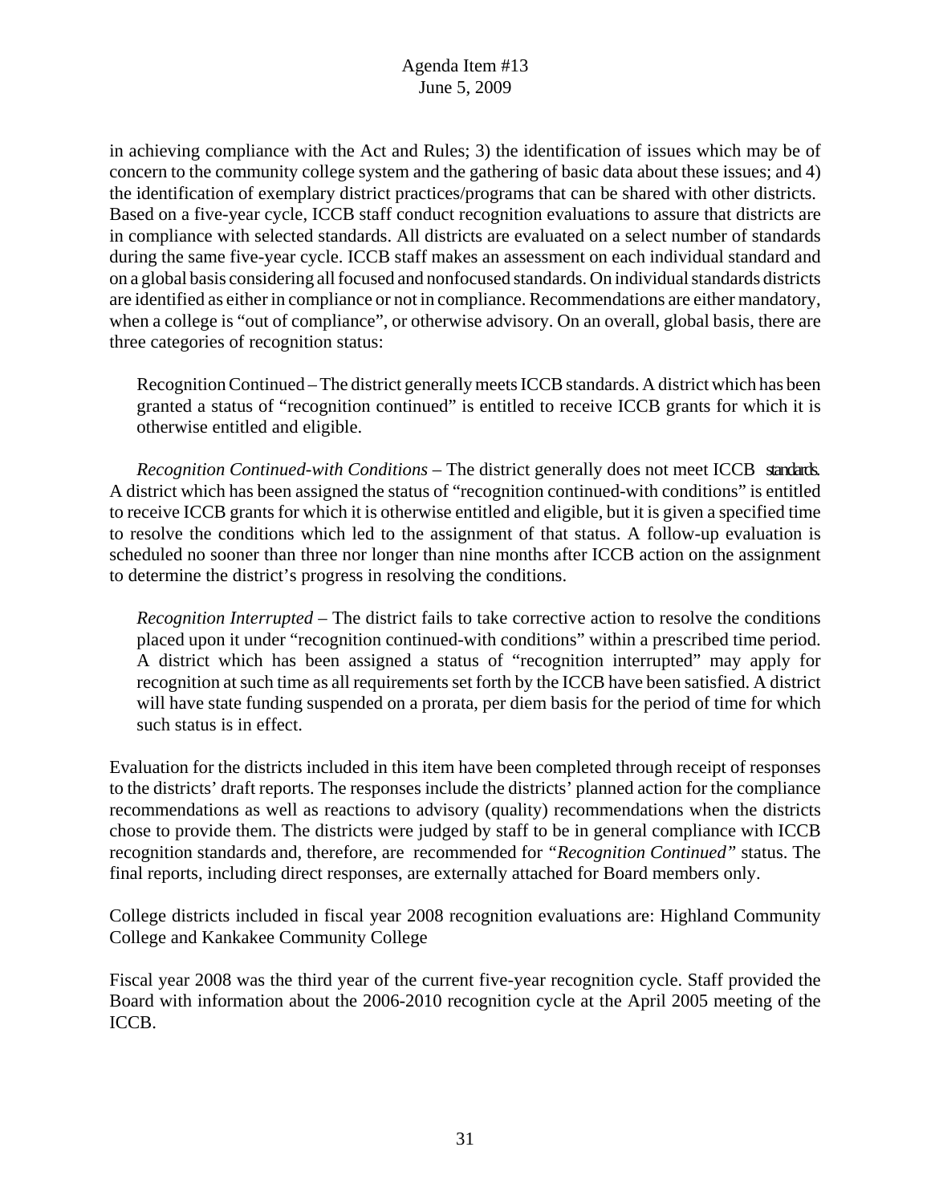in achieving compliance with the Act and Rules; 3) the identification of issues which may be of concern to the community college system and the gathering of basic data about these issues; and 4) the identification of exemplary district practices/programs that can be shared with other districts. Based on a five-year cycle, ICCB staff conduct recognition evaluations to assure that districts are in compliance with selected standards. All districts are evaluated on a select number of standards during the same five-year cycle. ICCB staff makes an assessment on each individual standard and on a global basis considering all focused and nonfocused standards. On individual standards districts are identified as either in compliance or not in compliance. Recommendations are either mandatory, when a college is "out of compliance", or otherwise advisory. On an overall, global basis, there are three categories of recognition status:

Recognition Continued – The district generally meets ICCB standards. A district which has been granted a status of "recognition continued" is entitled to receive ICCB grants for which it is otherwise entitled and eligible.

*Recognition Continued-with Conditions* – The district generally does not meet ICCB standards. A district which has been assigned the status of "recognition continued-with conditions" is entitled to receive ICCB grants for which it is otherwise entitled and eligible, but it is given a specified time to resolve the conditions which led to the assignment of that status. A follow-up evaluation is scheduled no sooner than three nor longer than nine months after ICCB action on the assignment to determine the district's progress in resolving the conditions.

*Recognition Interrupted* – The district fails to take corrective action to resolve the conditions placed upon it under "recognition continued-with conditions" within a prescribed time period. A district which has been assigned a status of "recognition interrupted" may apply for recognition at such time as all requirements set forth by the ICCB have been satisfied. A district will have state funding suspended on a prorata, per diem basis for the period of time for which such status is in effect.

Evaluation for the districts included in this item have been completed through receipt of responses to the districts' draft reports. The responses include the districts' planned action for the compliance recommendations as well as reactions to advisory (quality) recommendations when the districts chose to provide them. The districts were judged by staff to be in general compliance with ICCB recognition standards and, therefore, are recommended for *"Recognition Continued"* status. The final reports, including direct responses, are externally attached for Board members only.

College districts included in fiscal year 2008 recognition evaluations are: Highland Community College and Kankakee Community College

Fiscal year 2008 was the third year of the current five-year recognition cycle. Staff provided the Board with information about the 2006-2010 recognition cycle at the April 2005 meeting of the ICCB.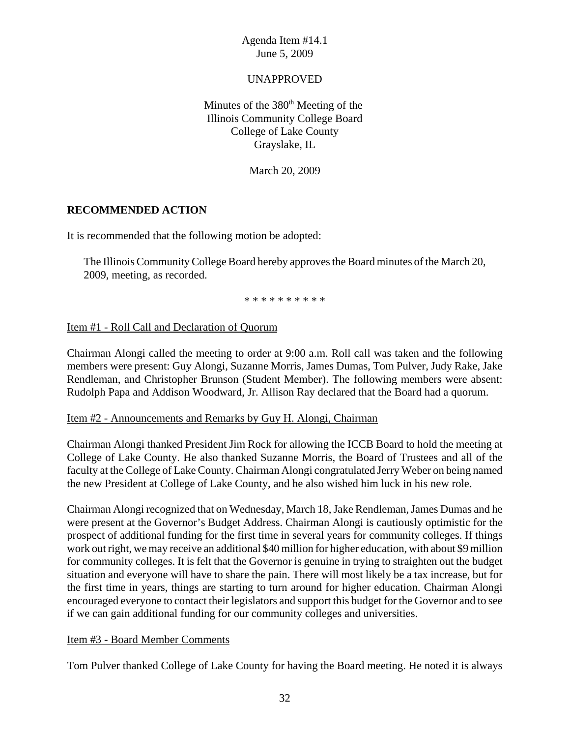Agenda Item #14.1
June 5, 2009

UNAPPROVED

Minutes of the 380th Meeting of the
Illinois Community College Board
College of Lake County
Grayslake, IL

March 20, 2009

**RECOMMENDED ACTION**

It is recommended that the following motion be adopted:

> The Illinois Community College Board hereby approves the Board minutes of the March 20, 2009, meeting, as recorded.

\* \* \* \* \* \* \* \* \* \*

Item #1 - Roll Call and Declaration of Quorum

Chairman Alongi called the meeting to order at 9:00 a.m. Roll call was taken and the following members were present: Guy Alongi, Suzanne Morris, James Dumas, Tom Pulver, Judy Rake, Jake Rendleman, and Christopher Brunson (Student Member). The following members were absent: Rudolph Papa and Addison Woodward, Jr. Allison Ray declared that the Board had a quorum.

Item #2 - Announcements and Remarks by Guy H. Alongi, Chairman

Chairman Alongi thanked President Jim Rock for allowing the ICCB Board to hold the meeting at College of Lake County. He also thanked Suzanne Morris, the Board of Trustees and all of the faculty at the College of Lake County. Chairman Alongi congratulated Jerry Weber on being named the new President at College of Lake County, and he also wished him luck in his new role.

Chairman Alongi recognized that on Wednesday, March 18, Jake Rendleman, James Dumas and he were present at the Governor's Budget Address. Chairman Alongi is cautiously optimistic for the prospect of additional funding for the first time in several years for community colleges. If things work out right, we may receive an additional $40 million for higher education, with about $9 million for community colleges. It is felt that the Governor is genuine in trying to straighten out the budget situation and everyone will have to share the pain. There will most likely be a tax increase, but for the first time in years, things are starting to turn around for higher education. Chairman Alongi encouraged everyone to contact their legislators and support this budget for the Governor and to see if we can gain additional funding for our community colleges and universities.

Item #3 - Board Member Comments

Tom Pulver thanked College of Lake County for having the Board meeting. He noted it is always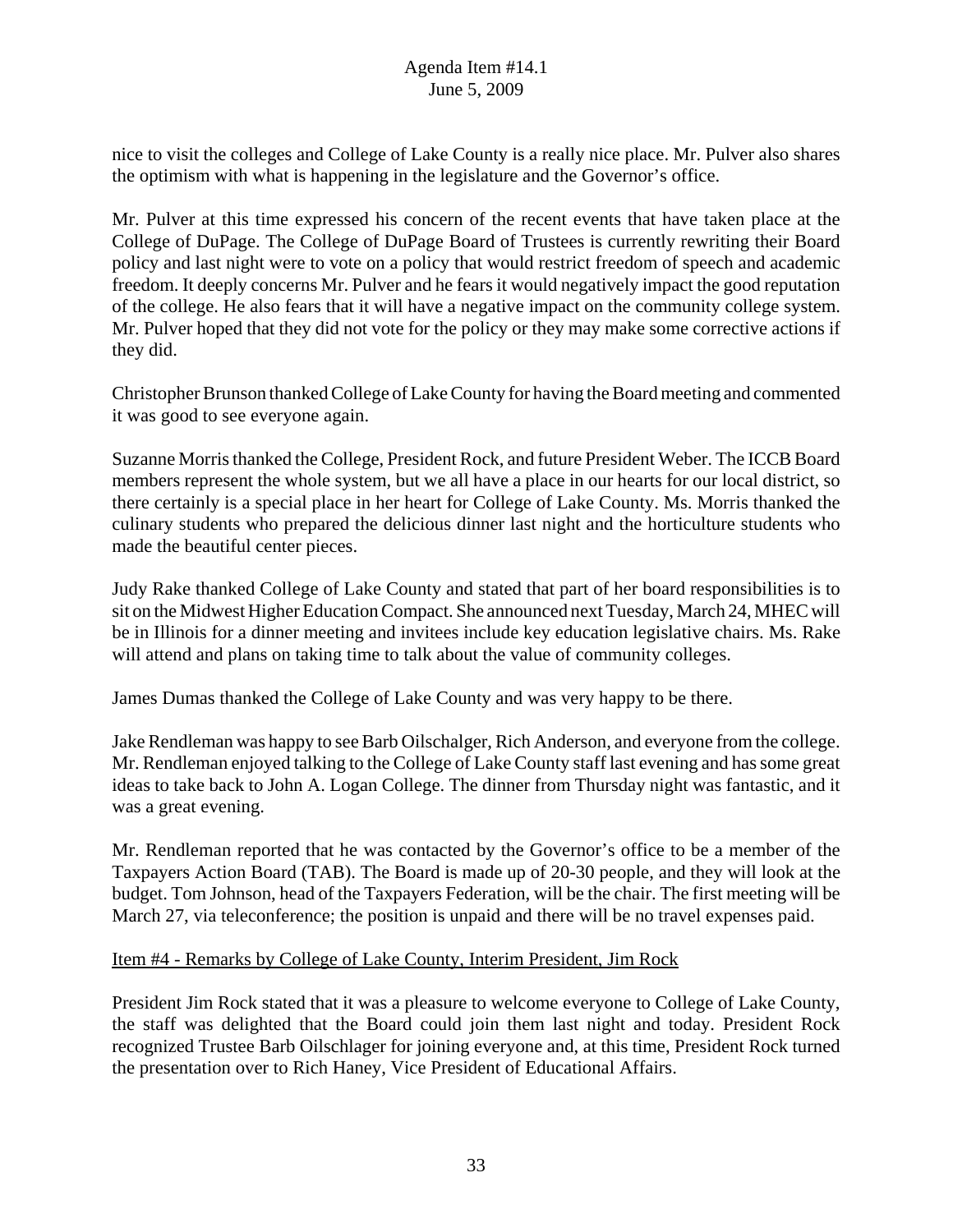nice to visit the colleges and College of Lake County is a really nice place. Mr. Pulver also shares the optimism with what is happening in the legislature and the Governor's office.

Mr. Pulver at this time expressed his concern of the recent events that have taken place at the College of DuPage. The College of DuPage Board of Trustees is currently rewriting their Board policy and last night were to vote on a policy that would restrict freedom of speech and academic freedom. It deeply concerns Mr. Pulver and he fears it would negatively impact the good reputation of the college. He also fears that it will have a negative impact on the community college system. Mr. Pulver hoped that they did not vote for the policy or they may make some corrective actions if they did.

Christopher Brunson thanked College of Lake County for having the Board meeting and commented it was good to see everyone again.

Suzanne Morris thanked the College, President Rock, and future President Weber. The ICCB Board members represent the whole system, but we all have a place in our hearts for our local district, so there certainly is a special place in her heart for College of Lake County. Ms. Morris thanked the culinary students who prepared the delicious dinner last night and the horticulture students who made the beautiful center pieces.

Judy Rake thanked College of Lake County and stated that part of her board responsibilities is to sit on the Midwest Higher Education Compact. She announced next Tuesday, March 24, MHEC will be in Illinois for a dinner meeting and invitees include key education legislative chairs. Ms. Rake will attend and plans on taking time to talk about the value of community colleges.

James Dumas thanked the College of Lake County and was very happy to be there.

Jake Rendleman was happy to see Barb Oilschalger, Rich Anderson, and everyone from the college. Mr. Rendleman enjoyed talking to the College of Lake County staff last evening and has some great ideas to take back to John A. Logan College. The dinner from Thursday night was fantastic, and it was a great evening.

Mr. Rendleman reported that he was contacted by the Governor's office to be a member of the Taxpayers Action Board (TAB). The Board is made up of 20-30 people, and they will look at the budget. Tom Johnson, head of the Taxpayers Federation, will be the chair. The first meeting will be March 27, via teleconference; the position is unpaid and there will be no travel expenses paid.

Item #4 - Remarks by College of Lake County, Interim President, Jim Rock

President Jim Rock stated that it was a pleasure to welcome everyone to College of Lake County, the staff was delighted that the Board could join them last night and today. President Rock recognized Trustee Barb Oilschlager for joining everyone and, at this time, President Rock turned the presentation over to Rich Haney, Vice President of Educational Affairs.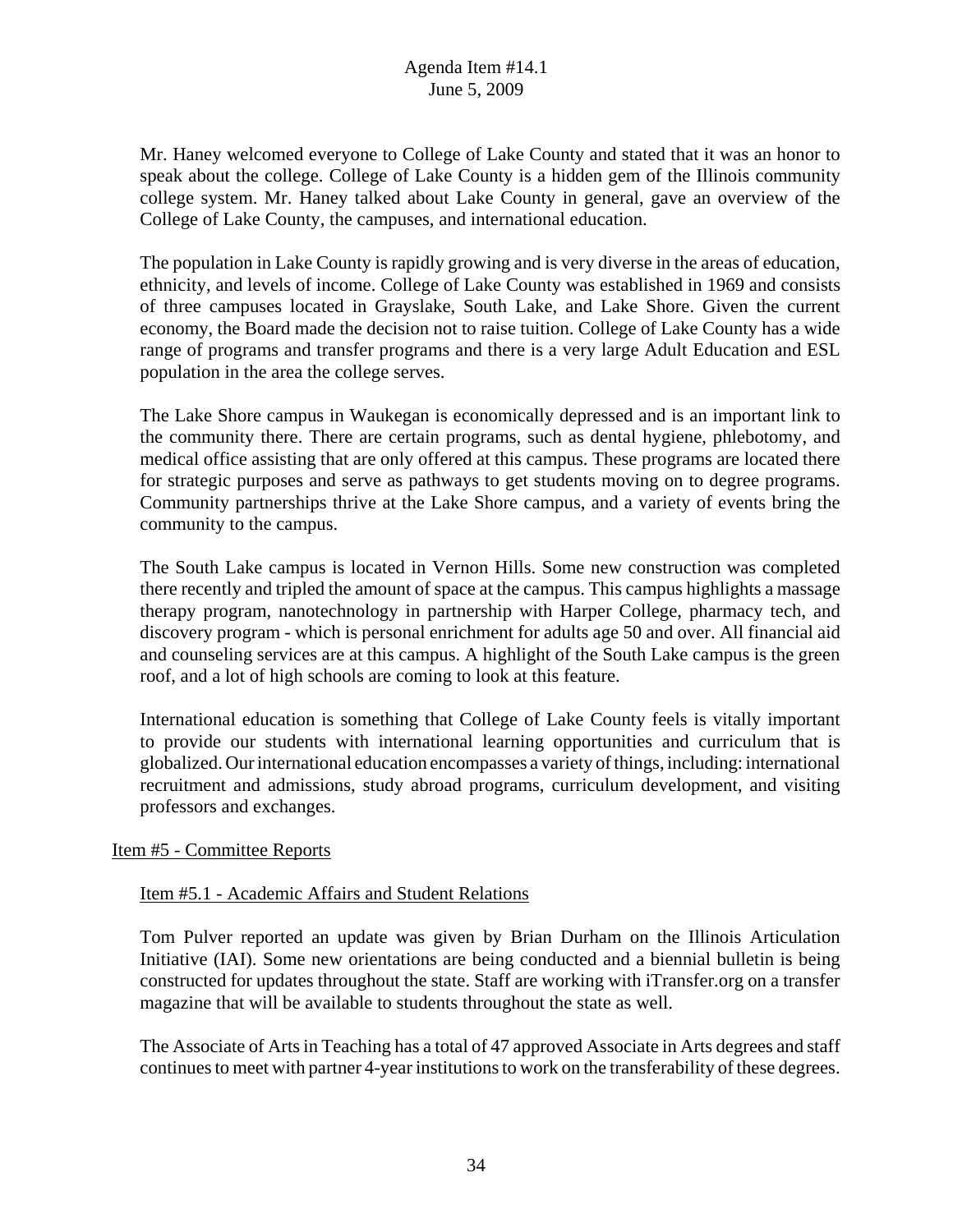Mr. Haney welcomed everyone to College of Lake County and stated that it was an honor to speak about the college. College of Lake County is a hidden gem of the Illinois community college system. Mr. Haney talked about Lake County in general, gave an overview of the College of Lake County, the campuses, and international education.

The population in Lake County is rapidly growing and is very diverse in the areas of education, ethnicity, and levels of income. College of Lake County was established in 1969 and consists of three campuses located in Grayslake, South Lake, and Lake Shore. Given the current economy, the Board made the decision not to raise tuition. College of Lake County has a wide range of programs and transfer programs and there is a very large Adult Education and ESL population in the area the college serves.

The Lake Shore campus in Waukegan is economically depressed and is an important link to the community there. There are certain programs, such as dental hygiene, phlebotomy, and medical office assisting that are only offered at this campus. These programs are located there for strategic purposes and serve as pathways to get students moving on to degree programs. Community partnerships thrive at the Lake Shore campus, and a variety of events bring the community to the campus.

The South Lake campus is located in Vernon Hills. Some new construction was completed there recently and tripled the amount of space at the campus. This campus highlights a massage therapy program, nanotechnology in partnership with Harper College, pharmacy tech, and discovery program - which is personal enrichment for adults age 50 and over. All financial aid and counseling services are at this campus. A highlight of the South Lake campus is the green roof, and a lot of high schools are coming to look at this feature.

International education is something that College of Lake County feels is vitally important to provide our students with international learning opportunities and curriculum that is globalized. Our international education encompasses a variety of things, including: international recruitment and admissions, study abroad programs, curriculum development, and visiting professors and exchanges.

Item #5 - Committee Reports

Item #5.1 - Academic Affairs and Student Relations

Tom Pulver reported an update was given by Brian Durham on the Illinois Articulation Initiative (IAI). Some new orientations are being conducted and a biennial bulletin is being constructed for updates throughout the state. Staff are working with iTransfer.org on a transfer magazine that will be available to students throughout the state as well.

The Associate of Arts in Teaching has a total of 47 approved Associate in Arts degrees and staff continues to meet with partner 4-year institutions to work on the transferability of these degrees.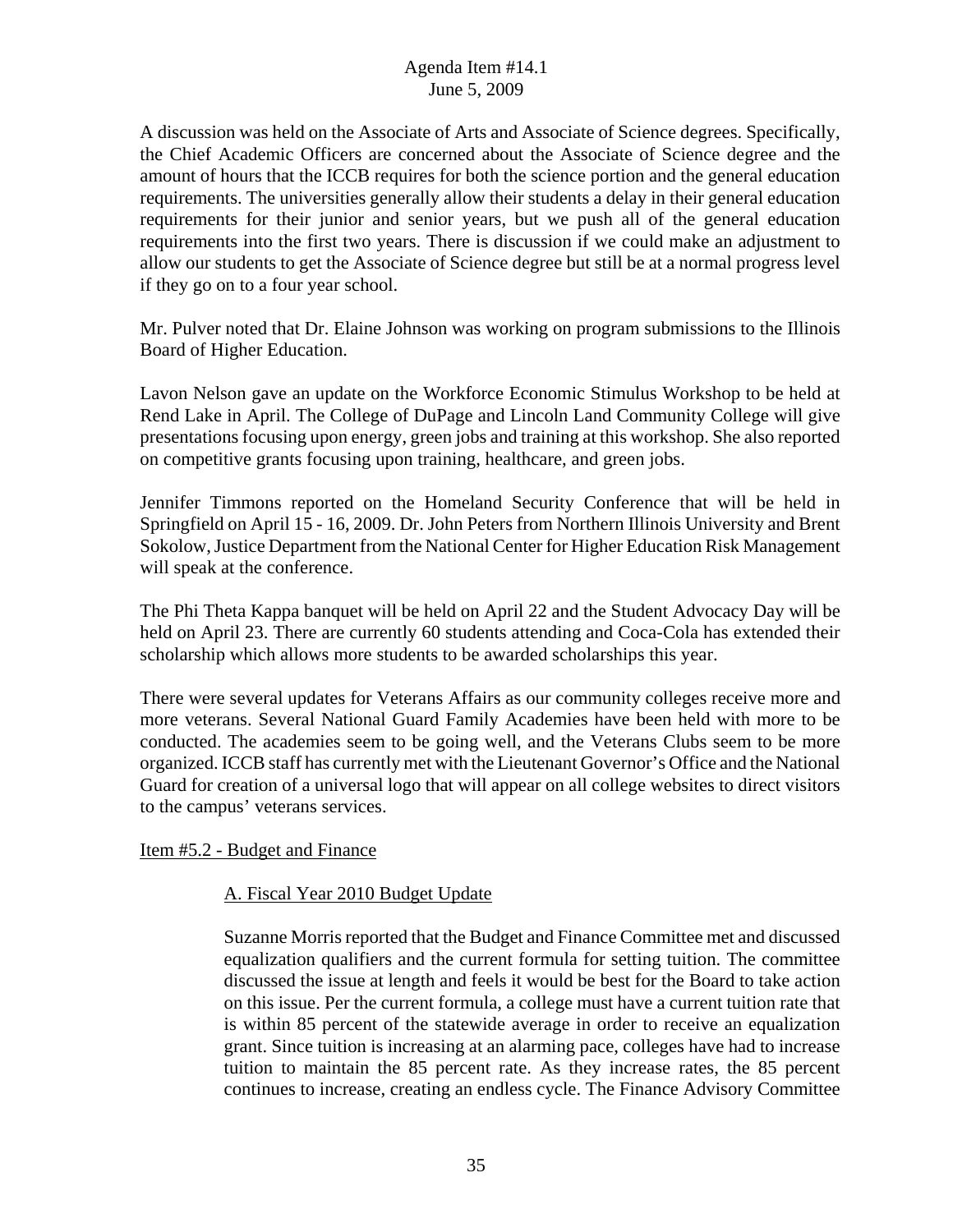A discussion was held on the Associate of Arts and Associate of Science degrees. Specifically, the Chief Academic Officers are concerned about the Associate of Science degree and the amount of hours that the ICCB requires for both the science portion and the general education requirements. The universities generally allow their students a delay in their general education requirements for their junior and senior years, but we push all of the general education requirements into the first two years. There is discussion if we could make an adjustment to allow our students to get the Associate of Science degree but still be at a normal progress level if they go on to a four year school.

Mr. Pulver noted that Dr. Elaine Johnson was working on program submissions to the Illinois Board of Higher Education.

Lavon Nelson gave an update on the Workforce Economic Stimulus Workshop to be held at Rend Lake in April. The College of DuPage and Lincoln Land Community College will give presentations focusing upon energy, green jobs and training at this workshop. She also reported on competitive grants focusing upon training, healthcare, and green jobs.

Jennifer Timmons reported on the Homeland Security Conference that will be held in Springfield on April 15 - 16, 2009. Dr. John Peters from Northern Illinois University and Brent Sokolow, Justice Department from the National Center for Higher Education Risk Management will speak at the conference.

The Phi Theta Kappa banquet will be held on April 22 and the Student Advocacy Day will be held on April 23. There are currently 60 students attending and Coca-Cola has extended their scholarship which allows more students to be awarded scholarships this year.

There were several updates for Veterans Affairs as our community colleges receive more and more veterans. Several National Guard Family Academies have been held with more to be conducted. The academies seem to be going well, and the Veterans Clubs seem to be more organized. ICCB staff has currently met with the Lieutenant Governor's Office and the National Guard for creation of a universal logo that will appear on all college websites to direct visitors to the campus' veterans services.

Item #5.2 - Budget and Finance

A. Fiscal Year 2010 Budget Update

Suzanne Morris reported that the Budget and Finance Committee met and discussed equalization qualifiers and the current formula for setting tuition. The committee discussed the issue at length and feels it would be best for the Board to take action on this issue. Per the current formula, a college must have a current tuition rate that is within 85 percent of the statewide average in order to receive an equalization grant. Since tuition is increasing at an alarming pace, colleges have had to increase tuition to maintain the 85 percent rate. As they increase rates, the 85 percent continues to increase, creating an endless cycle. The Finance Advisory Committee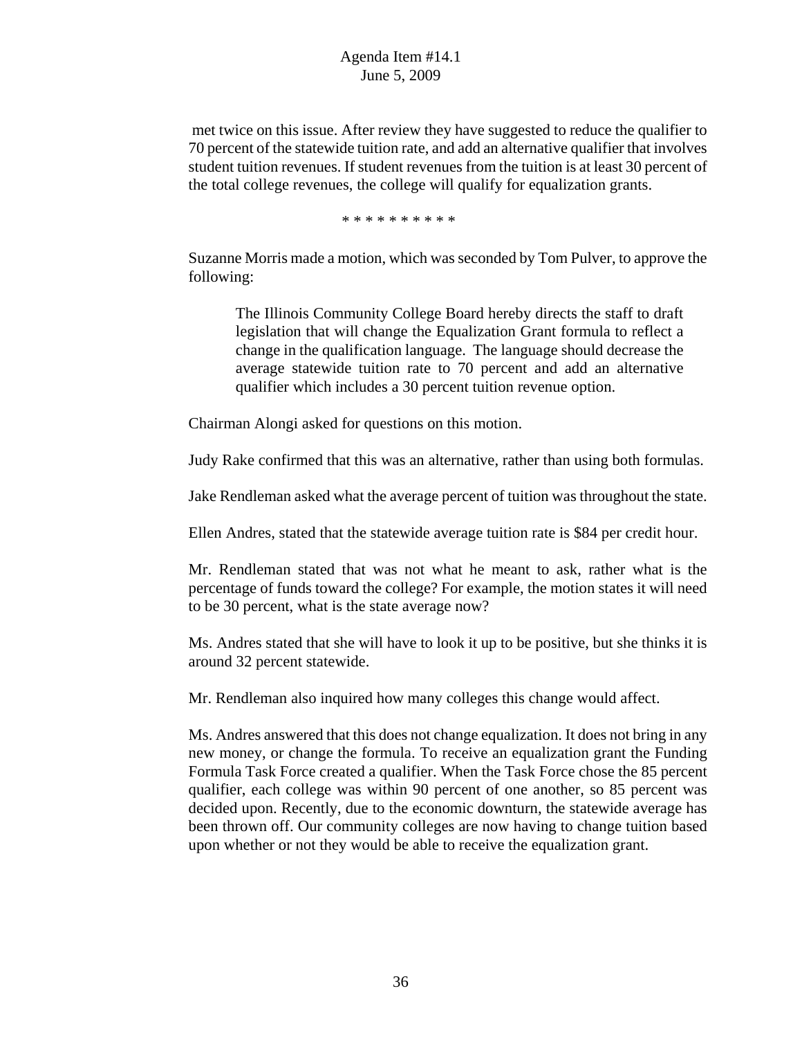met twice on this issue. After review they have suggested to reduce the qualifier to 70 percent of the statewide tuition rate, and add an alternative qualifier that involves student tuition revenues. If student revenues from the tuition is at least 30 percent of the total college revenues, the college will qualify for equalization grants.

* * * * * * * * * *

Suzanne Morris made a motion, which was seconded by Tom Pulver, to approve the following:

> The Illinois Community College Board hereby directs the staff to draft legislation that will change the Equalization Grant formula to reflect a change in the qualification language. The language should decrease the average statewide tuition rate to 70 percent and add an alternative qualifier which includes a 30 percent tuition revenue option.

Chairman Alongi asked for questions on this motion.

Judy Rake confirmed that this was an alternative, rather than using both formulas.

Jake Rendleman asked what the average percent of tuition was throughout the state.

Ellen Andres, stated that the statewide average tuition rate is $84 per credit hour.

Mr. Rendleman stated that was not what he meant to ask, rather what is the percentage of funds toward the college? For example, the motion states it will need to be 30 percent, what is the state average now?

Ms. Andres stated that she will have to look it up to be positive, but she thinks it is around 32 percent statewide.

Mr. Rendleman also inquired how many colleges this change would affect.

Ms. Andres answered that this does not change equalization. It does not bring in any new money, or change the formula. To receive an equalization grant the Funding Formula Task Force created a qualifier. When the Task Force chose the 85 percent qualifier, each college was within 90 percent of one another, so 85 percent was decided upon. Recently, due to the economic downturn, the statewide average has been thrown off. Our community colleges are now having to change tuition based upon whether or not they would be able to receive the equalization grant.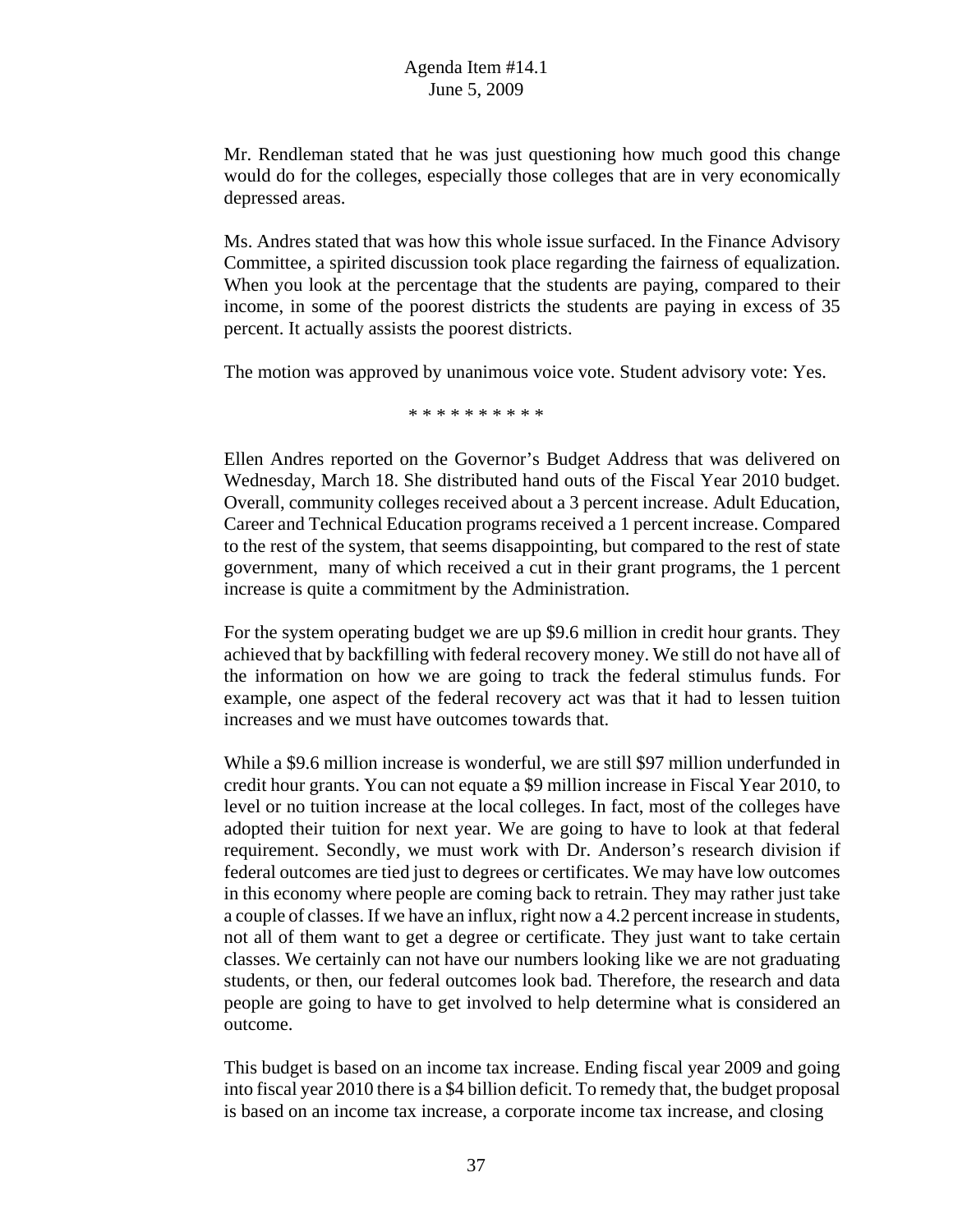Mr. Rendleman stated that he was just questioning how much good this change would do for the colleges, especially those colleges that are in very economically depressed areas.

Ms. Andres stated that was how this whole issue surfaced. In the Finance Advisory Committee, a spirited discussion took place regarding the fairness of equalization. When you look at the percentage that the students are paying, compared to their income, in some of the poorest districts the students are paying in excess of 35 percent. It actually assists the poorest districts.

The motion was approved by unanimous voice vote. Student advisory vote: Yes.

* * * * * * * * * *

Ellen Andres reported on the Governor's Budget Address that was delivered on Wednesday, March 18. She distributed hand outs of the Fiscal Year 2010 budget. Overall, community colleges received about a 3 percent increase. Adult Education, Career and Technical Education programs received a 1 percent increase. Compared to the rest of the system, that seems disappointing, but compared to the rest of state government, many of which received a cut in their grant programs, the 1 percent increase is quite a commitment by the Administration.

For the system operating budget we are up $9.6 million in credit hour grants. They achieved that by backfilling with federal recovery money. We still do not have all of the information on how we are going to track the federal stimulus funds. For example, one aspect of the federal recovery act was that it had to lessen tuition increases and we must have outcomes towards that.

While a $9.6 million increase is wonderful, we are still $97 million underfunded in credit hour grants. You can not equate a $9 million increase in Fiscal Year 2010, to level or no tuition increase at the local colleges. In fact, most of the colleges have adopted their tuition for next year. We are going to have to look at that federal requirement. Secondly, we must work with Dr. Anderson's research division if federal outcomes are tied just to degrees or certificates. We may have low outcomes in this economy where people are coming back to retrain. They may rather just take a couple of classes. If we have an influx, right now a 4.2 percent increase in students, not all of them want to get a degree or certificate. They just want to take certain classes. We certainly can not have our numbers looking like we are not graduating students, or then, our federal outcomes look bad. Therefore, the research and data people are going to have to get involved to help determine what is considered an outcome.

This budget is based on an income tax increase. Ending fiscal year 2009 and going into fiscal year 2010 there is a $4 billion deficit. To remedy that, the budget proposal is based on an income tax increase, a corporate income tax increase, and closing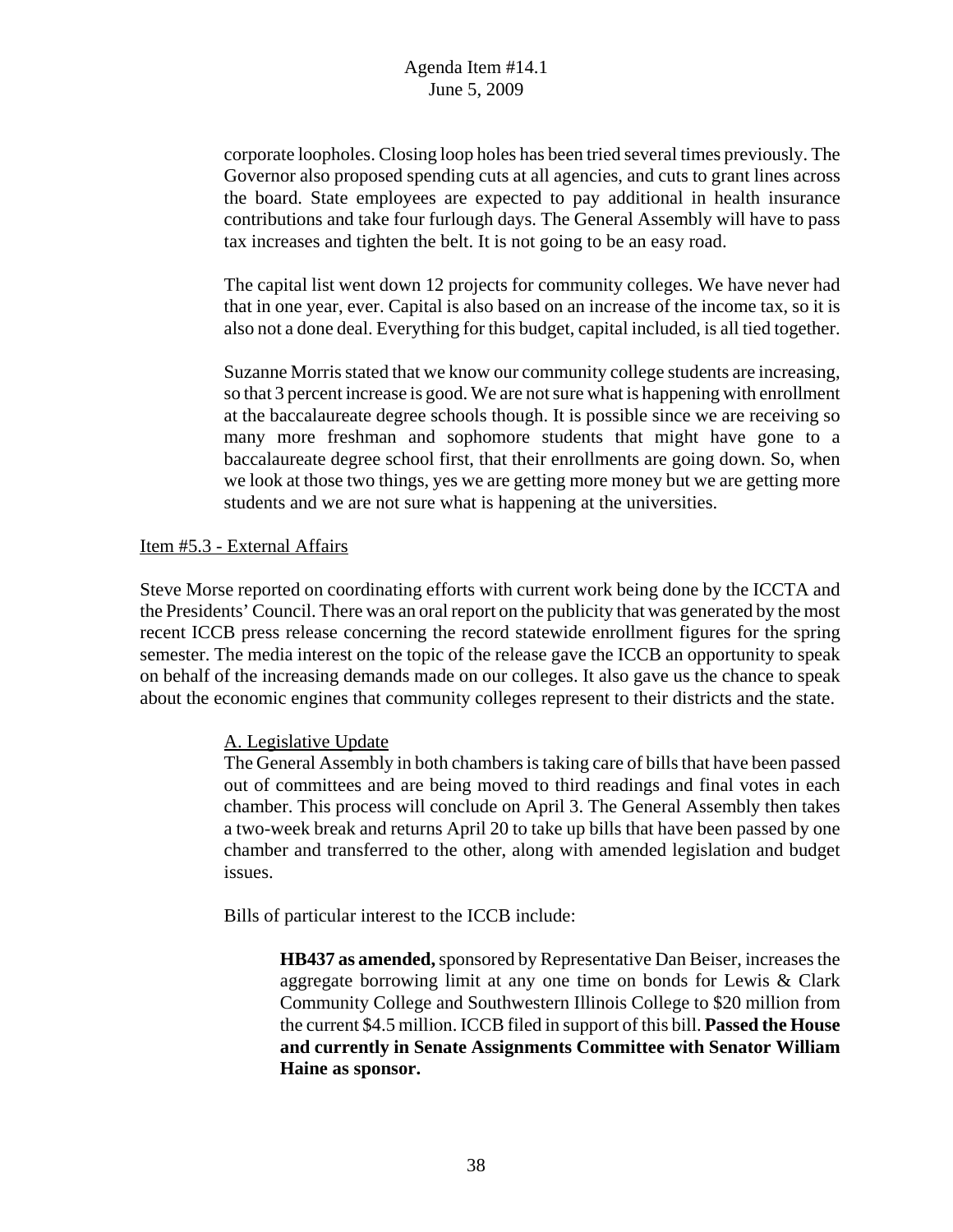corporate loopholes. Closing loop holes has been tried several times previously. The Governor also proposed spending cuts at all agencies, and cuts to grant lines across the board. State employees are expected to pay additional in health insurance contributions and take four furlough days. The General Assembly will have to pass tax increases and tighten the belt. It is not going to be an easy road.

The capital list went down 12 projects for community colleges. We have never had that in one year, ever. Capital is also based on an increase of the income tax, so it is also not a done deal. Everything for this budget, capital included, is all tied together.

Suzanne Morris stated that we know our community college students are increasing, so that 3 percent increase is good. We are not sure what is happening with enrollment at the baccalaureate degree schools though. It is possible since we are receiving so many more freshman and sophomore students that might have gone to a baccalaureate degree school first, that their enrollments are going down. So, when we look at those two things, yes we are getting more money but we are getting more students and we are not sure what is happening at the universities.

Item #5.3 - External Affairs

Steve Morse reported on coordinating efforts with current work being done by the ICCTA and the Presidents' Council. There was an oral report on the publicity that was generated by the most recent ICCB press release concerning the record statewide enrollment figures for the spring semester. The media interest on the topic of the release gave the ICCB an opportunity to speak on behalf of the increasing demands made on our colleges. It also gave us the chance to speak about the economic engines that community colleges represent to their districts and the state.

A. Legislative Update

The General Assembly in both chambers is taking care of bills that have been passed out of committees and are being moved to third readings and final votes in each chamber. This process will conclude on April 3. The General Assembly then takes a two-week break and returns April 20 to take up bills that have been passed by one chamber and transferred to the other, along with amended legislation and budget issues.

Bills of particular interest to the ICCB include:

**HB437 as amended,** sponsored by Representative Dan Beiser, increases the aggregate borrowing limit at any one time on bonds for Lewis & Clark Community College and Southwestern Illinois College to $20 million from the current $4.5 million. ICCB filed in support of this bill. **Passed the House and currently in Senate Assignments Committee with Senator William Haine as sponsor.**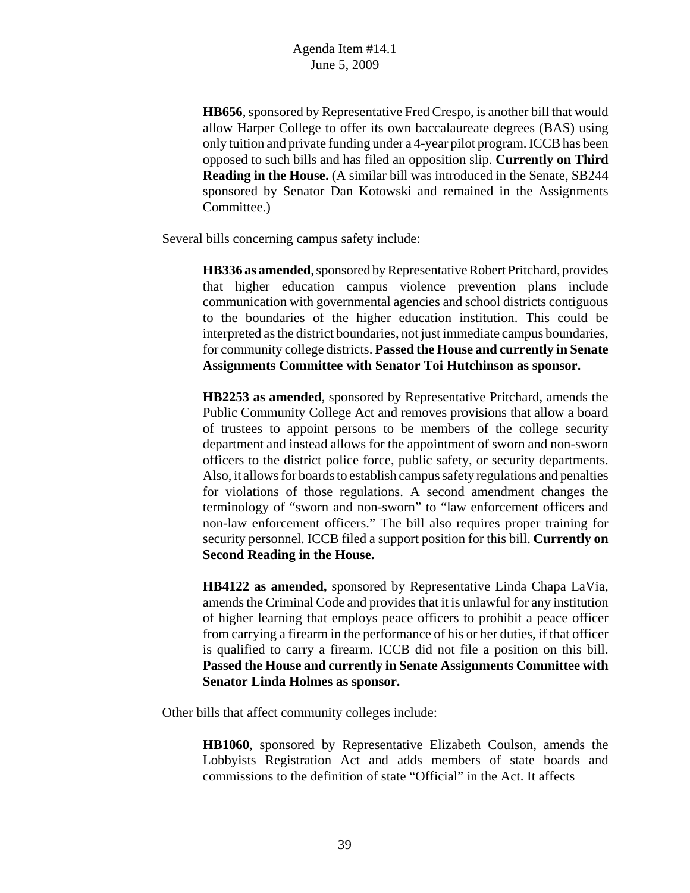**HB656**, sponsored by Representative Fred Crespo, is another bill that would allow Harper College to offer its own baccalaureate degrees (BAS) using only tuition and private funding under a 4-year pilot program. ICCB has been opposed to such bills and has filed an opposition slip. **Currently on Third Reading in the House.** (A similar bill was introduced in the Senate, SB244 sponsored by Senator Dan Kotowski and remained in the Assignments Committee.)

Several bills concerning campus safety include:

**HB336 as amended**, sponsored by Representative Robert Pritchard, provides that higher education campus violence prevention plans include communication with governmental agencies and school districts contiguous to the boundaries of the higher education institution. This could be interpreted as the district boundaries, not just immediate campus boundaries, for community college districts. **Passed the House and currently in Senate Assignments Committee with Senator Toi Hutchinson as sponsor.**

**HB2253 as amended**, sponsored by Representative Pritchard, amends the Public Community College Act and removes provisions that allow a board of trustees to appoint persons to be members of the college security department and instead allows for the appointment of sworn and non-sworn officers to the district police force, public safety, or security departments. Also, it allows for boards to establish campus safety regulations and penalties for violations of those regulations. A second amendment changes the terminology of "sworn and non-sworn" to "law enforcement officers and non-law enforcement officers." The bill also requires proper training for security personnel. ICCB filed a support position for this bill. **Currently on Second Reading in the House.**

**HB4122 as amended,** sponsored by Representative Linda Chapa LaVia, amends the Criminal Code and provides that it is unlawful for any institution of higher learning that employs peace officers to prohibit a peace officer from carrying a firearm in the performance of his or her duties, if that officer is qualified to carry a firearm. ICCB did not file a position on this bill. **Passed the House and currently in Senate Assignments Committee with Senator Linda Holmes as sponsor.**

Other bills that affect community colleges include:

**HB1060**, sponsored by Representative Elizabeth Coulson, amends the Lobbyists Registration Act and adds members of state boards and commissions to the definition of state "Official" in the Act. It affects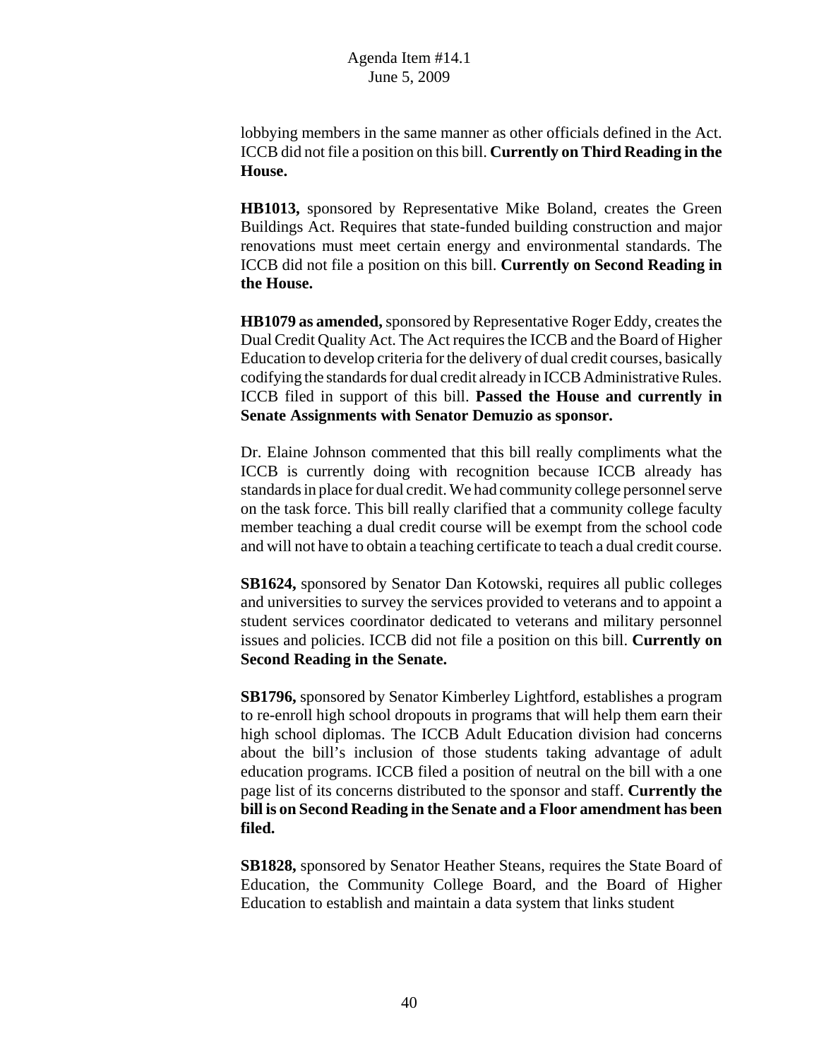lobbying members in the same manner as other officials defined in the Act. ICCB did not file a position on this bill. **Currently on Third Reading in the House.**

**HB1013,** sponsored by Representative Mike Boland, creates the Green Buildings Act. Requires that state-funded building construction and major renovations must meet certain energy and environmental standards. The ICCB did not file a position on this bill. **Currently on Second Reading in the House.**

**HB1079 as amended,** sponsored by Representative Roger Eddy, creates the Dual Credit Quality Act. The Act requires the ICCB and the Board of Higher Education to develop criteria for the delivery of dual credit courses, basically codifying the standards for dual credit already in ICCB Administrative Rules. ICCB filed in support of this bill. **Passed the House and currently in Senate Assignments with Senator Demuzio as sponsor.**

Dr. Elaine Johnson commented that this bill really compliments what the ICCB is currently doing with recognition because ICCB already has standards in place for dual credit. We had community college personnel serve on the task force. This bill really clarified that a community college faculty member teaching a dual credit course will be exempt from the school code and will not have to obtain a teaching certificate to teach a dual credit course.

**SB1624,** sponsored by Senator Dan Kotowski, requires all public colleges and universities to survey the services provided to veterans and to appoint a student services coordinator dedicated to veterans and military personnel issues and policies. ICCB did not file a position on this bill. **Currently on Second Reading in the Senate.**

**SB1796,** sponsored by Senator Kimberley Lightford, establishes a program to re-enroll high school dropouts in programs that will help them earn their high school diplomas. The ICCB Adult Education division had concerns about the bill's inclusion of those students taking advantage of adult education programs. ICCB filed a position of neutral on the bill with a one page list of its concerns distributed to the sponsor and staff. **Currently the bill is on Second Reading in the Senate and a Floor amendment has been filed.**

**SB1828,** sponsored by Senator Heather Steans, requires the State Board of Education, the Community College Board, and the Board of Higher Education to establish and maintain a data system that links student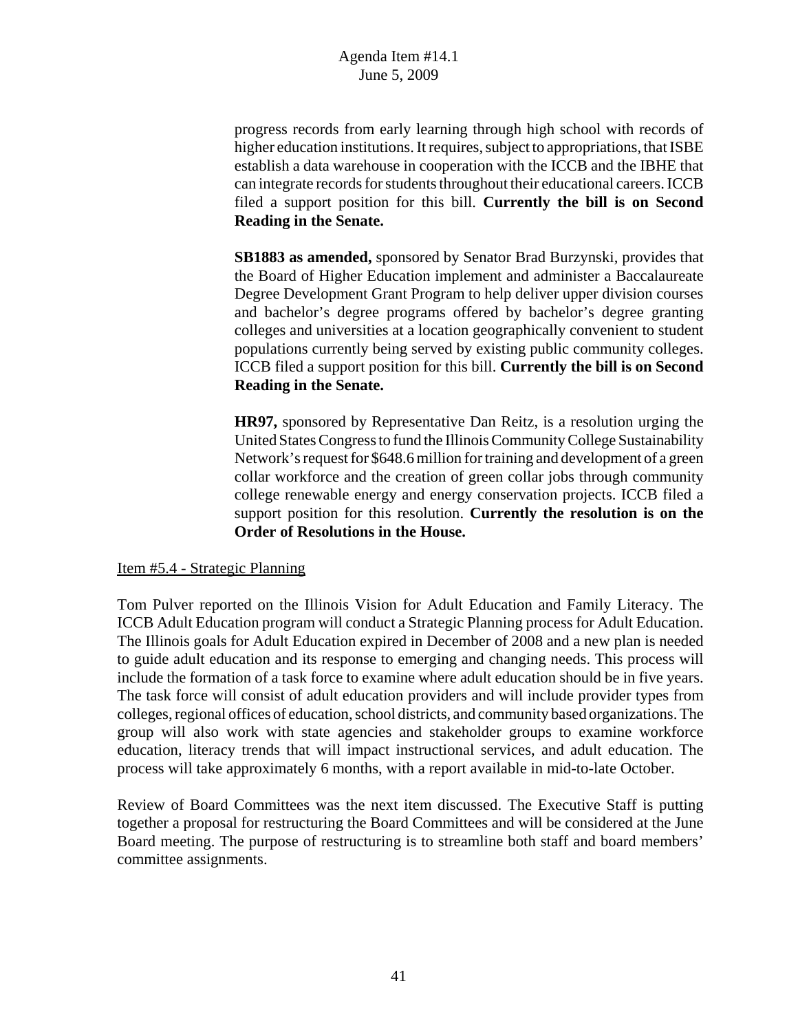progress records from early learning through high school with records of higher education institutions. It requires, subject to appropriations, that ISBE establish a data warehouse in cooperation with the ICCB and the IBHE that can integrate records for students throughout their educational careers. ICCB filed a support position for this bill. **Currently the bill is on Second Reading in the Senate.**

**SB1883 as amended,** sponsored by Senator Brad Burzynski, provides that the Board of Higher Education implement and administer a Baccalaureate Degree Development Grant Program to help deliver upper division courses and bachelor's degree programs offered by bachelor's degree granting colleges and universities at a location geographically convenient to student populations currently being served by existing public community colleges. ICCB filed a support position for this bill. **Currently the bill is on Second Reading in the Senate.**

**HR97,** sponsored by Representative Dan Reitz, is a resolution urging the United States Congress to fund the Illinois Community College Sustainability Network's request for $648.6 million for training and development of a green collar workforce and the creation of green collar jobs through community college renewable energy and energy conservation projects. ICCB filed a support position for this resolution. **Currently the resolution is on the Order of Resolutions in the House.**

Item #5.4 - Strategic Planning

Tom Pulver reported on the Illinois Vision for Adult Education and Family Literacy. The ICCB Adult Education program will conduct a Strategic Planning process for Adult Education. The Illinois goals for Adult Education expired in December of 2008 and a new plan is needed to guide adult education and its response to emerging and changing needs. This process will include the formation of a task force to examine where adult education should be in five years. The task force will consist of adult education providers and will include provider types from colleges, regional offices of education, school districts, and community based organizations. The group will also work with state agencies and stakeholder groups to examine workforce education, literacy trends that will impact instructional services, and adult education. The process will take approximately 6 months, with a report available in mid-to-late October.

Review of Board Committees was the next item discussed. The Executive Staff is putting together a proposal for restructuring the Board Committees and will be considered at the June Board meeting. The purpose of restructuring is to streamline both staff and board members' committee assignments.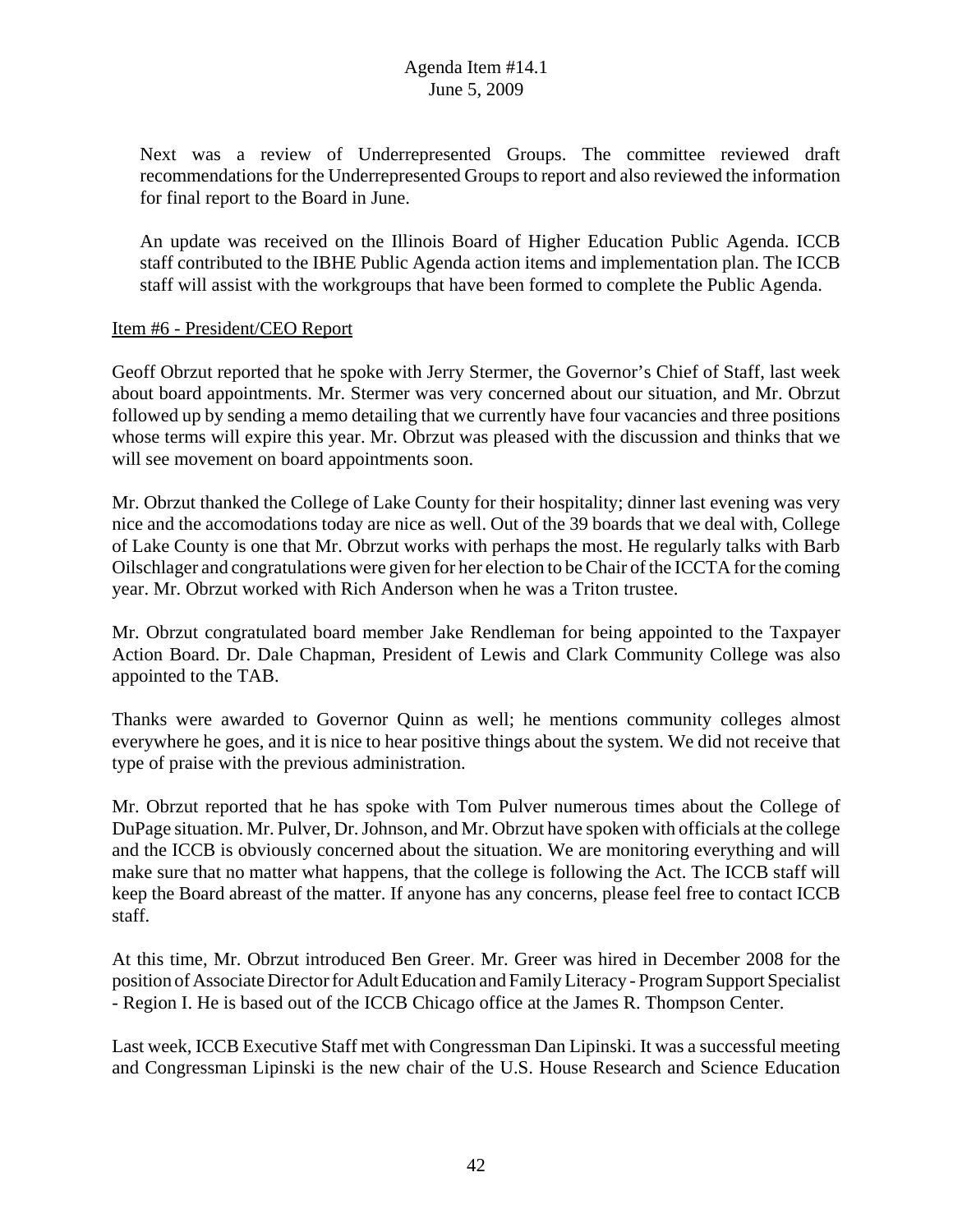Next was a review of Underrepresented Groups. The committee reviewed draft recommendations for the Underrepresented Groups to report and also reviewed the information for final report to the Board in June.

An update was received on the Illinois Board of Higher Education Public Agenda. ICCB staff contributed to the IBHE Public Agenda action items and implementation plan. The ICCB staff will assist with the workgroups that have been formed to complete the Public Agenda.

Item #6 - President/CEO Report

Geoff Obrzut reported that he spoke with Jerry Stermer, the Governor's Chief of Staff, last week about board appointments. Mr. Stermer was very concerned about our situation, and Mr. Obrzut followed up by sending a memo detailing that we currently have four vacancies and three positions whose terms will expire this year. Mr. Obrzut was pleased with the discussion and thinks that we will see movement on board appointments soon.

Mr. Obrzut thanked the College of Lake County for their hospitality; dinner last evening was very nice and the accomodations today are nice as well. Out of the 39 boards that we deal with, College of Lake County is one that Mr. Obrzut works with perhaps the most. He regularly talks with Barb Oilschlager and congratulations were given for her election to be Chair of the ICCTA for the coming year. Mr. Obrzut worked with Rich Anderson when he was a Triton trustee.

Mr. Obrzut congratulated board member Jake Rendleman for being appointed to the Taxpayer Action Board. Dr. Dale Chapman, President of Lewis and Clark Community College was also appointed to the TAB.

Thanks were awarded to Governor Quinn as well; he mentions community colleges almost everywhere he goes, and it is nice to hear positive things about the system. We did not receive that type of praise with the previous administration.

Mr. Obrzut reported that he has spoke with Tom Pulver numerous times about the College of DuPage situation. Mr. Pulver, Dr. Johnson, and Mr. Obrzut have spoken with officials at the college and the ICCB is obviously concerned about the situation. We are monitoring everything and will make sure that no matter what happens, that the college is following the Act. The ICCB staff will keep the Board abreast of the matter. If anyone has any concerns, please feel free to contact ICCB staff.

At this time, Mr. Obrzut introduced Ben Greer. Mr. Greer was hired in December 2008 for the position of Associate Director for Adult Education and Family Literacy - Program Support Specialist - Region I. He is based out of the ICCB Chicago office at the James R. Thompson Center.

Last week, ICCB Executive Staff met with Congressman Dan Lipinski. It was a successful meeting and Congressman Lipinski is the new chair of the U.S. House Research and Science Education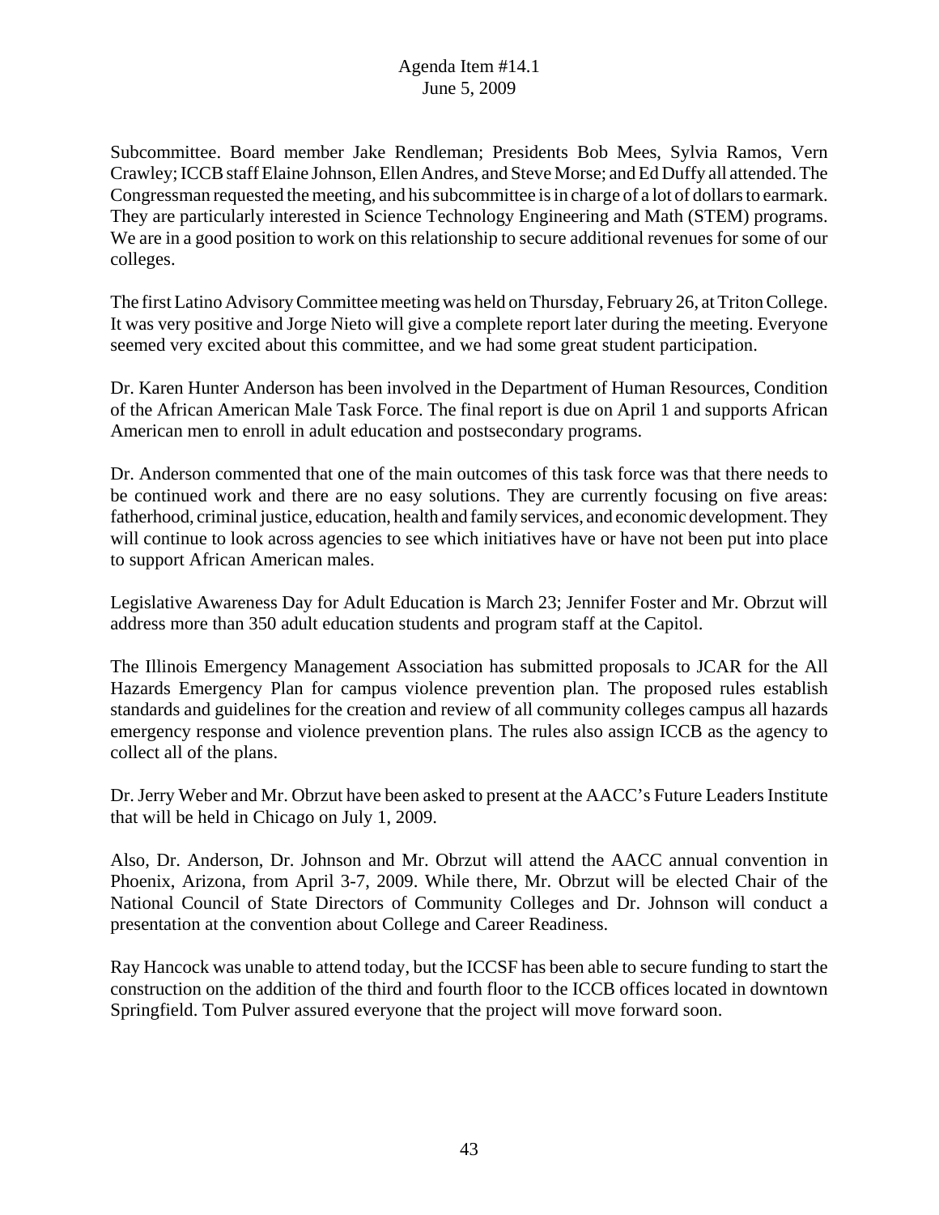Subcommittee. Board member Jake Rendleman; Presidents Bob Mees, Sylvia Ramos, Vern Crawley; ICCB staff Elaine Johnson, Ellen Andres, and Steve Morse; and Ed Duffy all attended. The Congressman requested the meeting, and his subcommittee is in charge of a lot of dollars to earmark. They are particularly interested in Science Technology Engineering and Math (STEM) programs. We are in a good position to work on this relationship to secure additional revenues for some of our colleges.

The first Latino Advisory Committee meeting was held on Thursday, February 26, at Triton College. It was very positive and Jorge Nieto will give a complete report later during the meeting. Everyone seemed very excited about this committee, and we had some great student participation.

Dr. Karen Hunter Anderson has been involved in the Department of Human Resources, Condition of the African American Male Task Force. The final report is due on April 1 and supports African American men to enroll in adult education and postsecondary programs.

Dr. Anderson commented that one of the main outcomes of this task force was that there needs to be continued work and there are no easy solutions. They are currently focusing on five areas: fatherhood, criminal justice, education, health and family services, and economic development. They will continue to look across agencies to see which initiatives have or have not been put into place to support African American males.

Legislative Awareness Day for Adult Education is March 23; Jennifer Foster and Mr. Obrzut will address more than 350 adult education students and program staff at the Capitol.

The Illinois Emergency Management Association has submitted proposals to JCAR for the All Hazards Emergency Plan for campus violence prevention plan. The proposed rules establish standards and guidelines for the creation and review of all community colleges campus all hazards emergency response and violence prevention plans. The rules also assign ICCB as the agency to collect all of the plans.

Dr. Jerry Weber and Mr. Obrzut have been asked to present at the AACC's Future Leaders Institute that will be held in Chicago on July 1, 2009.

Also, Dr. Anderson, Dr. Johnson and Mr. Obrzut will attend the AACC annual convention in Phoenix, Arizona, from April 3-7, 2009. While there, Mr. Obrzut will be elected Chair of the National Council of State Directors of Community Colleges and Dr. Johnson will conduct a presentation at the convention about College and Career Readiness.

Ray Hancock was unable to attend today, but the ICCSF has been able to secure funding to start the construction on the addition of the third and fourth floor to the ICCB offices located in downtown Springfield. Tom Pulver assured everyone that the project will move forward soon.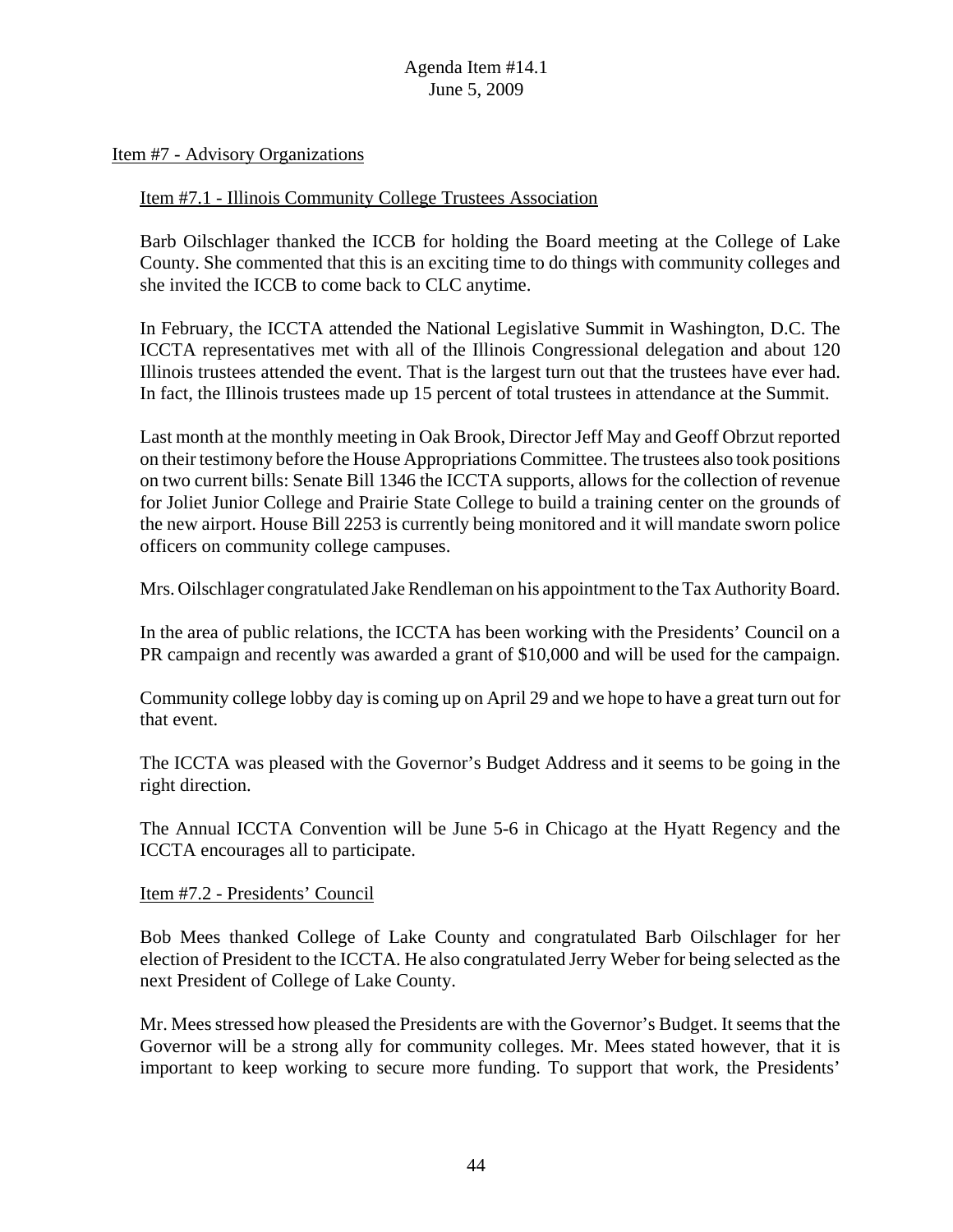Agenda Item #14.1
June 5, 2009

Item #7 - Advisory Organizations

Item #7.1 - Illinois Community College Trustees Association

Barb Oilschlager thanked the ICCB for holding the Board meeting at the College of Lake County. She commented that this is an exciting time to do things with community colleges and she invited the ICCB to come back to CLC anytime.

In February, the ICCTA attended the National Legislative Summit in Washington, D.C. The ICCTA representatives met with all of the Illinois Congressional delegation and about 120 Illinois trustees attended the event. That is the largest turn out that the trustees have ever had. In fact, the Illinois trustees made up 15 percent of total trustees in attendance at the Summit.

Last month at the monthly meeting in Oak Brook, Director Jeff May and Geoff Obrzut reported on their testimony before the House Appropriations Committee. The trustees also took positions on two current bills: Senate Bill 1346 the ICCTA supports, allows for the collection of revenue for Joliet Junior College and Prairie State College to build a training center on the grounds of the new airport. House Bill 2253 is currently being monitored and it will mandate sworn police officers on community college campuses.

Mrs. Oilschlager congratulated Jake Rendleman on his appointment to the Tax Authority Board.

In the area of public relations, the ICCTA has been working with the Presidents' Council on a PR campaign and recently was awarded a grant of $10,000 and will be used for the campaign.

Community college lobby day is coming up on April 29 and we hope to have a great turn out for that event.

The ICCTA was pleased with the Governor's Budget Address and it seems to be going in the right direction.

The Annual ICCTA Convention will be June 5-6 in Chicago at the Hyatt Regency and the ICCTA encourages all to participate.

Item #7.2 - Presidents' Council

Bob Mees thanked College of Lake County and congratulated Barb Oilschlager for her election of President to the ICCTA. He also congratulated Jerry Weber for being selected as the next President of College of Lake County.

Mr. Mees stressed how pleased the Presidents are with the Governor's Budget. It seems that the Governor will be a strong ally for community colleges. Mr. Mees stated however, that it is important to keep working to secure more funding. To support that work, the Presidents'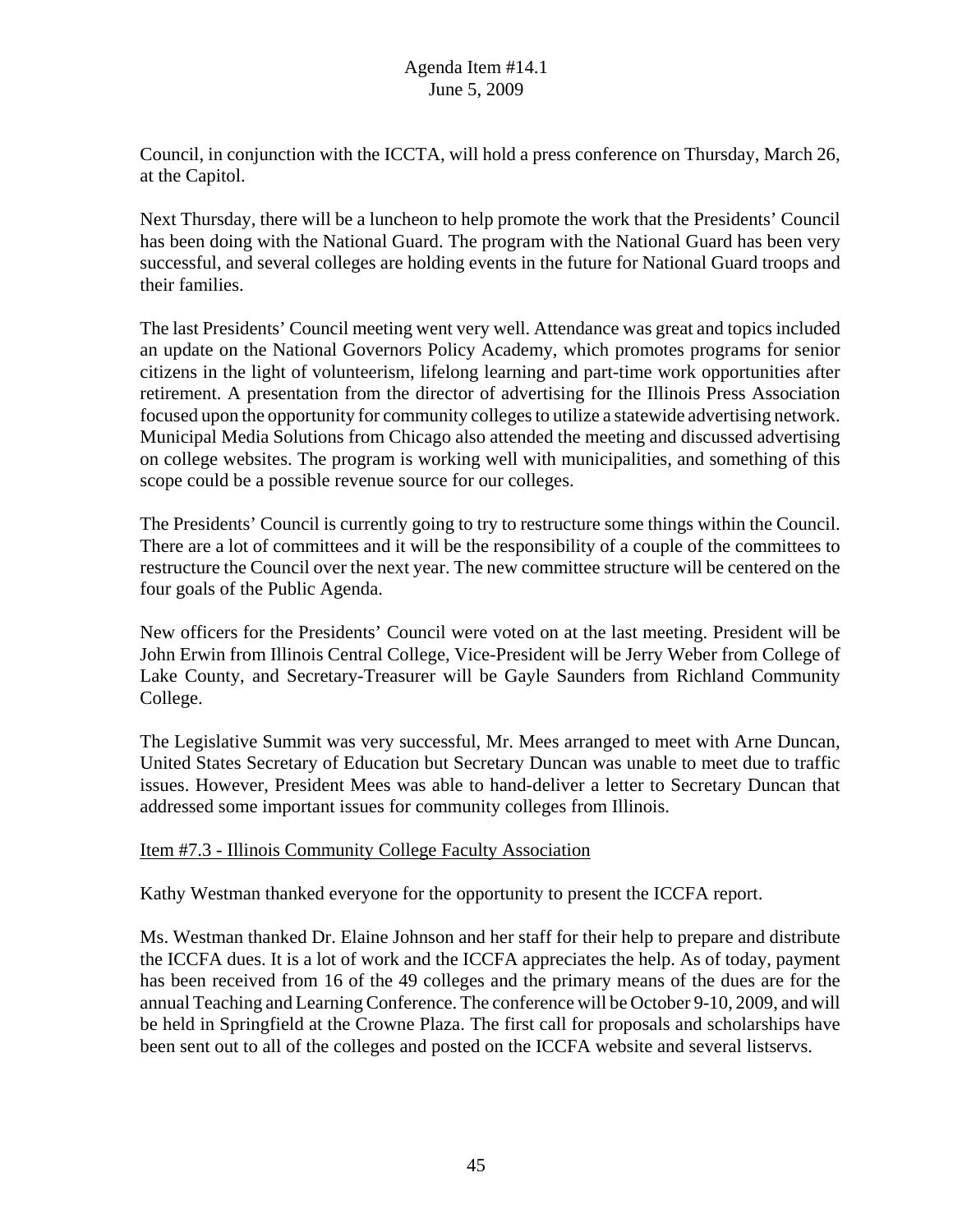Council, in conjunction with the ICCTA, will hold a press conference on Thursday, March 26, at the Capitol.

Next Thursday, there will be a luncheon to help promote the work that the Presidents' Council has been doing with the National Guard. The program with the National Guard has been very successful, and several colleges are holding events in the future for National Guard troops and their families.

The last Presidents' Council meeting went very well. Attendance was great and topics included an update on the National Governors Policy Academy, which promotes programs for senior citizens in the light of volunteerism, lifelong learning and part-time work opportunities after retirement. A presentation from the director of advertising for the Illinois Press Association focused upon the opportunity for community colleges to utilize a statewide advertising network. Municipal Media Solutions from Chicago also attended the meeting and discussed advertising on college websites. The program is working well with municipalities, and something of this scope could be a possible revenue source for our colleges.

The Presidents' Council is currently going to try to restructure some things within the Council. There are a lot of committees and it will be the responsibility of a couple of the committees to restructure the Council over the next year. The new committee structure will be centered on the four goals of the Public Agenda.

New officers for the Presidents' Council were voted on at the last meeting. President will be John Erwin from Illinois Central College, Vice-President will be Jerry Weber from College of Lake County, and Secretary-Treasurer will be Gayle Saunders from Richland Community College.

The Legislative Summit was very successful, Mr. Mees arranged to meet with Arne Duncan, United States Secretary of Education but Secretary Duncan was unable to meet due to traffic issues. However, President Mees was able to hand-deliver a letter to Secretary Duncan that addressed some important issues for community colleges from Illinois.

Item #7.3 - Illinois Community College Faculty Association

Kathy Westman thanked everyone for the opportunity to present the ICCFA report.

Ms. Westman thanked Dr. Elaine Johnson and her staff for their help to prepare and distribute the ICCFA dues. It is a lot of work and the ICCFA appreciates the help. As of today, payment has been received from 16 of the 49 colleges and the primary means of the dues are for the annual Teaching and Learning Conference. The conference will be October 9-10, 2009, and will be held in Springfield at the Crowne Plaza. The first call for proposals and scholarships have been sent out to all of the colleges and posted on the ICCFA website and several listservs.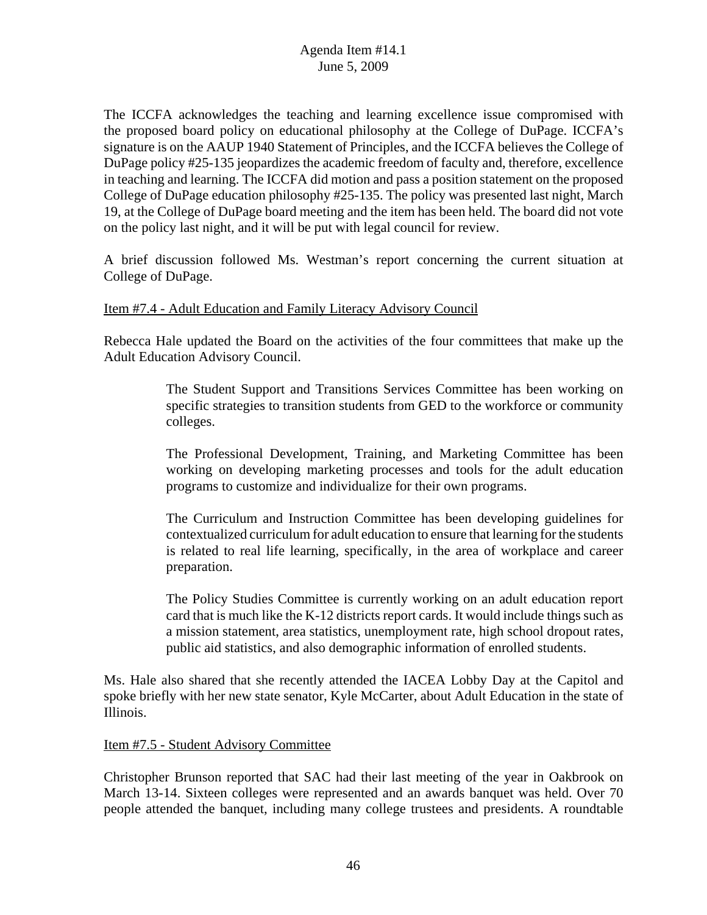The ICCFA acknowledges the teaching and learning excellence issue compromised with the proposed board policy on educational philosophy at the College of DuPage. ICCFA's signature is on the AAUP 1940 Statement of Principles, and the ICCFA believes the College of DuPage policy #25-135 jeopardizes the academic freedom of faculty and, therefore, excellence in teaching and learning. The ICCFA did motion and pass a position statement on the proposed College of DuPage education philosophy #25-135. The policy was presented last night, March 19, at the College of DuPage board meeting and the item has been held. The board did not vote on the policy last night, and it will be put with legal council for review.

A brief discussion followed Ms. Westman's report concerning the current situation at College of DuPage.

Item #7.4 - Adult Education and Family Literacy Advisory Council

Rebecca Hale updated the Board on the activities of the four committees that make up the Adult Education Advisory Council.

> The Student Support and Transitions Services Committee has been working on specific strategies to transition students from GED to the workforce or community colleges.
>
> The Professional Development, Training, and Marketing Committee has been working on developing marketing processes and tools for the adult education programs to customize and individualize for their own programs.
>
> The Curriculum and Instruction Committee has been developing guidelines for contextualized curriculum for adult education to ensure that learning for the students is related to real life learning, specifically, in the area of workplace and career preparation.
>
> The Policy Studies Committee is currently working on an adult education report card that is much like the K-12 districts report cards. It would include things such as a mission statement, area statistics, unemployment rate, high school dropout rates, public aid statistics, and also demographic information of enrolled students.

Ms. Hale also shared that she recently attended the IACEA Lobby Day at the Capitol and spoke briefly with her new state senator, Kyle McCarter, about Adult Education in the state of Illinois.

Item #7.5 - Student Advisory Committee

Christopher Brunson reported that SAC had their last meeting of the year in Oakbrook on March 13-14. Sixteen colleges were represented and an awards banquet was held. Over 70 people attended the banquet, including many college trustees and presidents. A roundtable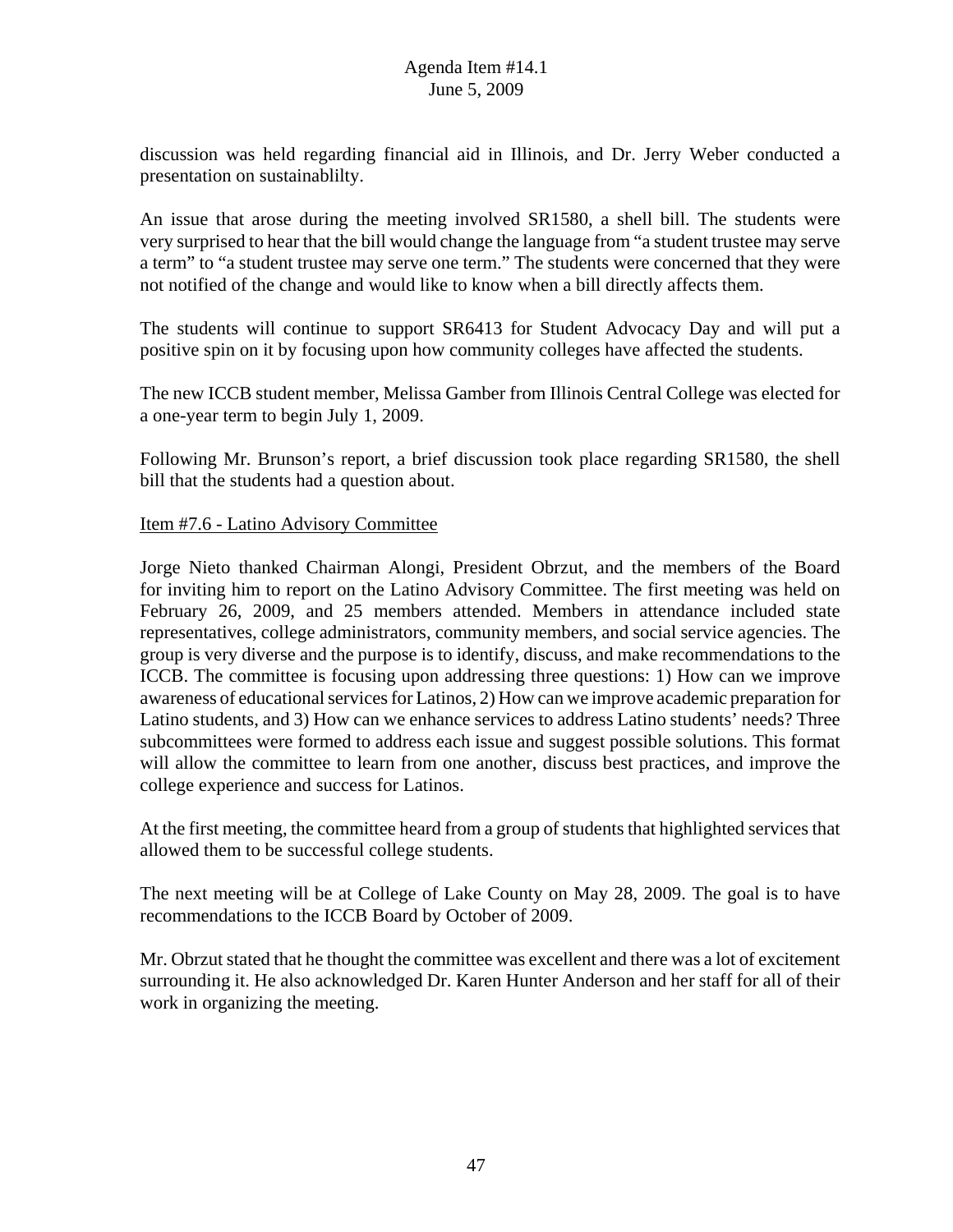discussion was held regarding financial aid in Illinois, and Dr. Jerry Weber conducted a presentation on sustainablilty.

An issue that arose during the meeting involved SR1580, a shell bill. The students were very surprised to hear that the bill would change the language from "a student trustee may serve a term" to "a student trustee may serve one term." The students were concerned that they were not notified of the change and would like to know when a bill directly affects them.

The students will continue to support SR6413 for Student Advocacy Day and will put a positive spin on it by focusing upon how community colleges have affected the students.

The new ICCB student member, Melissa Gamber from Illinois Central College was elected for a one-year term to begin July 1, 2009.

Following Mr. Brunson's report, a brief discussion took place regarding SR1580, the shell bill that the students had a question about.

Item #7.6 - Latino Advisory Committee

Jorge Nieto thanked Chairman Alongi, President Obrzut, and the members of the Board for inviting him to report on the Latino Advisory Committee. The first meeting was held on February 26, 2009, and 25 members attended. Members in attendance included state representatives, college administrators, community members, and social service agencies. The group is very diverse and the purpose is to identify, discuss, and make recommendations to the ICCB. The committee is focusing upon addressing three questions: 1) How can we improve awareness of educational services for Latinos, 2) How can we improve academic preparation for Latino students, and 3) How can we enhance services to address Latino students' needs? Three subcommittees were formed to address each issue and suggest possible solutions. This format will allow the committee to learn from one another, discuss best practices, and improve the college experience and success for Latinos.

At the first meeting, the committee heard from a group of students that highlighted services that allowed them to be successful college students.

The next meeting will be at College of Lake County on May 28, 2009. The goal is to have recommendations to the ICCB Board by October of 2009.

Mr. Obrzut stated that he thought the committee was excellent and there was a lot of excitement surrounding it. He also acknowledged Dr. Karen Hunter Anderson and her staff for all of their work in organizing the meeting.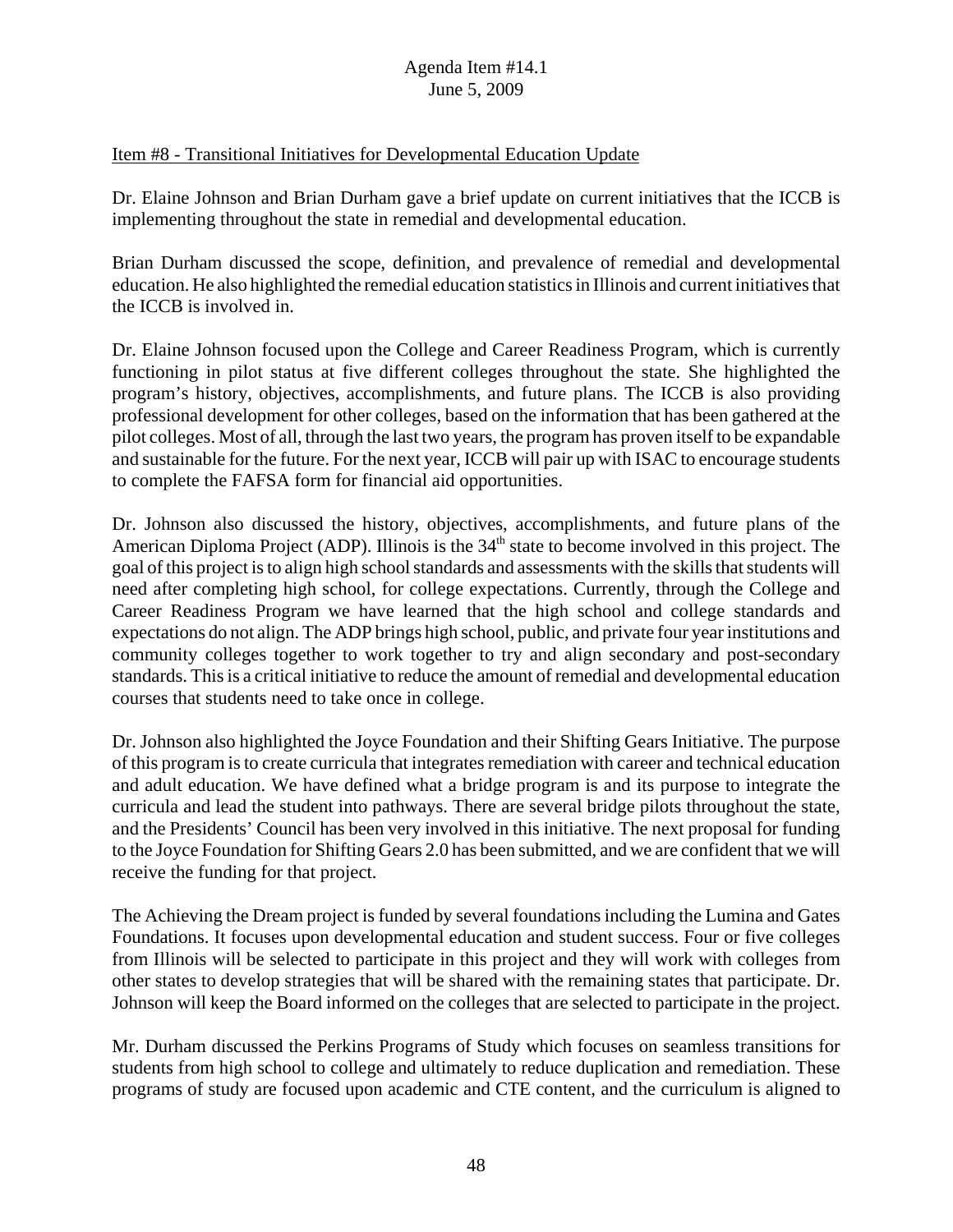Item #8 - Transitional Initiatives for Developmental Education Update

Dr. Elaine Johnson and Brian Durham gave a brief update on current initiatives that the ICCB is implementing throughout the state in remedial and developmental education.

Brian Durham discussed the scope, definition, and prevalence of remedial and developmental education. He also highlighted the remedial education statistics in Illinois and current initiatives that the ICCB is involved in.

Dr. Elaine Johnson focused upon the College and Career Readiness Program, which is currently functioning in pilot status at five different colleges throughout the state. She highlighted the program's history, objectives, accomplishments, and future plans. The ICCB is also providing professional development for other colleges, based on the information that has been gathered at the pilot colleges. Most of all, through the last two years, the program has proven itself to be expandable and sustainable for the future. For the next year, ICCB will pair up with ISAC to encourage students to complete the FAFSA form for financial aid opportunities.

Dr. Johnson also discussed the history, objectives, accomplishments, and future plans of the American Diploma Project (ADP). Illinois is the 34th state to become involved in this project. The goal of this project is to align high school standards and assessments with the skills that students will need after completing high school, for college expectations. Currently, through the College and Career Readiness Program we have learned that the high school and college standards and expectations do not align. The ADP brings high school, public, and private four year institutions and community colleges together to work together to try and align secondary and post-secondary standards. This is a critical initiative to reduce the amount of remedial and developmental education courses that students need to take once in college.

Dr. Johnson also highlighted the Joyce Foundation and their Shifting Gears Initiative. The purpose of this program is to create curricula that integrates remediation with career and technical education and adult education. We have defined what a bridge program is and its purpose to integrate the curricula and lead the student into pathways. There are several bridge pilots throughout the state, and the Presidents' Council has been very involved in this initiative. The next proposal for funding to the Joyce Foundation for Shifting Gears 2.0 has been submitted, and we are confident that we will receive the funding for that project.

The Achieving the Dream project is funded by several foundations including the Lumina and Gates Foundations. It focuses upon developmental education and student success. Four or five colleges from Illinois will be selected to participate in this project and they will work with colleges from other states to develop strategies that will be shared with the remaining states that participate. Dr. Johnson will keep the Board informed on the colleges that are selected to participate in the project.

Mr. Durham discussed the Perkins Programs of Study which focuses on seamless transitions for students from high school to college and ultimately to reduce duplication and remediation. These programs of study are focused upon academic and CTE content, and the curriculum is aligned to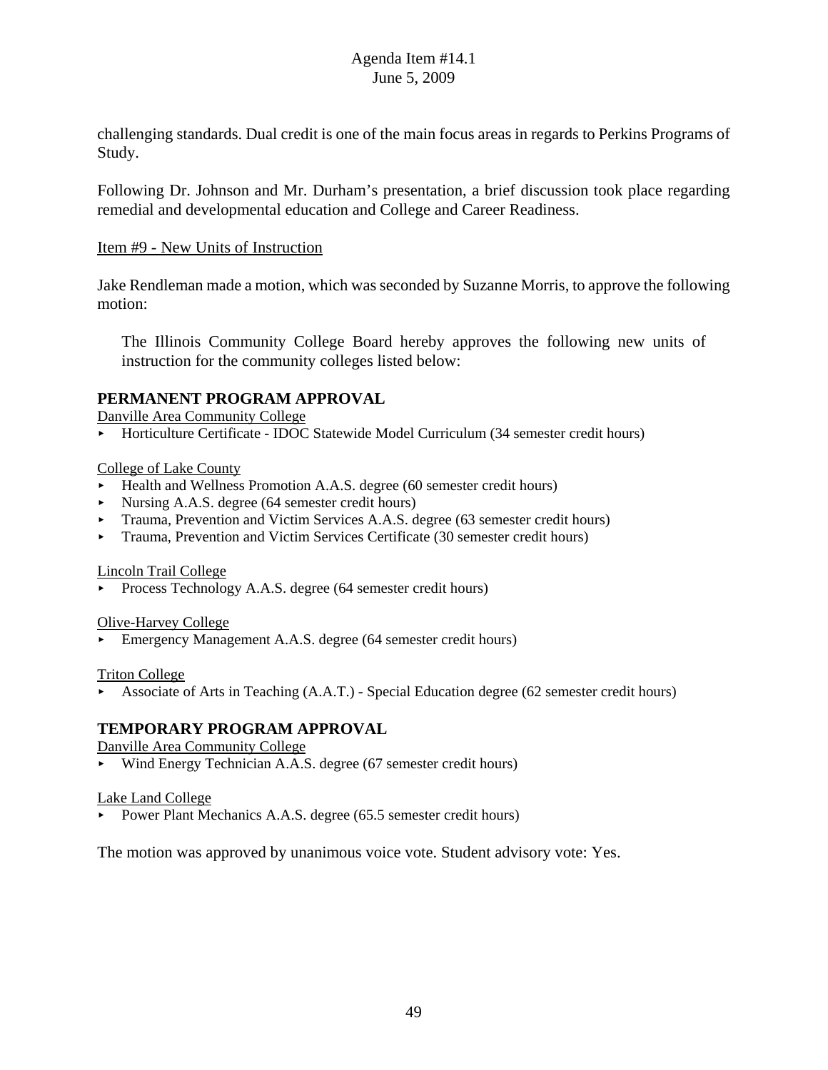challenging standards. Dual credit is one of the main focus areas in regards to Perkins Programs of Study.

Following Dr. Johnson and Mr. Durham's presentation, a brief discussion took place regarding remedial and developmental education and College and Career Readiness.

Item #9 - New Units of Instruction

Jake Rendleman made a motion, which was seconded by Suzanne Morris, to approve the following motion:

> The Illinois Community College Board hereby approves the following new units of instruction for the community colleges listed below:

## PERMANENT PROGRAM APPROVAL

Danville Area Community College

- Horticulture Certificate - IDOC Statewide Model Curriculum (34 semester credit hours)

College of Lake County

- Health and Wellness Promotion A.A.S. degree (60 semester credit hours)
- Nursing A.A.S. degree (64 semester credit hours)
- Trauma, Prevention and Victim Services A.A.S. degree (63 semester credit hours)
- Trauma, Prevention and Victim Services Certificate (30 semester credit hours)

Lincoln Trail College

- Process Technology A.A.S. degree (64 semester credit hours)

Olive-Harvey College

- Emergency Management A.A.S. degree (64 semester credit hours)

Triton College

- Associate of Arts in Teaching (A.A.T.) - Special Education degree (62 semester credit hours)

## TEMPORARY PROGRAM APPROVAL

Danville Area Community College

- Wind Energy Technician A.A.S. degree (67 semester credit hours)

Lake Land College

- Power Plant Mechanics A.A.S. degree (65.5 semester credit hours)

The motion was approved by unanimous voice vote. Student advisory vote: Yes.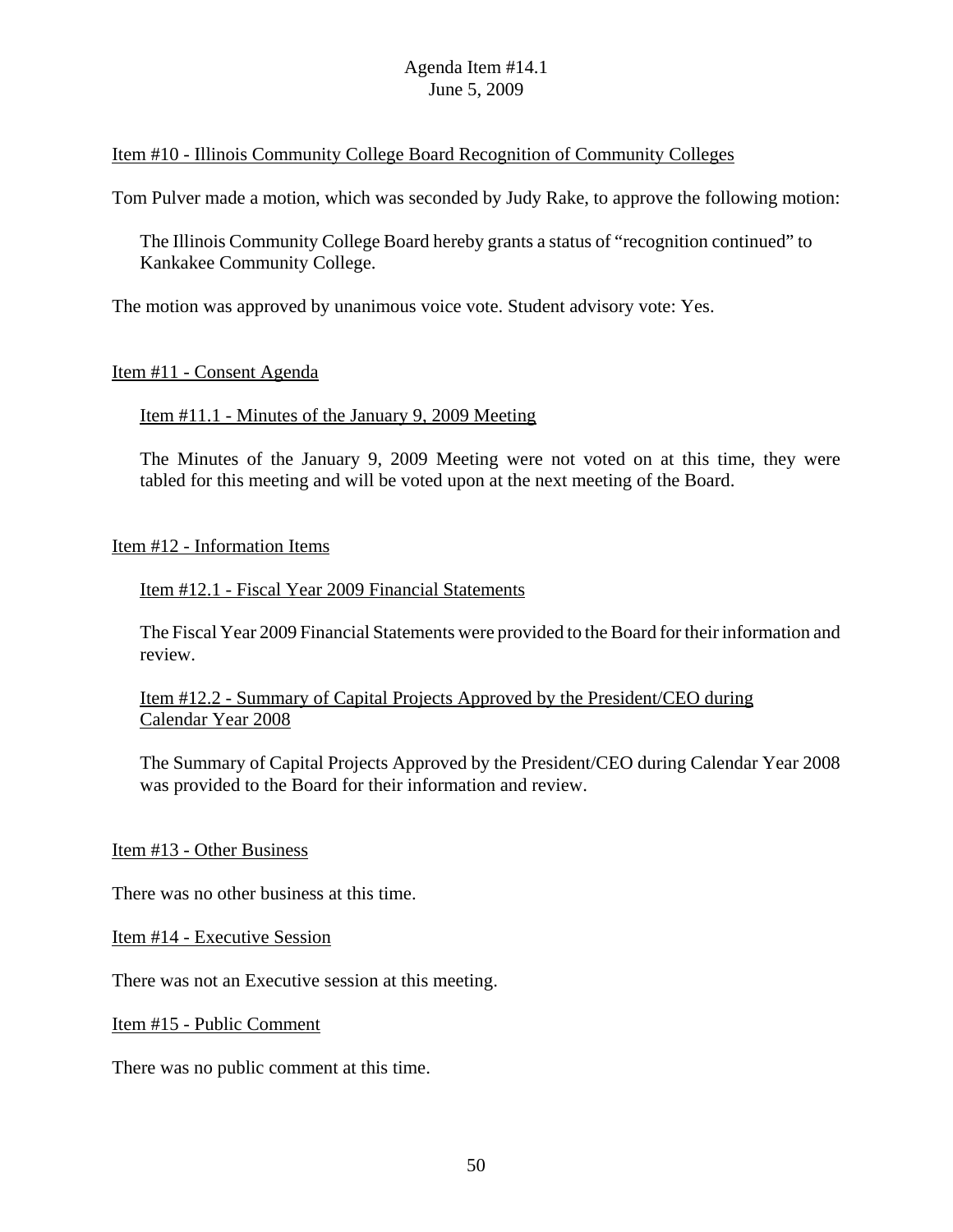Item #10 - Illinois Community College Board Recognition of Community Colleges

Tom Pulver made a motion, which was seconded by Judy Rake, to approve the following motion:

> The Illinois Community College Board hereby grants a status of "recognition continued" to Kankakee Community College.

The motion was approved by unanimous voice vote. Student advisory vote: Yes.

Item #11 - Consent Agenda

Item #11.1 - Minutes of the January 9, 2009 Meeting

The Minutes of the January 9, 2009 Meeting were not voted on at this time, they were tabled for this meeting and will be voted upon at the next meeting of the Board.

Item #12 - Information Items

Item #12.1 - Fiscal Year 2009 Financial Statements

The Fiscal Year 2009 Financial Statements were provided to the Board for their information and review.

Item #12.2 - Summary of Capital Projects Approved by the President/CEO during Calendar Year 2008

The Summary of Capital Projects Approved by the President/CEO during Calendar Year 2008 was provided to the Board for their information and review.

Item #13 - Other Business

There was no other business at this time.

Item #14 - Executive Session

There was not an Executive session at this meeting.

Item #15 - Public Comment

There was no public comment at this time.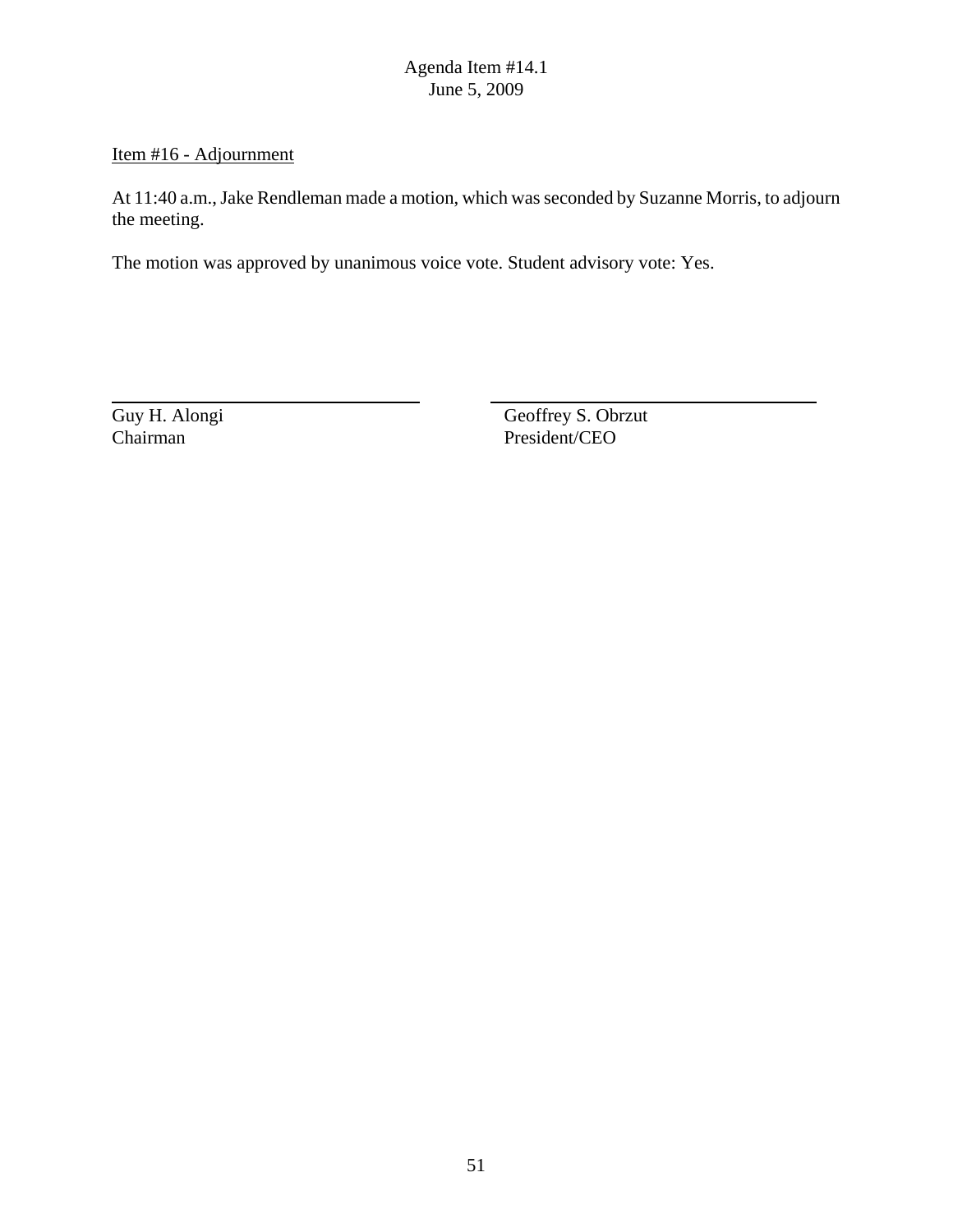Item #16 - Adjournment

At 11:40 a.m., Jake Rendleman made a motion, which was seconded by Suzanne Morris, to adjourn the meeting.

The motion was approved by unanimous voice vote. Student advisory vote: Yes.

| \_\_\_\_\_\_\_\_\_\_\_\_\_\_\_\_\_\_\_\_\_\_\_\_\_\_\_\_ | \_\_\_\_\_\_\_\_\_\_\_\_\_\_\_\_\_\_\_\_\_\_\_\_\_\_\_\_ |
|---|---|
| Guy H. Alongi<br>Chairman | Geoffrey S. Obrzut<br>President/CEO |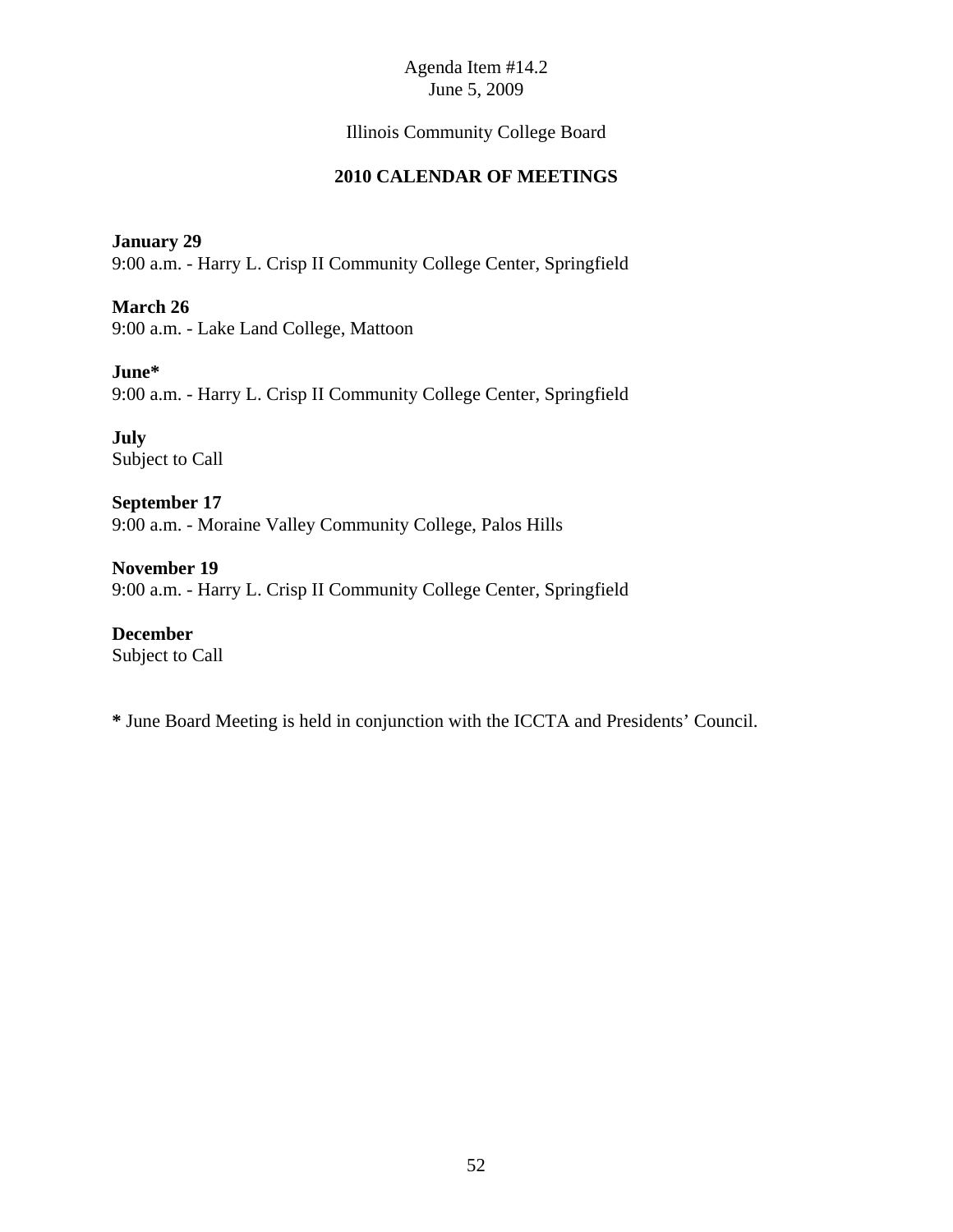Agenda Item #14.2
June 5, 2009

Illinois Community College Board

## 2010 CALENDAR OF MEETINGS

**January 29**
9:00 a.m. - Harry L. Crisp II Community College Center, Springfield

**March 26**
9:00 a.m. - Lake Land College, Mattoon

**June***
9:00 a.m. - Harry L. Crisp II Community College Center, Springfield

**July**
Subject to Call

**September 17**
9:00 a.m. - Moraine Valley Community College, Palos Hills

**November 19**
9:00 a.m. - Harry L. Crisp II Community College Center, Springfield

**December**
Subject to Call

**\*** June Board Meeting is held in conjunction with the ICCTA and Presidents' Council.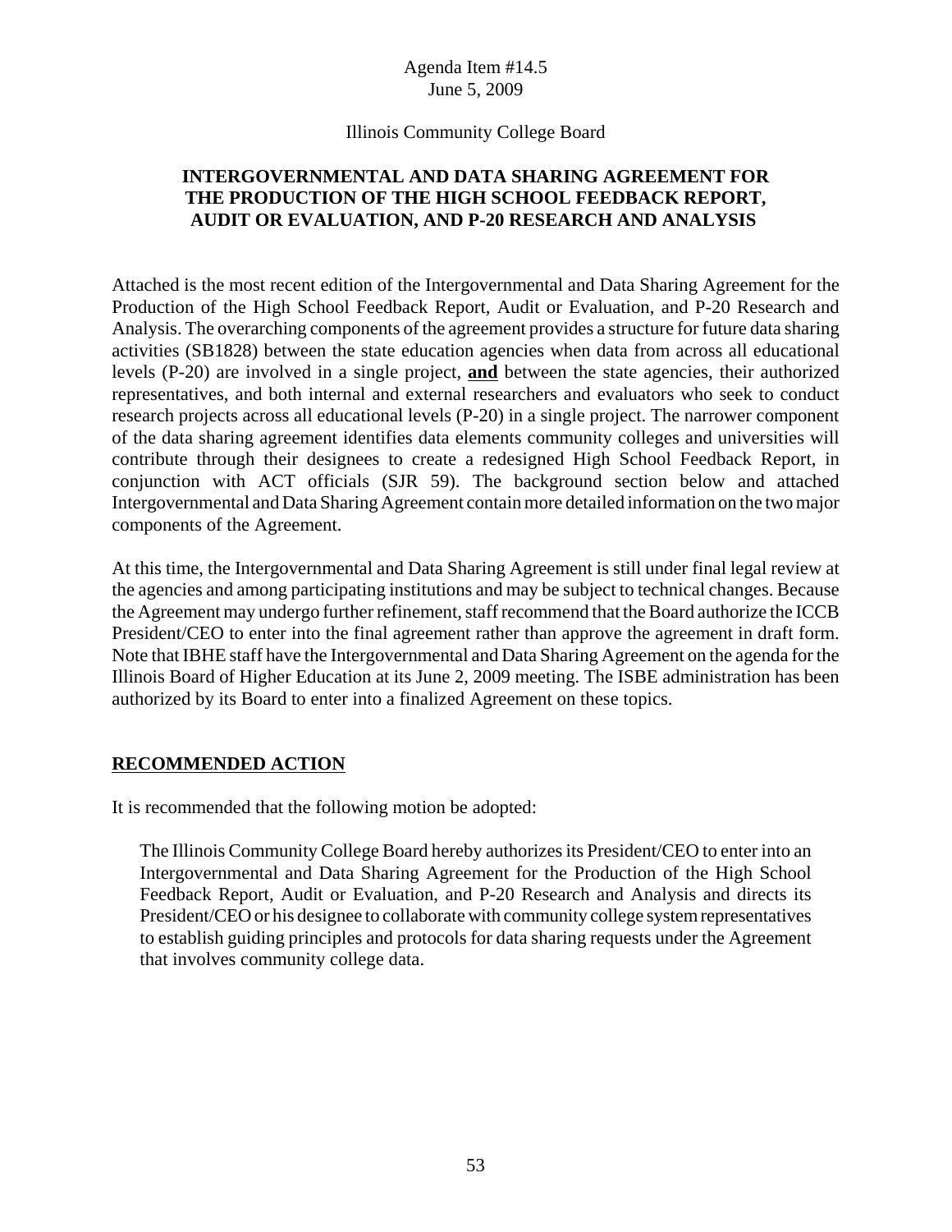Agenda Item #14.5
June 5, 2009

Illinois Community College Board

**INTERGOVERNMENTAL AND DATA SHARING AGREEMENT FOR THE PRODUCTION OF THE HIGH SCHOOL FEEDBACK REPORT, AUDIT OR EVALUATION, AND P-20 RESEARCH AND ANALYSIS**

Attached is the most recent edition of the Intergovernmental and Data Sharing Agreement for the Production of the High School Feedback Report, Audit or Evaluation, and P-20 Research and Analysis. The overarching components of the agreement provides a structure for future data sharing activities (SB1828) between the state education agencies when data from across all educational levels (P-20) are involved in a single project, **and** between the state agencies, their authorized representatives, and both internal and external researchers and evaluators who seek to conduct research projects across all educational levels (P-20) in a single project. The narrower component of the data sharing agreement identifies data elements community colleges and universities will contribute through their designees to create a redesigned High School Feedback Report, in conjunction with ACT officials (SJR 59). The background section below and attached Intergovernmental and Data Sharing Agreement contain more detailed information on the two major components of the Agreement.

At this time, the Intergovernmental and Data Sharing Agreement is still under final legal review at the agencies and among participating institutions and may be subject to technical changes. Because the Agreement may undergo further refinement, staff recommend that the Board authorize the ICCB President/CEO to enter into the final agreement rather than approve the agreement in draft form. Note that IBHE staff have the Intergovernmental and Data Sharing Agreement on the agenda for the Illinois Board of Higher Education at its June 2, 2009 meeting. The ISBE administration has been authorized by its Board to enter into a finalized Agreement on these topics.

## RECOMMENDED ACTION

It is recommended that the following motion be adopted:

> The Illinois Community College Board hereby authorizes its President/CEO to enter into an Intergovernmental and Data Sharing Agreement for the Production of the High School Feedback Report, Audit or Evaluation, and P-20 Research and Analysis and directs its President/CEO or his designee to collaborate with community college system representatives to establish guiding principles and protocols for data sharing requests under the Agreement that involves community college data.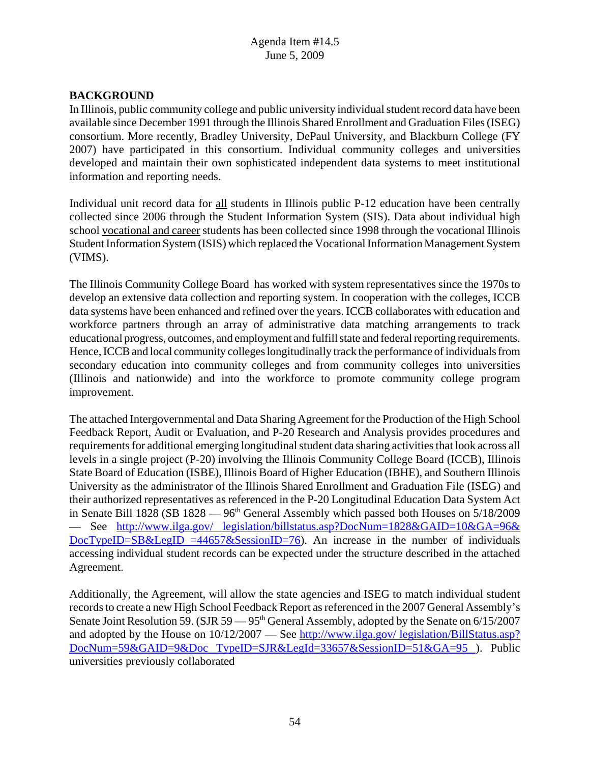Agenda Item #14.5
June 5, 2009

**BACKGROUND**

In Illinois, public community college and public university individual student record data have been available since December 1991 through the Illinois Shared Enrollment and Graduation Files (ISEG) consortium. More recently, Bradley University, DePaul University, and Blackburn College (FY 2007) have participated in this consortium. Individual community colleges and universities developed and maintain their own sophisticated independent data systems to meet institutional information and reporting needs.

Individual unit record data for all students in Illinois public P-12 education have been centrally collected since 2006 through the Student Information System (SIS). Data about individual high school vocational and career students has been collected since 1998 through the vocational Illinois Student Information System (ISIS) which replaced the Vocational Information Management System (VIMS).

The Illinois Community College Board has worked with system representatives since the 1970s to develop an extensive data collection and reporting system. In cooperation with the colleges, ICCB data systems have been enhanced and refined over the years. ICCB collaborates with education and workforce partners through an array of administrative data matching arrangements to track educational progress, outcomes, and employment and fulfill state and federal reporting requirements. Hence, ICCB and local community colleges longitudinally track the performance of individuals from secondary education into community colleges and from community colleges into universities (Illinois and nationwide) and into the workforce to promote community college program improvement.

The attached Intergovernmental and Data Sharing Agreement for the Production of the High School Feedback Report, Audit or Evaluation, and P-20 Research and Analysis provides procedures and requirements for additional emerging longitudinal student data sharing activities that look across all levels in a single project (P-20) involving the Illinois Community College Board (ICCB), Illinois State Board of Education (ISBE), Illinois Board of Higher Education (IBHE), and Southern Illinois University as the administrator of the Illinois Shared Enrollment and Graduation File (ISEG) and their authorized representatives as referenced in the P-20 Longitudinal Education Data System Act in Senate Bill 1828 (SB 1828 — 96th General Assembly which passed both Houses on 5/18/2009 — See http://www.ilga.gov/ legislation/billstatus.asp?DocNum=1828&GAID=10&GA=96&DocTypeID=SB&LegID =44657&SessionID=76). An increase in the number of individuals accessing individual student records can be expected under the structure described in the attached Agreement.

Additionally, the Agreement, will allow the state agencies and ISEG to match individual student records to create a new High School Feedback Report as referenced in the 2007 General Assembly's Senate Joint Resolution 59. (SJR 59 — 95th General Assembly, adopted by the Senate on 6/15/2007 and adopted by the House on 10/12/2007 — See http://www.ilga.gov/ legislation/BillStatus.asp?DocNum=59&GAID=9&Doc TypeID=SJR&LegId=33657&SessionID=51&GA=95 ). Public universities previously collaborated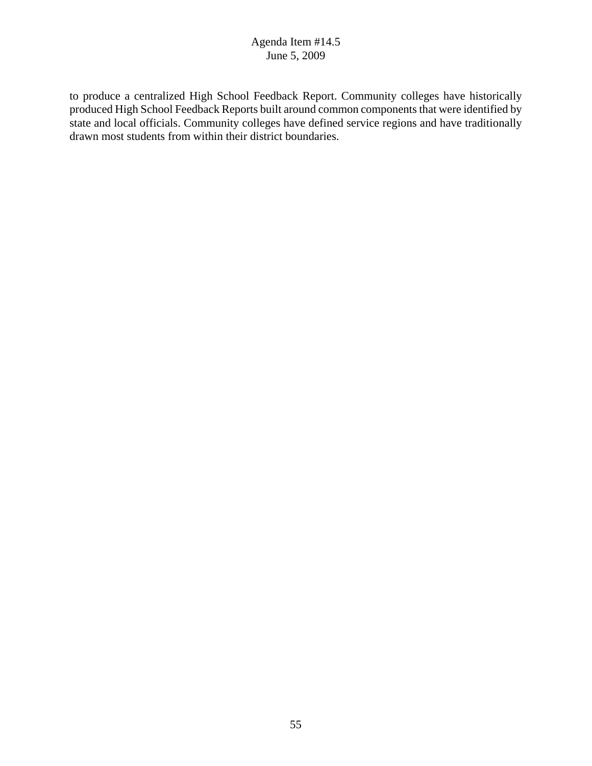to produce a centralized High School Feedback Report. Community colleges have historically produced High School Feedback Reports built around common components that were identified by state and local officials. Community colleges have defined service regions and have traditionally drawn most students from within their district boundaries.